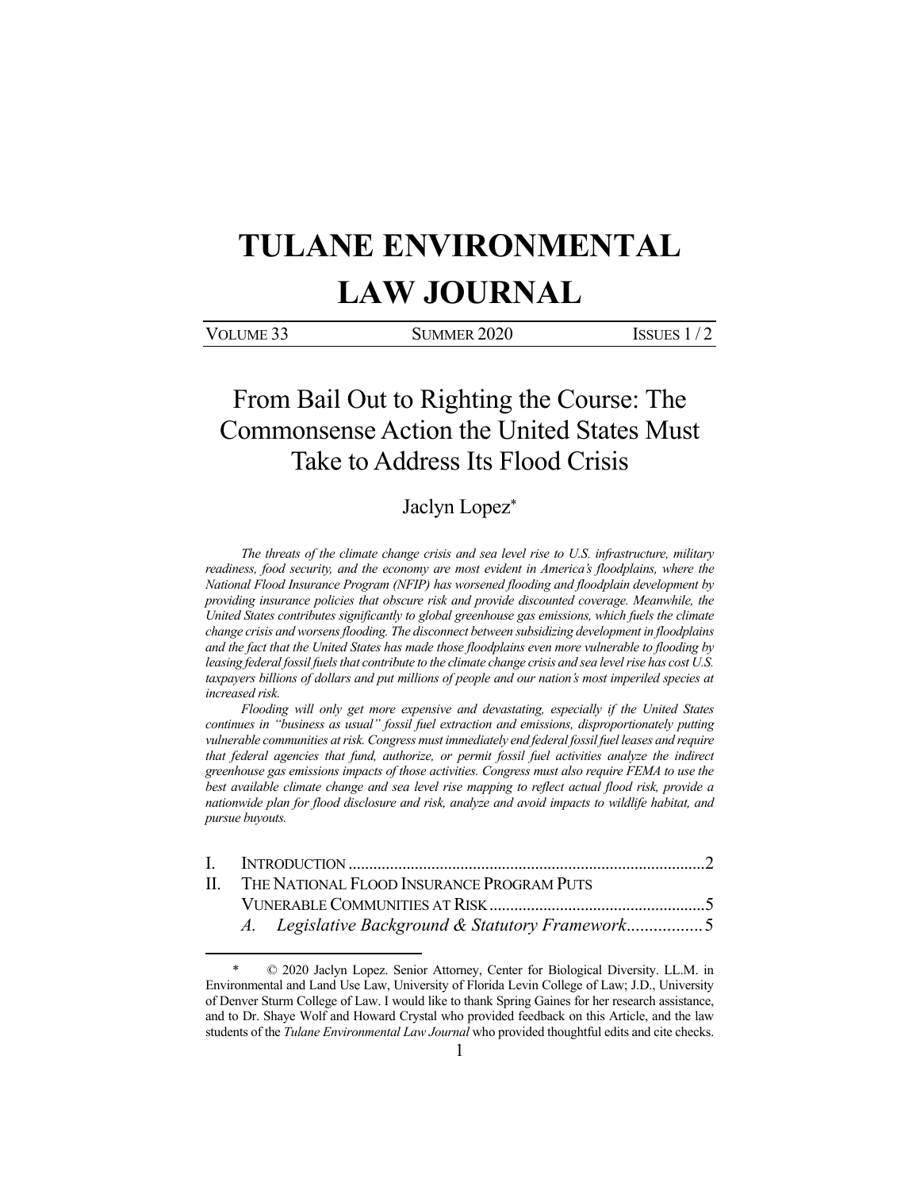# TULANE ENVIRONMENTAL LAW JOURNAL

VOLUME 33 | SUMMER 2020 | ISSUES 1 / 2

## From Bail Out to Righting the Course: The Commonsense Action the United States Must Take to Address Its Flood Crisis

Jaclyn Lopez*

*The threats of the climate change crisis and sea level rise to U.S. infrastructure, military readiness, food security, and the economy are most evident in America's floodplains, where the National Flood Insurance Program (NFIP) has worsened flooding and floodplain development by providing insurance policies that obscure risk and provide discounted coverage. Meanwhile, the United States contributes significantly to global greenhouse gas emissions, which fuels the climate change crisis and worsens flooding. The disconnect between subsidizing development in floodplains and the fact that the United States has made those floodplains even more vulnerable to flooding by leasing federal fossil fuels that contribute to the climate change crisis and sea level rise has cost U.S. taxpayers billions of dollars and put millions of people and our nation's most imperiled species at increased risk.*

*Flooding will only get more expensive and devastating, especially if the United States continues in "business as usual" fossil fuel extraction and emissions, disproportionately putting vulnerable communities at risk. Congress must immediately end federal fossil fuel leases and require that federal agencies that fund, authorize, or permit fossil fuel activities analyze the indirect greenhouse gas emissions impacts of those activities. Congress must also require FEMA to use the best available climate change and sea level rise mapping to reflect actual flood risk, provide a nationwide plan for flood disclosure and risk, analyze and avoid impacts to wildlife habitat, and pursue buyouts.*

I. INTRODUCTION .......... 2
II. THE NATIONAL FLOOD INSURANCE PROGRAM PUTS VUNERABLE COMMUNITIES AT RISK .......... 5
  *A. Legislative Background & Statutory Framework* .......... 5

---

\* © 2020 Jaclyn Lopez. Senior Attorney, Center for Biological Diversity. LL.M. in Environmental and Land Use Law, University of Florida Levin College of Law; J.D., University of Denver Sturm College of Law. I would like to thank Spring Gaines for her research assistance, and to Dr. Shaye Wolf and Howard Crystal who provided feedback on this Article, and the law students of the *Tulane Environmental Law Journal* who provided thoughtful edits and cite checks.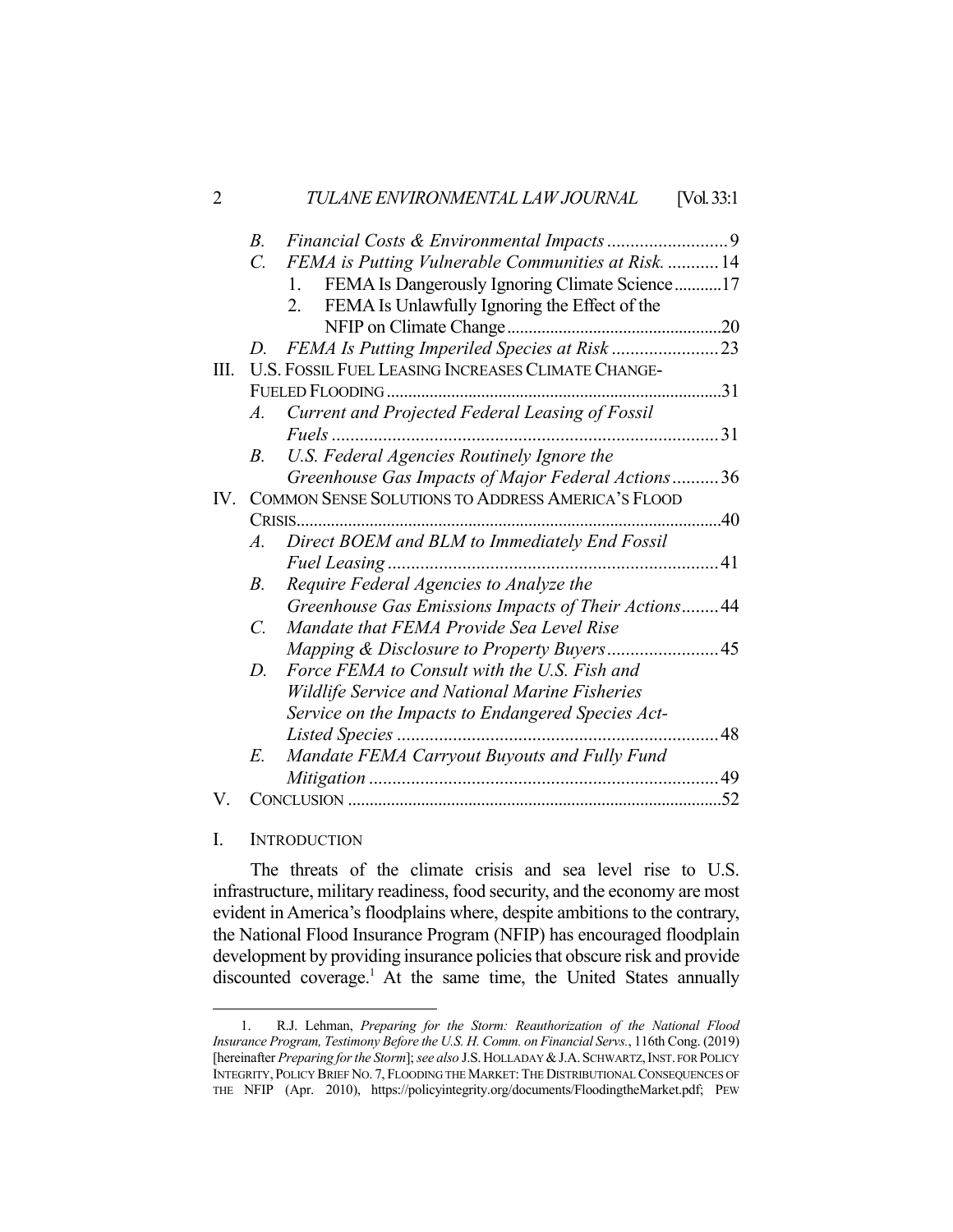- B. *Financial Costs & Environmental Impacts* .......................... 9
- C. *FEMA is Putting Vulnerable Communities at Risk.* ........... 14
  1. FEMA Is Dangerously Ignoring Climate Science ........... 17
  2. FEMA Is Unlawfully Ignoring the Effect of the NFIP on Climate Change .................................................. 20
- D. *FEMA Is Putting Imperiled Species at Risk* ....................... 23

III. U.S. FOSSIL FUEL LEASING INCREASES CLIMATE CHANGE-FUELED FLOODING ............................................................................. 31
- A. *Current and Projected Federal Leasing of Fossil Fuels* ................................................................................... 31
- B. *U.S. Federal Agencies Routinely Ignore the Greenhouse Gas Impacts of Major Federal Actions* .......... 36

IV. COMMON SENSE SOLUTIONS TO ADDRESS AMERICA'S FLOOD CRISIS .................................................................................................. 40
- A. *Direct BOEM and BLM to Immediately End Fossil Fuel Leasing* ....................................................................... 41
- B. *Require Federal Agencies to Analyze the Greenhouse Gas Emissions Impacts of Their Actions* ........ 44
- C. *Mandate that FEMA Provide Sea Level Rise Mapping & Disclosure to Property Buyers* ........................ 45
- D. *Force FEMA to Consult with the U.S. Fish and Wildlife Service and National Marine Fisheries Service on the Impacts to Endangered Species Act-Listed Species* ..................................................................... 48
- E. *Mandate FEMA Carryout Buyouts and Fully Fund Mitigation* ........................................................................... 49

V. CONCLUSION ...................................................................................... 52

## I. INTRODUCTION

The threats of the climate crisis and sea level rise to U.S. infrastructure, military readiness, food security, and the economy are most evident in America's floodplains where, despite ambitions to the contrary, the National Flood Insurance Program (NFIP) has encouraged floodplain development by providing insurance policies that obscure risk and provide discounted coverage.[1] At the same time, the United States annually

---

1. R.J. Lehman, *Preparing for the Storm: Reauthorization of the National Flood Insurance Program, Testimony Before the U.S. H. Comm. on Financial Servs.*, 116th Cong. (2019) [hereinafter *Preparing for the Storm*]; *see also* J.S. HOLLADAY & J.A. SCHWARTZ, INST. FOR POLICY INTEGRITY, POLICY BRIEF NO. 7, FLOODING THE MARKET: THE DISTRIBUTIONAL CONSEQUENCES OF THE NFIP (Apr. 2010), https://policyintegrity.org/documents/FloodingtheMarket.pdf; PEW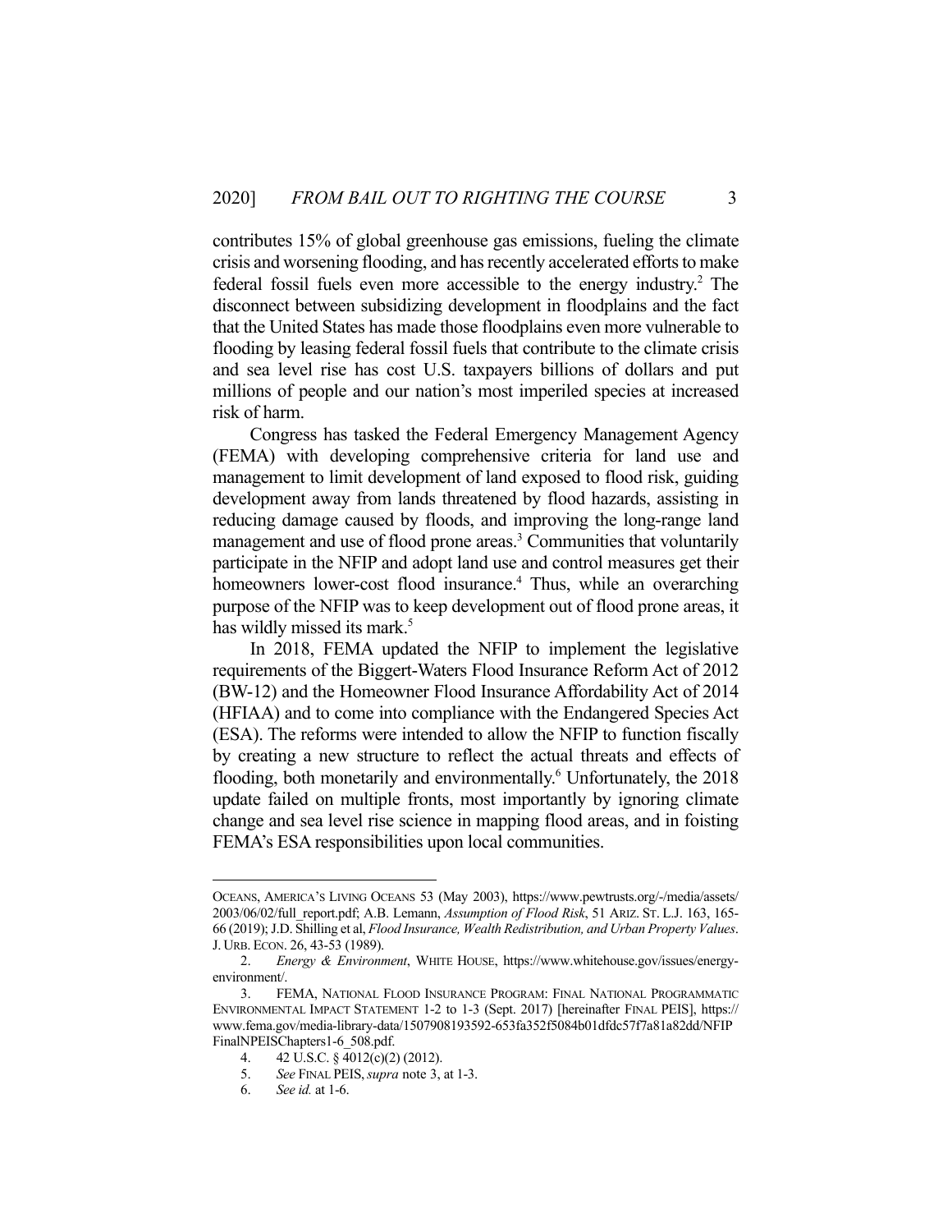contributes 15% of global greenhouse gas emissions, fueling the climate crisis and worsening flooding, and has recently accelerated efforts to make federal fossil fuels even more accessible to the energy industry.[2] The disconnect between subsidizing development in floodplains and the fact that the United States has made those floodplains even more vulnerable to flooding by leasing federal fossil fuels that contribute to the climate crisis and sea level rise has cost U.S. taxpayers billions of dollars and put millions of people and our nation's most imperiled species at increased risk of harm.

Congress has tasked the Federal Emergency Management Agency (FEMA) with developing comprehensive criteria for land use and management to limit development of land exposed to flood risk, guiding development away from lands threatened by flood hazards, assisting in reducing damage caused by floods, and improving the long-range land management and use of flood prone areas.[3] Communities that voluntarily participate in the NFIP and adopt land use and control measures get their homeowners lower-cost flood insurance.[4] Thus, while an overarching purpose of the NFIP was to keep development out of flood prone areas, it has wildly missed its mark.[5]

In 2018, FEMA updated the NFIP to implement the legislative requirements of the Biggert-Waters Flood Insurance Reform Act of 2012 (BW-12) and the Homeowner Flood Insurance Affordability Act of 2014 (HFIAA) and to come into compliance with the Endangered Species Act (ESA). The reforms were intended to allow the NFIP to function fiscally by creating a new structure to reflect the actual threats and effects of flooding, both monetarily and environmentally.[6] Unfortunately, the 2018 update failed on multiple fronts, most importantly by ignoring climate change and sea level rise science in mapping flood areas, and in foisting FEMA's ESA responsibilities upon local communities.

---

OCEANS, AMERICA'S LIVING OCEANS 53 (May 2003), https://www.pewtrusts.org/-/media/assets/2003/06/02/full_report.pdf; A.B. Lemann, *Assumption of Flood Risk*, 51 ARIZ. ST. L.J. 163, 165-66 (2019); J.D. Shilling et al, *Flood Insurance, Wealth Redistribution, and Urban Property Values*. J. URB. ECON. 26, 43-53 (1989).

2. *Energy & Environment*, WHITE HOUSE, https://www.whitehouse.gov/issues/energy-environment/.

3. FEMA, NATIONAL FLOOD INSURANCE PROGRAM: FINAL NATIONAL PROGRAMMATIC ENVIRONMENTAL IMPACT STATEMENT 1-2 to 1-3 (Sept. 2017) [hereinafter FINAL PEIS], https://www.fema.gov/media-library-data/1507908193592-653fa352f5084b01dfdc57f7a81a82dd/NFIPFinalNPEISChapters1-6_508.pdf.

4. 42 U.S.C. § 4012(c)(2) (2012).

5. *See* FINAL PEIS, *supra* note 3, at 1-3.

6. *See id.* at 1-6.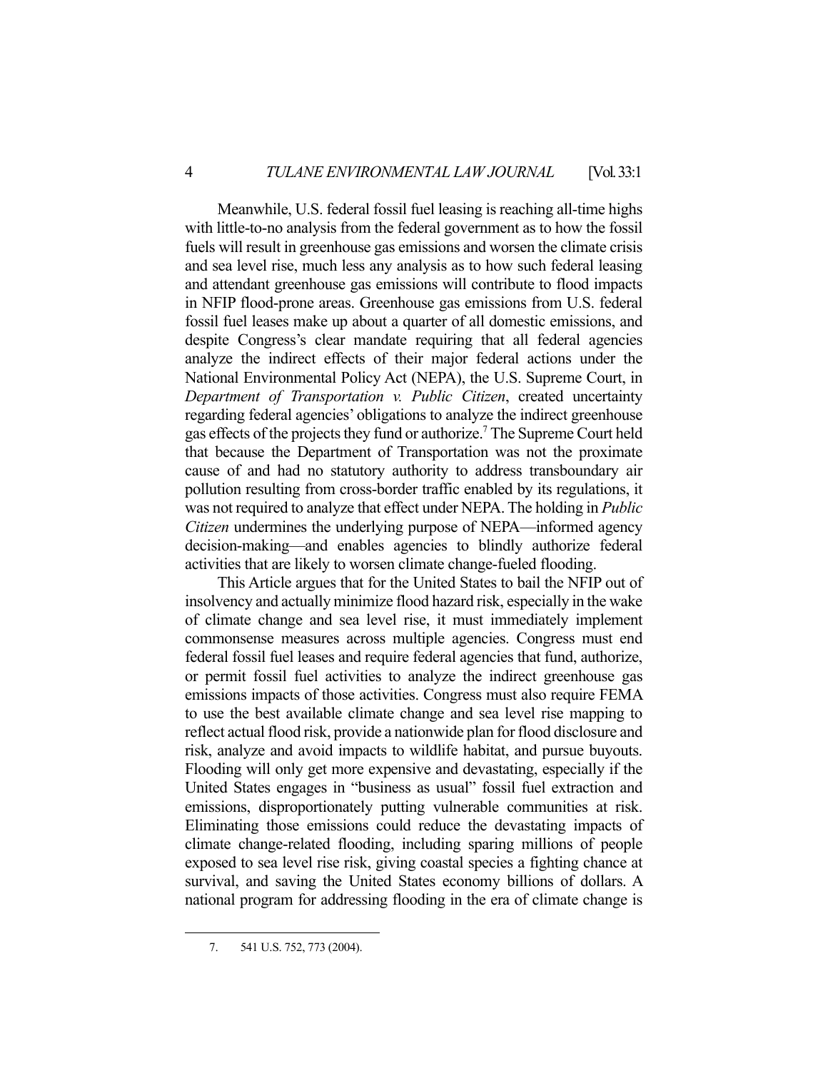Meanwhile, U.S. federal fossil fuel leasing is reaching all-time highs with little-to-no analysis from the federal government as to how the fossil fuels will result in greenhouse gas emissions and worsen the climate crisis and sea level rise, much less any analysis as to how such federal leasing and attendant greenhouse gas emissions will contribute to flood impacts in NFIP flood-prone areas. Greenhouse gas emissions from U.S. federal fossil fuel leases make up about a quarter of all domestic emissions, and despite Congress's clear mandate requiring that all federal agencies analyze the indirect effects of their major federal actions under the National Environmental Policy Act (NEPA), the U.S. Supreme Court, in *Department of Transportation v. Public Citizen*, created uncertainty regarding federal agencies' obligations to analyze the indirect greenhouse gas effects of the projects they fund or authorize.[7] The Supreme Court held that because the Department of Transportation was not the proximate cause of and had no statutory authority to address transboundary air pollution resulting from cross-border traffic enabled by its regulations, it was not required to analyze that effect under NEPA. The holding in *Public Citizen* undermines the underlying purpose of NEPA—informed agency decision-making—and enables agencies to blindly authorize federal activities that are likely to worsen climate change-fueled flooding.

This Article argues that for the United States to bail the NFIP out of insolvency and actually minimize flood hazard risk, especially in the wake of climate change and sea level rise, it must immediately implement commonsense measures across multiple agencies. Congress must end federal fossil fuel leases and require federal agencies that fund, authorize, or permit fossil fuel activities to analyze the indirect greenhouse gas emissions impacts of those activities. Congress must also require FEMA to use the best available climate change and sea level rise mapping to reflect actual flood risk, provide a nationwide plan for flood disclosure and risk, analyze and avoid impacts to wildlife habitat, and pursue buyouts. Flooding will only get more expensive and devastating, especially if the United States engages in "business as usual" fossil fuel extraction and emissions, disproportionately putting vulnerable communities at risk. Eliminating those emissions could reduce the devastating impacts of climate change-related flooding, including sparing millions of people exposed to sea level rise risk, giving coastal species a fighting chance at survival, and saving the United States economy billions of dollars. A national program for addressing flooding in the era of climate change is

---

7. 541 U.S. 752, 773 (2004).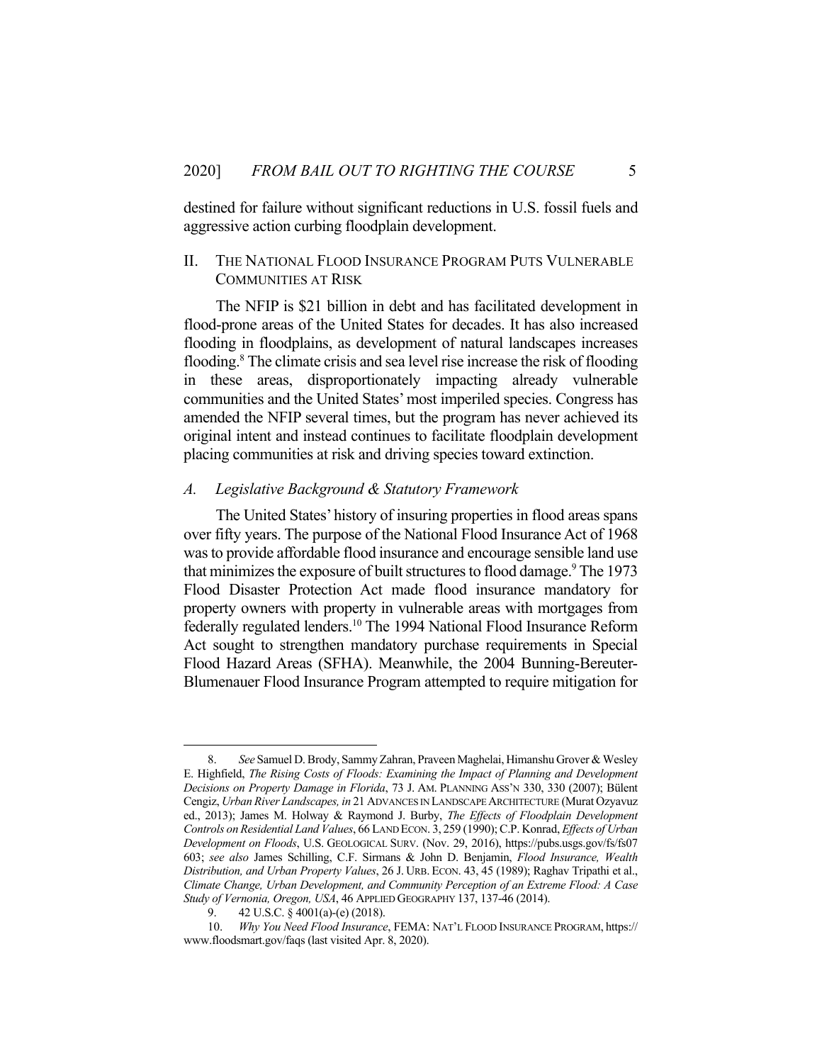destined for failure without significant reductions in U.S. fossil fuels and aggressive action curbing floodplain development.

## II. THE NATIONAL FLOOD INSURANCE PROGRAM PUTS VULNERABLE COMMUNITIES AT RISK

The NFIP is \$21 billion in debt and has facilitated development in flood-prone areas of the United States for decades. It has also increased flooding in floodplains, as development of natural landscapes increases flooding.[8] The climate crisis and sea level rise increase the risk of flooding in these areas, disproportionately impacting already vulnerable communities and the United States' most imperiled species. Congress has amended the NFIP several times, but the program has never achieved its original intent and instead continues to facilitate floodplain development placing communities at risk and driving species toward extinction.

### *A. Legislative Background & Statutory Framework*

The United States' history of insuring properties in flood areas spans over fifty years. The purpose of the National Flood Insurance Act of 1968 was to provide affordable flood insurance and encourage sensible land use that minimizes the exposure of built structures to flood damage.[9] The 1973 Flood Disaster Protection Act made flood insurance mandatory for property owners with property in vulnerable areas with mortgages from federally regulated lenders.[10] The 1994 National Flood Insurance Reform Act sought to strengthen mandatory purchase requirements in Special Flood Hazard Areas (SFHA). Meanwhile, the 2004 Bunning-Bereuter-Blumenauer Flood Insurance Program attempted to require mitigation for

---

8. *See* Samuel D. Brody, Sammy Zahran, Praveen Maghelai, Himanshu Grover & Wesley E. Highfield, *The Rising Costs of Floods: Examining the Impact of Planning and Development Decisions on Property Damage in Florida*, 73 J. AM. PLANNING ASS'N 330, 330 (2007); Bülent Cengiz, *Urban River Landscapes, in* 21 ADVANCES IN LANDSCAPE ARCHITECTURE (Murat Ozyavuz ed., 2013); James M. Holway & Raymond J. Burby, *The Effects of Floodplain Development Controls on Residential Land Values*, 66 LAND ECON. 3, 259 (1990); C.P. Konrad, *Effects of Urban Development on Floods*, U.S. GEOLOGICAL SURV. (Nov. 29, 2016), https://pubs.usgs.gov/fs/fs07603; *see also* James Schilling, C.F. Sirmans & John D. Benjamin, *Flood Insurance, Wealth Distribution, and Urban Property Values*, 26 J. URB. ECON. 43, 45 (1989); Raghav Tripathi et al., *Climate Change, Urban Development, and Community Perception of an Extreme Flood: A Case Study of Vernonia, Oregon, USA*, 46 APPLIED GEOGRAPHY 137, 137-46 (2014).

9. 42 U.S.C. § 4001(a)-(e) (2018).

10. *Why You Need Flood Insurance*, FEMA: NAT'L FLOOD INSURANCE PROGRAM, https://www.floodsmart.gov/faqs (last visited Apr. 8, 2020).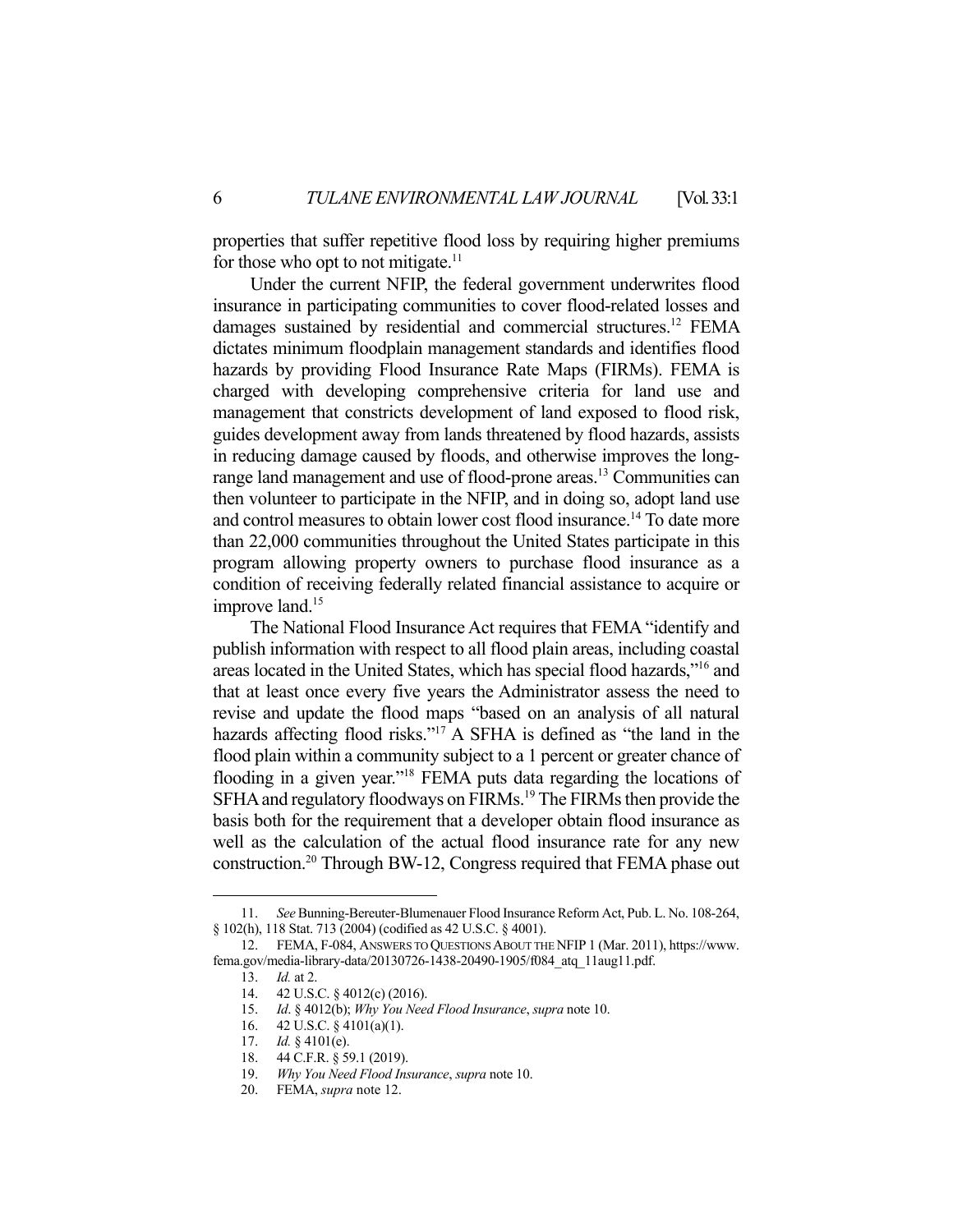properties that suffer repetitive flood loss by requiring higher premiums for those who opt to not mitigate.[11]

Under the current NFIP, the federal government underwrites flood insurance in participating communities to cover flood-related losses and damages sustained by residential and commercial structures.[12] FEMA dictates minimum floodplain management standards and identifies flood hazards by providing Flood Insurance Rate Maps (FIRMs). FEMA is charged with developing comprehensive criteria for land use and management that constricts development of land exposed to flood risk, guides development away from lands threatened by flood hazards, assists in reducing damage caused by floods, and otherwise improves the long-range land management and use of flood-prone areas.[13] Communities can then volunteer to participate in the NFIP, and in doing so, adopt land use and control measures to obtain lower cost flood insurance.[14] To date more than 22,000 communities throughout the United States participate in this program allowing property owners to purchase flood insurance as a condition of receiving federally related financial assistance to acquire or improve land.[15]

The National Flood Insurance Act requires that FEMA "identify and publish information with respect to all flood plain areas, including coastal areas located in the United States, which has special flood hazards,"[16] and that at least once every five years the Administrator assess the need to revise and update the flood maps "based on an analysis of all natural hazards affecting flood risks."[17] A SFHA is defined as "the land in the flood plain within a community subject to a 1 percent or greater chance of flooding in a given year."[18] FEMA puts data regarding the locations of SFHA and regulatory floodways on FIRMs.[19] The FIRMs then provide the basis both for the requirement that a developer obtain flood insurance as well as the calculation of the actual flood insurance rate for any new construction.[20] Through BW-12, Congress required that FEMA phase out

---

11. *See* Bunning-Bereuter-Blumenauer Flood Insurance Reform Act, Pub. L. No. 108-264, § 102(h), 118 Stat. 713 (2004) (codified as 42 U.S.C. § 4001).
12. FEMA, F-084, ANSWERS TO QUESTIONS ABOUT THE NFIP 1 (Mar. 2011), https://www.fema.gov/media-library-data/20130726-1438-20490-1905/f084_atq_11aug11.pdf.
13. *Id.* at 2.
14. 42 U.S.C. § 4012(c) (2016).
15. *Id*. § 4012(b); *Why You Need Flood Insurance*, *supra* note 10.
16. 42 U.S.C. § 4101(a)(1).
17. *Id.* § 4101(e).
18. 44 C.F.R. § 59.1 (2019).
19. *Why You Need Flood Insurance*, *supra* note 10.
20. FEMA, *supra* note 12.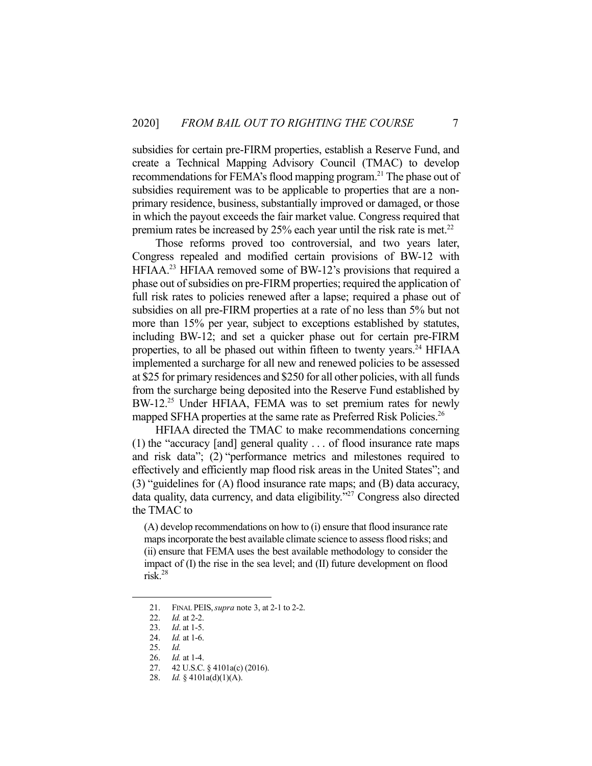subsidies for certain pre-FIRM properties, establish a Reserve Fund, and create a Technical Mapping Advisory Council (TMAC) to develop recommendations for FEMA's flood mapping program.[21] The phase out of subsidies requirement was to be applicable to properties that are a non-primary residence, business, substantially improved or damaged, or those in which the payout exceeds the fair market value. Congress required that premium rates be increased by 25% each year until the risk rate is met.[22]

Those reforms proved too controversial, and two years later, Congress repealed and modified certain provisions of BW-12 with HFIAA.[23] HFIAA removed some of BW-12's provisions that required a phase out of subsidies on pre-FIRM properties; required the application of full risk rates to policies renewed after a lapse; required a phase out of subsidies on all pre-FIRM properties at a rate of no less than 5% but not more than 15% per year, subject to exceptions established by statutes, including BW-12; and set a quicker phase out for certain pre-FIRM properties, to all be phased out within fifteen to twenty years.[24] HFIAA implemented a surcharge for all new and renewed policies to be assessed at $25 for primary residences and $250 for all other policies, with all funds from the surcharge being deposited into the Reserve Fund established by BW-12.[25] Under HFIAA, FEMA was to set premium rates for newly mapped SFHA properties at the same rate as Preferred Risk Policies.[26]

HFIAA directed the TMAC to make recommendations concerning (1) the "accuracy [and] general quality . . . of flood insurance rate maps and risk data"; (2) "performance metrics and milestones required to effectively and efficiently map flood risk areas in the United States"; and (3) "guidelines for (A) flood insurance rate maps; and (B) data accuracy, data quality, data currency, and data eligibility."[27] Congress also directed the TMAC to

> (A) develop recommendations on how to (i) ensure that flood insurance rate maps incorporate the best available climate science to assess flood risks; and (ii) ensure that FEMA uses the best available methodology to consider the impact of (I) the rise in the sea level; and (II) future development on flood risk.[28]

---

21. FINAL PEIS, *supra* note 3, at 2-1 to 2-2.
22. *Id.* at 2-2.
23. *Id*. at 1-5.
24. *Id.* at 1-6.
25. *Id.*
26. *Id.* at 1-4.
27. 42 U.S.C. § 4101a(c) (2016).
28. *Id.* § 4101a(d)(1)(A).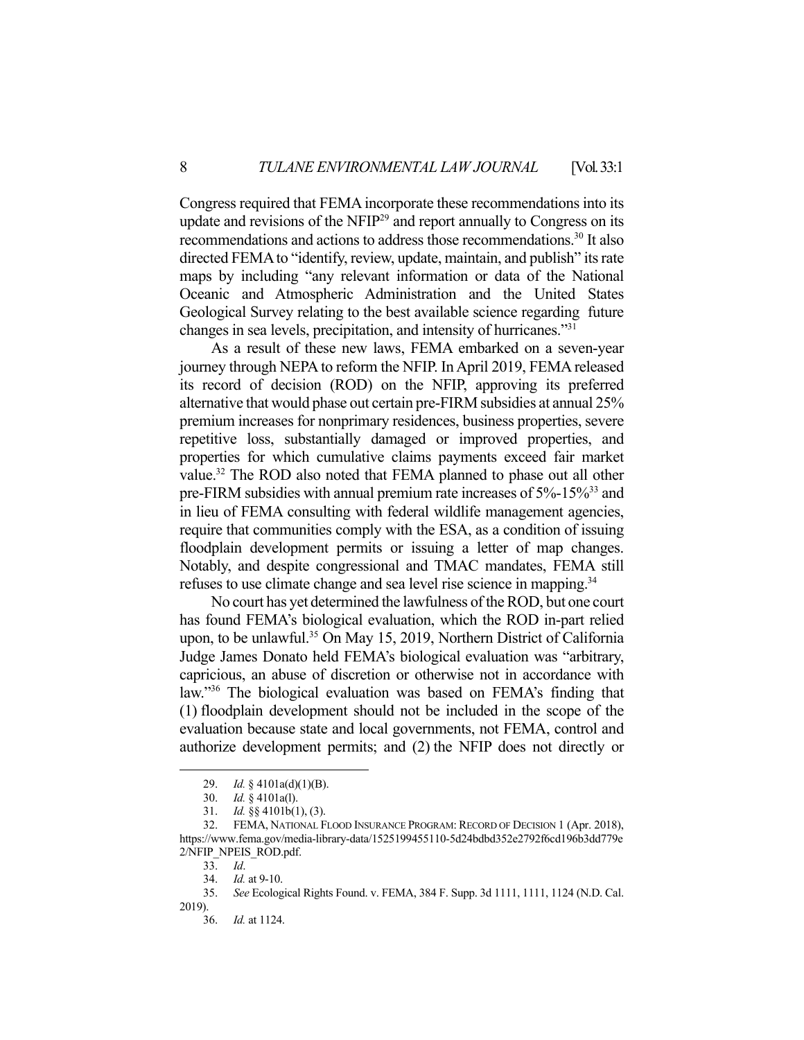Congress required that FEMA incorporate these recommendations into its update and revisions of the NFIP[29] and report annually to Congress on its recommendations and actions to address those recommendations.[30] It also directed FEMA to "identify, review, update, maintain, and publish" its rate maps by including "any relevant information or data of the National Oceanic and Atmospheric Administration and the United States Geological Survey relating to the best available science regarding future changes in sea levels, precipitation, and intensity of hurricanes."[31]

As a result of these new laws, FEMA embarked on a seven-year journey through NEPA to reform the NFIP. In April 2019, FEMA released its record of decision (ROD) on the NFIP, approving its preferred alternative that would phase out certain pre-FIRM subsidies at annual 25% premium increases for nonprimary residences, business properties, severe repetitive loss, substantially damaged or improved properties, and properties for which cumulative claims payments exceed fair market value.[32] The ROD also noted that FEMA planned to phase out all other pre-FIRM subsidies with annual premium rate increases of 5%-15%[33] and in lieu of FEMA consulting with federal wildlife management agencies, require that communities comply with the ESA, as a condition of issuing floodplain development permits or issuing a letter of map changes. Notably, and despite congressional and TMAC mandates, FEMA still refuses to use climate change and sea level rise science in mapping.[34]

No court has yet determined the lawfulness of the ROD, but one court has found FEMA's biological evaluation, which the ROD in-part relied upon, to be unlawful.[35] On May 15, 2019, Northern District of California Judge James Donato held FEMA's biological evaluation was "arbitrary, capricious, an abuse of discretion or otherwise not in accordance with law."[36] The biological evaluation was based on FEMA's finding that (1) floodplain development should not be included in the scope of the evaluation because state and local governments, not FEMA, control and authorize development permits; and (2) the NFIP does not directly or

---

29. *Id.* § 4101a(d)(1)(B).

30. *Id.* § 4101a(l).

31. *Id.* §§ 4101b(1), (3).

32. FEMA, NATIONAL FLOOD INSURANCE PROGRAM: RECORD OF DECISION 1 (Apr. 2018), https://www.fema.gov/media-library-data/1525199455110-5d24bdbd352e2792f6cd196b3dd779e2/NFIP_NPEIS_ROD.pdf.

33. *Id*.

34. *Id.* at 9-10.

35. *See* Ecological Rights Found. v. FEMA, 384 F. Supp. 3d 1111, 1111, 1124 (N.D. Cal. 2019).

36. *Id.* at 1124.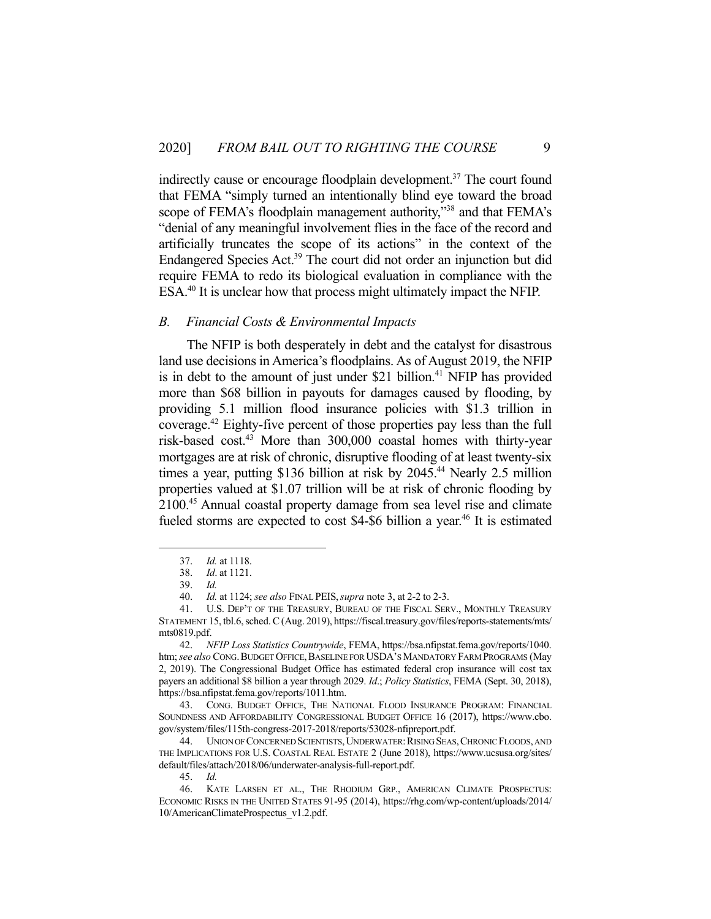indirectly cause or encourage floodplain development.[37] The court found that FEMA "simply turned an intentionally blind eye toward the broad scope of FEMA's floodplain management authority,"[38] and that FEMA's "denial of any meaningful involvement flies in the face of the record and artificially truncates the scope of its actions" in the context of the Endangered Species Act.[39] The court did not order an injunction but did require FEMA to redo its biological evaluation in compliance with the ESA.[40] It is unclear how that process might ultimately impact the NFIP.

### *B. Financial Costs & Environmental Impacts*

The NFIP is both desperately in debt and the catalyst for disastrous land use decisions in America's floodplains. As of August 2019, the NFIP is in debt to the amount of just under $21 billion.[41] NFIP has provided more than $68 billion in payouts for damages caused by flooding, by providing 5.1 million flood insurance policies with $1.3 trillion in coverage.[42] Eighty-five percent of those properties pay less than the full risk-based cost.[43] More than 300,000 coastal homes with thirty-year mortgages are at risk of chronic, disruptive flooding of at least twenty-six times a year, putting $136 billion at risk by 2045.[44] Nearly 2.5 million properties valued at $1.07 trillion will be at risk of chronic flooding by 2100.[45] Annual coastal property damage from sea level rise and climate fueled storms are expected to cost $4-$6 billion a year.[46] It is estimated

---

37. *Id.* at 1118.

38. *Id*. at 1121.

39. *Id.*

40. *Id.* at 1124; *see also* FINAL PEIS, *supra* note 3, at 2-2 to 2-3.

41. U.S. DEP'T OF THE TREASURY, BUREAU OF THE FISCAL SERV., MONTHLY TREASURY STATEMENT 15, tbl.6, sched. C (Aug. 2019), https://fiscal.treasury.gov/files/reports-statements/mts/mts0819.pdf.

42. *NFIP Loss Statistics Countrywide*, FEMA, https://bsa.nfipstat.fema.gov/reports/1040.htm; *see also* CONG. BUDGET OFFICE, BASELINE FOR USDA'S MANDATORY FARM PROGRAMS (May 2, 2019). The Congressional Budget Office has estimated federal crop insurance will cost tax payers an additional $8 billion a year through 2029. *Id*.; *Policy Statistics*, FEMA (Sept. 30, 2018), https://bsa.nfipstat.fema.gov/reports/1011.htm.

43. CONG. BUDGET OFFICE, THE NATIONAL FLOOD INSURANCE PROGRAM: FINANCIAL SOUNDNESS AND AFFORDABILITY CONGRESSIONAL BUDGET OFFICE 16 (2017), https://www.cbo.gov/system/files/115th-congress-2017-2018/reports/53028-nfipreport.pdf.

44. UNION OF CONCERNED SCIENTISTS, UNDERWATER: RISING SEAS, CHRONIC FLOODS, AND THE IMPLICATIONS FOR U.S. COASTAL REAL ESTATE 2 (June 2018), https://www.ucsusa.org/sites/default/files/attach/2018/06/underwater-analysis-full-report.pdf.

45. *Id.*

46. KATE LARSEN ET AL., THE RHODIUM GRP., AMERICAN CLIMATE PROSPECTUS: ECONOMIC RISKS IN THE UNITED STATES 91-95 (2014), https://rhg.com/wp-content/uploads/2014/10/AmericanClimateProspectus_v1.2.pdf.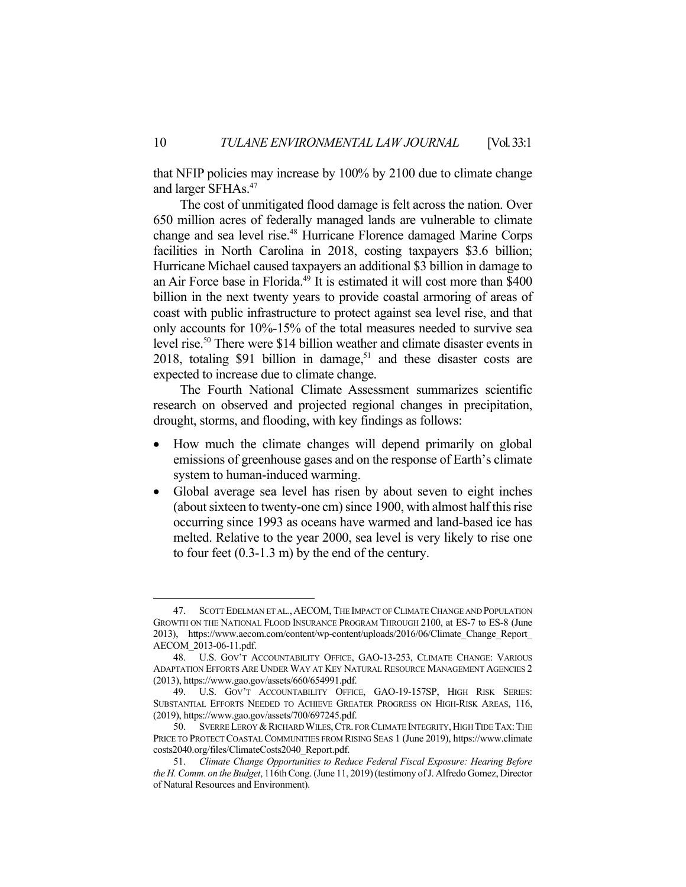that NFIP policies may increase by 100% by 2100 due to climate change and larger SFHAs.[47]

The cost of unmitigated flood damage is felt across the nation. Over 650 million acres of federally managed lands are vulnerable to climate change and sea level rise.[48] Hurricane Florence damaged Marine Corps facilities in North Carolina in 2018, costing taxpayers $3.6 billion; Hurricane Michael caused taxpayers an additional $3 billion in damage to an Air Force base in Florida.[49] It is estimated it will cost more than $400 billion in the next twenty years to provide coastal armoring of areas of coast with public infrastructure to protect against sea level rise, and that only accounts for 10%-15% of the total measures needed to survive sea level rise.[50] There were $14 billion weather and climate disaster events in 2018, totaling $91 billion in damage,[51] and these disaster costs are expected to increase due to climate change.

The Fourth National Climate Assessment summarizes scientific research on observed and projected regional changes in precipitation, drought, storms, and flooding, with key findings as follows:

- How much the climate changes will depend primarily on global emissions of greenhouse gases and on the response of Earth's climate system to human-induced warming.
- Global average sea level has risen by about seven to eight inches (about sixteen to twenty-one cm) since 1900, with almost half this rise occurring since 1993 as oceans have warmed and land-based ice has melted. Relative to the year 2000, sea level is very likely to rise one to four feet (0.3-1.3 m) by the end of the century.

---

47. SCOTT EDELMAN ET AL., AECOM, THE IMPACT OF CLIMATE CHANGE AND POPULATION GROWTH ON THE NATIONAL FLOOD INSURANCE PROGRAM THROUGH 2100, at ES-7 to ES-8 (June 2013), https://www.aecom.com/content/wp-content/uploads/2016/06/Climate_Change_Report_AECOM_2013-06-11.pdf.

48. U.S. GOV'T ACCOUNTABILITY OFFICE, GAO-13-253, CLIMATE CHANGE: VARIOUS ADAPTATION EFFORTS ARE UNDER WAY AT KEY NATURAL RESOURCE MANAGEMENT AGENCIES 2 (2013), https://www.gao.gov/assets/660/654991.pdf.

49. U.S. GOV'T ACCOUNTABILITY OFFICE, GAO-19-157SP, HIGH RISK SERIES: SUBSTANTIAL EFFORTS NEEDED TO ACHIEVE GREATER PROGRESS ON HIGH-RISK AREAS, 116, (2019), https://www.gao.gov/assets/700/697245.pdf.

50. SVERRE LEROY & RICHARD WILES, CTR. FOR CLIMATE INTEGRITY, HIGH TIDE TAX: THE PRICE TO PROTECT COASTAL COMMUNITIES FROM RISING SEAS 1 (June 2019), https://www.climatecosts2040.org/files/ClimateCosts2040_Report.pdf.

51. *Climate Change Opportunities to Reduce Federal Fiscal Exposure: Hearing Before the H. Comm. on the Budget*, 116th Cong. (June 11, 2019) (testimony of J. Alfredo Gomez, Director of Natural Resources and Environment).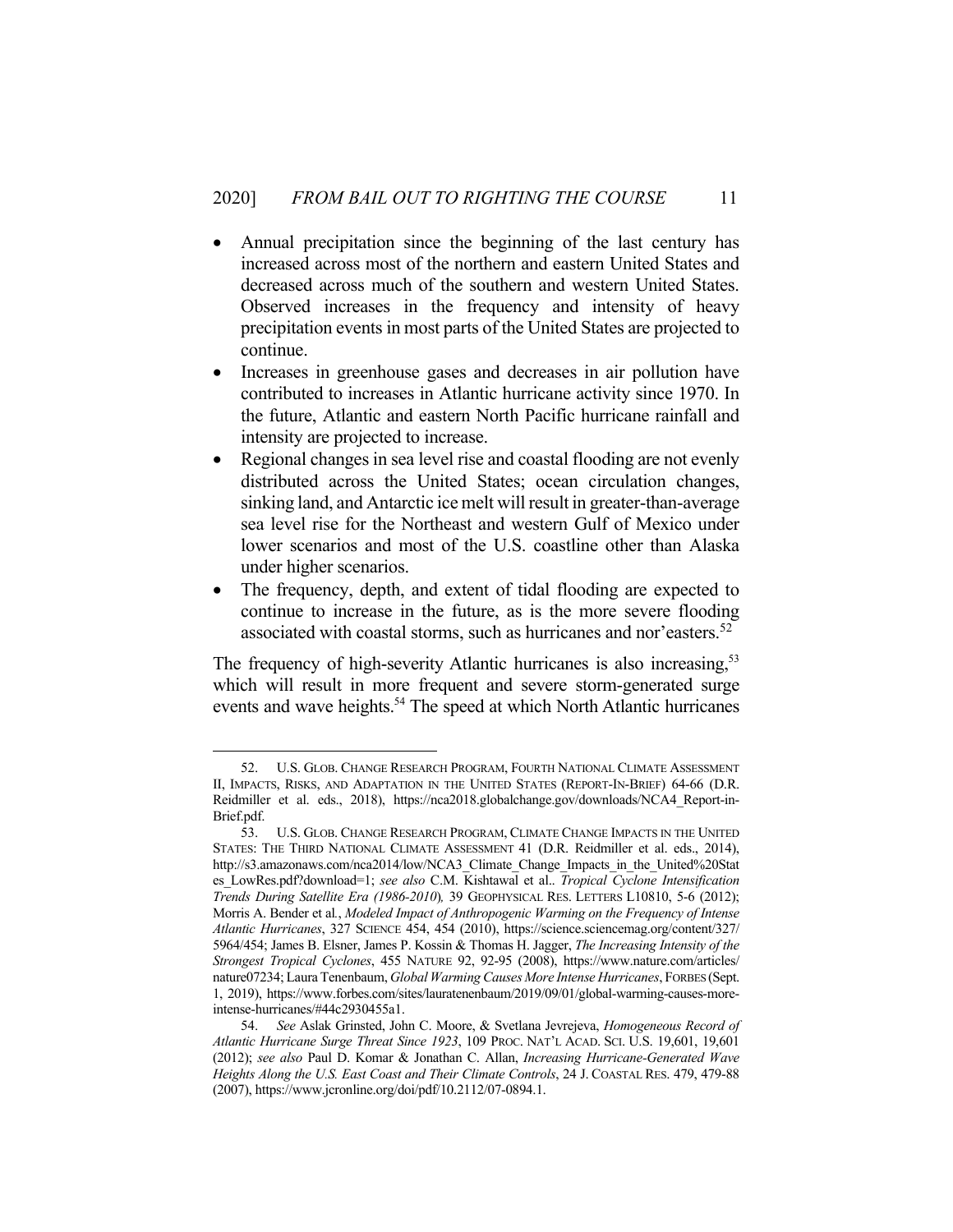- Annual precipitation since the beginning of the last century has increased across most of the northern and eastern United States and decreased across much of the southern and western United States. Observed increases in the frequency and intensity of heavy precipitation events in most parts of the United States are projected to continue.
- Increases in greenhouse gases and decreases in air pollution have contributed to increases in Atlantic hurricane activity since 1970. In the future, Atlantic and eastern North Pacific hurricane rainfall and intensity are projected to increase.
- Regional changes in sea level rise and coastal flooding are not evenly distributed across the United States; ocean circulation changes, sinking land, and Antarctic ice melt will result in greater-than-average sea level rise for the Northeast and western Gulf of Mexico under lower scenarios and most of the U.S. coastline other than Alaska under higher scenarios.
- The frequency, depth, and extent of tidal flooding are expected to continue to increase in the future, as is the more severe flooding associated with coastal storms, such as hurricanes and nor'easters.[52]

The frequency of high-severity Atlantic hurricanes is also increasing,[53] which will result in more frequent and severe storm-generated surge events and wave heights.[54] The speed at which North Atlantic hurricanes

---

52. U.S. GLOB. CHANGE RESEARCH PROGRAM, FOURTH NATIONAL CLIMATE ASSESSMENT II, IMPACTS, RISKS, AND ADAPTATION IN THE UNITED STATES (REPORT-IN-BRIEF) 64-66 (D.R. Reidmiller et al. eds., 2018), https://nca2018.globalchange.gov/downloads/NCA4_Report-in-Brief.pdf.

53. U.S. GLOB. CHANGE RESEARCH PROGRAM, CLIMATE CHANGE IMPACTS IN THE UNITED STATES: THE THIRD NATIONAL CLIMATE ASSESSMENT 41 (D.R. Reidmiller et al. eds., 2014), http://s3.amazonaws.com/nca2014/low/NCA3_Climate_Change_Impacts_in_the_United%20States_LowRes.pdf?download=1; *see also* C.M. Kishtawal et al.. *Tropical Cyclone Intensification Trends During Satellite Era (1986-2010*)*,* 39 GEOPHYSICAL RES. LETTERS L10810, 5-6 (2012); Morris A. Bender et al., *Modeled Impact of Anthropogenic Warming on the Frequency of Intense Atlantic Hurricanes*, 327 SCIENCE 454, 454 (2010), https://science.sciencemag.org/content/327/5964/454; James B. Elsner, James P. Kossin & Thomas H. Jagger, *The Increasing Intensity of the Strongest Tropical Cyclones*, 455 NATURE 92, 92-95 (2008), https://www.nature.com/articles/nature07234; Laura Tenenbaum, *Global Warming Causes More Intense Hurricanes*, FORBES (Sept. 1, 2019), https://www.forbes.com/sites/lauratenenbaum/2019/09/01/global-warming-causes-more-intense-hurricanes/#44c2930455a1.

54. *See* Aslak Grinsted, John C. Moore, & Svetlana Jevrejeva, *Homogeneous Record of Atlantic Hurricane Surge Threat Since 1923*, 109 PROC. NAT'L ACAD. SCI. U.S. 19,601, 19,601 (2012); *see also* Paul D. Komar & Jonathan C. Allan, *Increasing Hurricane-Generated Wave Heights Along the U.S. East Coast and Their Climate Controls*, 24 J. COASTAL RES. 479, 479-88 (2007), https://www.jcronline.org/doi/pdf/10.2112/07-0894.1.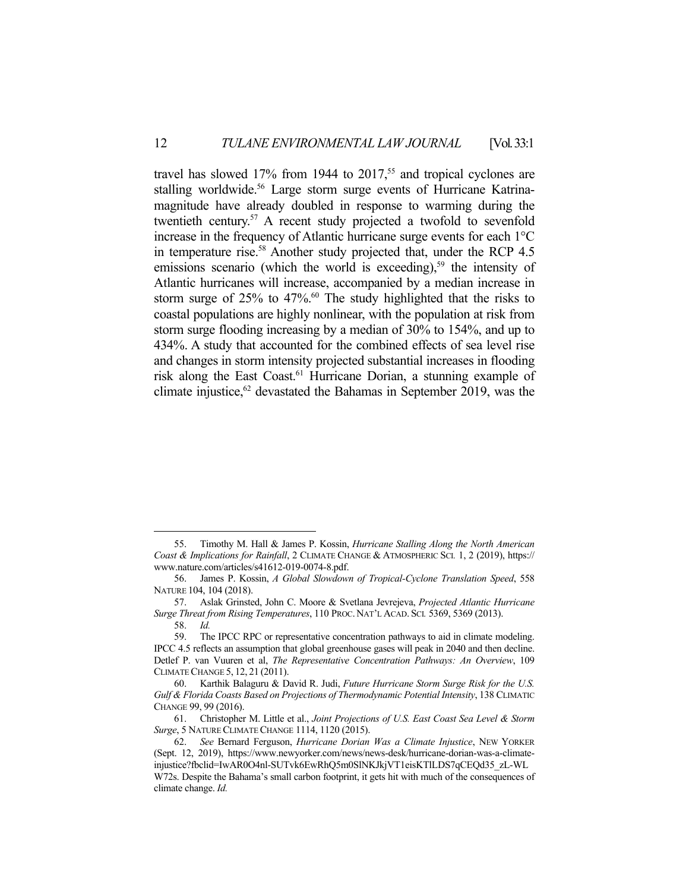travel has slowed 17% from 1944 to 2017,[55] and tropical cyclones are stalling worldwide.[56] Large storm surge events of Hurricane Katrina-magnitude have already doubled in response to warming during the twentieth century.[57] A recent study projected a twofold to sevenfold increase in the frequency of Atlantic hurricane surge events for each 1°C in temperature rise.[58] Another study projected that, under the RCP 4.5 emissions scenario (which the world is exceeding),[59] the intensity of Atlantic hurricanes will increase, accompanied by a median increase in storm surge of 25% to 47%.[60] The study highlighted that the risks to coastal populations are highly nonlinear, with the population at risk from storm surge flooding increasing by a median of 30% to 154%, and up to 434%. A study that accounted for the combined effects of sea level rise and changes in storm intensity projected substantial increases in flooding risk along the East Coast.[61] Hurricane Dorian, a stunning example of climate injustice,[62] devastated the Bahamas in September 2019, was the

---

55. Timothy M. Hall & James P. Kossin, *Hurricane Stalling Along the North American Coast & Implications for Rainfall*, 2 CLIMATE CHANGE & ATMOSPHERIC SCI. 1, 2 (2019), https://www.nature.com/articles/s41612-019-0074-8.pdf.

56. James P. Kossin, *A Global Slowdown of Tropical-Cyclone Translation Speed*, 558 NATURE 104, 104 (2018).

57. Aslak Grinsted, John C. Moore & Svetlana Jevrejeva, *Projected Atlantic Hurricane Surge Threat from Rising Temperatures*, 110 PROC. NAT'L ACAD. SCI. 5369, 5369 (2013).

58. *Id.*

59. The IPCC RPC or representative concentration pathways to aid in climate modeling. IPCC 4.5 reflects an assumption that global greenhouse gases will peak in 2040 and then decline. Detlef P. van Vuuren et al, *The Representative Concentration Pathways: An Overview*, 109 CLIMATE CHANGE 5, 12, 21 (2011).

60. Karthik Balaguru & David R. Judi, *Future Hurricane Storm Surge Risk for the U.S. Gulf & Florida Coasts Based on Projections of Thermodynamic Potential Intensity*, 138 CLIMATIC CHANGE 99, 99 (2016).

61. Christopher M. Little et al., *Joint Projections of U.S. East Coast Sea Level & Storm Surge*, 5 NATURE CLIMATE CHANGE 1114, 1120 (2015).

62. *See* Bernard Ferguson, *Hurricane Dorian Was a Climate Injustice*, NEW YORKER (Sept. 12, 2019), https://www.newyorker.com/news/news-desk/hurricane-dorian-was-a-climate-injustice?fbclid=IwAR0O4nl-SUTvk6EwRhQ5m0SlNKJkjVT1eisKTlLDS7qCEQd35_zL-WLW72s. Despite the Bahama's small carbon footprint, it gets hit with much of the consequences of climate change. *Id.*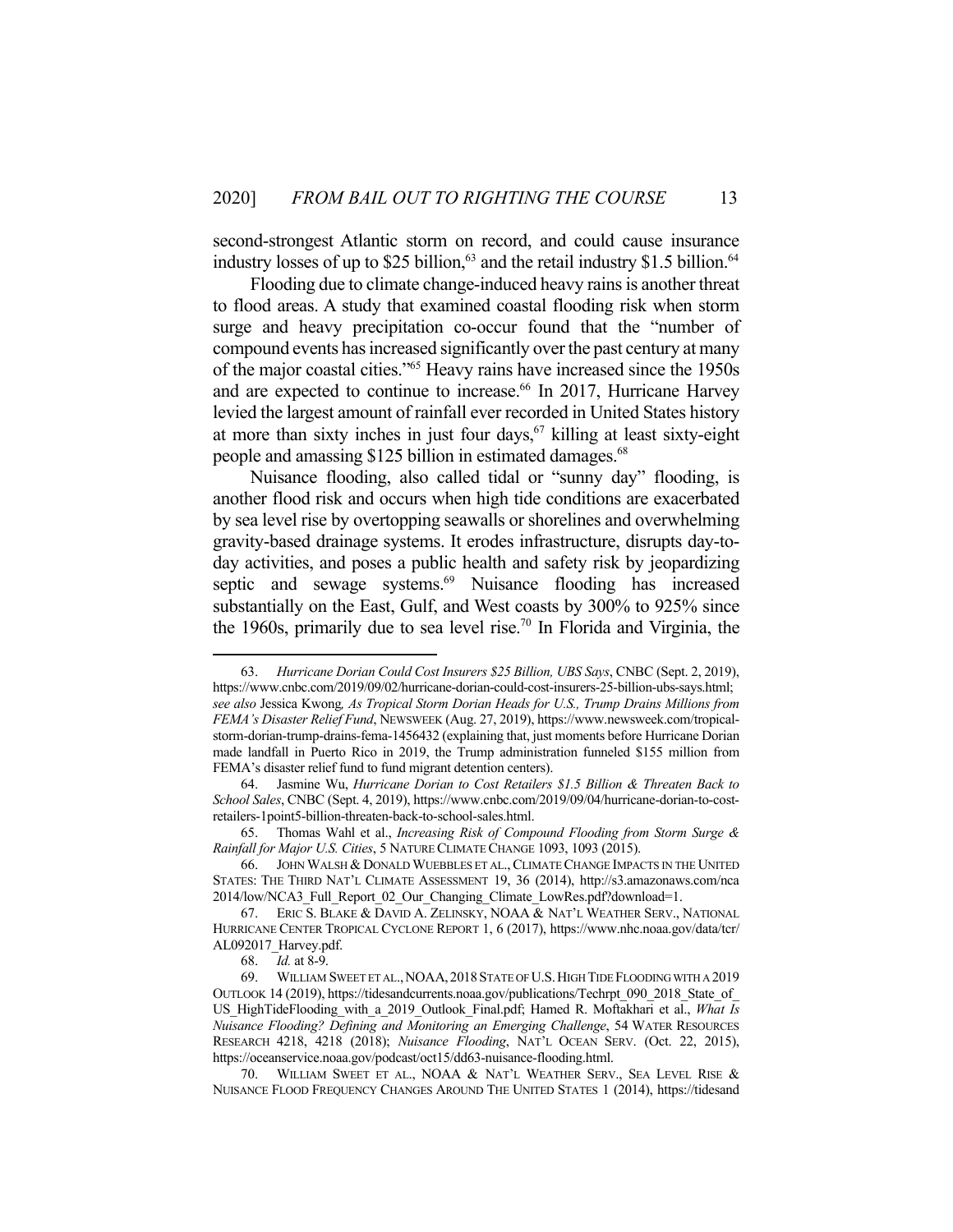second-strongest Atlantic storm on record, and could cause insurance industry losses of up to $25 billion,[63] and the retail industry $1.5 billion.[64]

Flooding due to climate change-induced heavy rains is another threat to flood areas. A study that examined coastal flooding risk when storm surge and heavy precipitation co-occur found that the "number of compound events has increased significantly over the past century at many of the major coastal cities."[65] Heavy rains have increased since the 1950s and are expected to continue to increase.[66] In 2017, Hurricane Harvey levied the largest amount of rainfall ever recorded in United States history at more than sixty inches in just four days,[67] killing at least sixty-eight people and amassing $125 billion in estimated damages.[68]

Nuisance flooding, also called tidal or "sunny day" flooding, is another flood risk and occurs when high tide conditions are exacerbated by sea level rise by overtopping seawalls or shorelines and overwhelming gravity-based drainage systems. It erodes infrastructure, disrupts day-to-day activities, and poses a public health and safety risk by jeopardizing septic and sewage systems.[69] Nuisance flooding has increased substantially on the East, Gulf, and West coasts by 300% to 925% since the 1960s, primarily due to sea level rise.[70] In Florida and Virginia, the

---

63. *Hurricane Dorian Could Cost Insurers $25 Billion, UBS Says*, CNBC (Sept. 2, 2019), https://www.cnbc.com/2019/09/02/hurricane-dorian-could-cost-insurers-25-billion-ubs-says.html; *see also* Jessica Kwong, *As Tropical Storm Dorian Heads for U.S., Trump Drains Millions from FEMA's Disaster Relief Fund*, NEWSWEEK (Aug. 27, 2019), https://www.newsweek.com/tropical-storm-dorian-trump-drains-fema-1456432 (explaining that, just moments before Hurricane Dorian made landfall in Puerto Rico in 2019, the Trump administration funneled $155 million from FEMA's disaster relief fund to fund migrant detention centers).

64. Jasmine Wu, *Hurricane Dorian to Cost Retailers $1.5 Billion & Threaten Back to School Sales*, CNBC (Sept. 4, 2019), https://www.cnbc.com/2019/09/04/hurricane-dorian-to-cost-retailers-1point5-billion-threaten-back-to-school-sales.html.

65. Thomas Wahl et al., *Increasing Risk of Compound Flooding from Storm Surge & Rainfall for Major U.S. Cities*, 5 NATURE CLIMATE CHANGE 1093, 1093 (2015).

66. JOHN WALSH & DONALD WUEBBLES ET AL., CLIMATE CHANGE IMPACTS IN THE UNITED STATES: THE THIRD NAT'L CLIMATE ASSESSMENT 19, 36 (2014), http://s3.amazonaws.com/nca2014/low/NCA3_Full_Report_02_Our_Changing_Climate_LowRes.pdf?download=1.

67. ERIC S. BLAKE & DAVID A. ZELINSKY, NOAA & NAT'L WEATHER SERV., NATIONAL HURRICANE CENTER TROPICAL CYCLONE REPORT 1, 6 (2017), https://www.nhc.noaa.gov/data/tcr/AL092017_Harvey.pdf.

68. *Id.* at 8-9.

69. WILLIAM SWEET ET AL., NOAA, 2018 STATE OF U.S. HIGH TIDE FLOODING WITH A 2019 OUTLOOK 14 (2019), https://tidesandcurrents.noaa.gov/publications/Techrpt_090_2018_State_of_US_HighTideFlooding_with_a_2019_Outlook_Final.pdf; Hamed R. Moftakhari et al., *What Is Nuisance Flooding? Defining and Monitoring an Emerging Challenge*, 54 WATER RESOURCES RESEARCH 4218, 4218 (2018); *Nuisance Flooding*, NAT'L OCEAN SERV. (Oct. 22, 2015), https://oceanservice.noaa.gov/podcast/oct15/dd63-nuisance-flooding.html.

70. WILLIAM SWEET ET AL., NOAA & NAT'L WEATHER SERV., SEA LEVEL RISE & NUISANCE FLOOD FREQUENCY CHANGES AROUND THE UNITED STATES 1 (2014), https://tidesand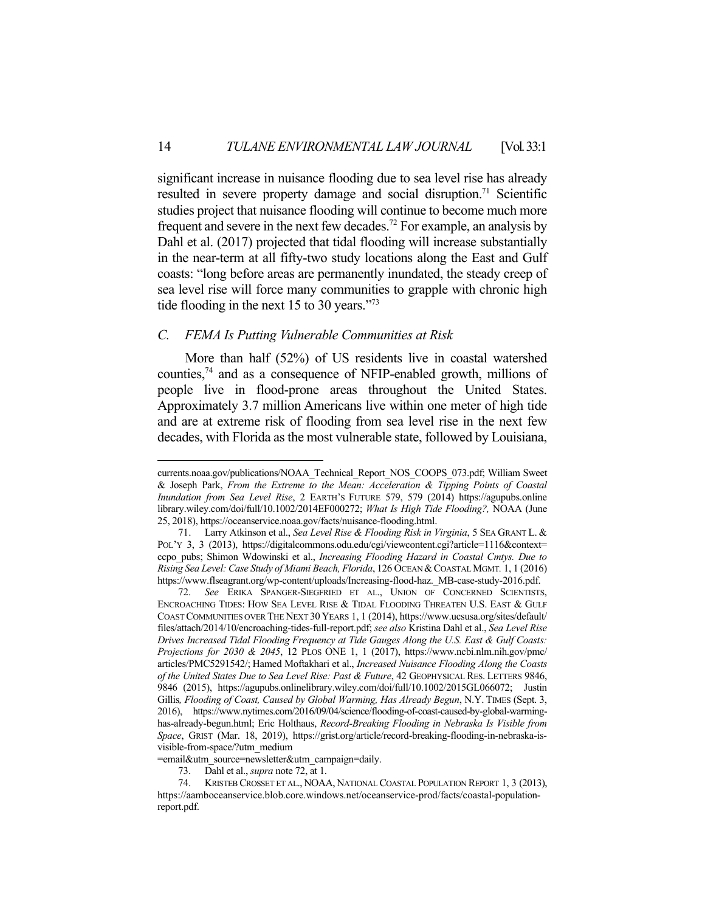significant increase in nuisance flooding due to sea level rise has already resulted in severe property damage and social disruption.[71] Scientific studies project that nuisance flooding will continue to become much more frequent and severe in the next few decades.[72] For example, an analysis by Dahl et al. (2017) projected that tidal flooding will increase substantially in the near-term at all fifty-two study locations along the East and Gulf coasts: "long before areas are permanently inundated, the steady creep of sea level rise will force many communities to grapple with chronic high tide flooding in the next 15 to 30 years."[73]

### *C. FEMA Is Putting Vulnerable Communities at Risk*

More than half (52%) of US residents live in coastal watershed counties,[74] and as a consequence of NFIP-enabled growth, millions of people live in flood-prone areas throughout the United States. Approximately 3.7 million Americans live within one meter of high tide and are at extreme risk of flooding from sea level rise in the next few decades, with Florida as the most vulnerable state, followed by Louisiana,

---

currents.noaa.gov/publications/NOAA_Technical_Report_NOS_COOPS_073.pdf; William Sweet & Joseph Park, *From the Extreme to the Mean: Acceleration & Tipping Points of Coastal Inundation from Sea Level Rise*, 2 EARTH'S FUTURE 579, 579 (2014) https://agupubs.onlinelibrary.wiley.com/doi/full/10.1002/2014EF000272; *What Is High Tide Flooding?,* NOAA (June 25, 2018), https://oceanservice.noaa.gov/facts/nuisance-flooding.html.

71. Larry Atkinson et al., *Sea Level Rise & Flooding Risk in Virginia*, 5 SEA GRANT L. & POL'Y 3, 3 (2013), https://digitalcommons.odu.edu/cgi/viewcontent.cgi?article=1116&context=ccpo_pubs; Shimon Wdowinski et al., *Increasing Flooding Hazard in Coastal Cmtys. Due to Rising Sea Level: Case Study of Miami Beach, Florida*, 126 OCEAN & COASTAL MGMT. 1, 1 (2016) https://www.flseagrant.org/wp-content/uploads/Increasing-flood-haz._MB-case-study-2016.pdf.

72. *See* ERIKA SPANGER-SIEGFRIED ET AL., UNION OF CONCERNED SCIENTISTS, ENCROACHING TIDES: HOW SEA LEVEL RISE & TIDAL FLOODING THREATEN U.S. EAST & GULF COAST COMMUNITIES OVER THE NEXT 30 YEARS 1, 1 (2014), https://www.ucsusa.org/sites/default/files/attach/2014/10/encroaching-tides-full-report.pdf; *see also* Kristina Dahl et al., *Sea Level Rise Drives Increased Tidal Flooding Frequency at Tide Gauges Along the U.S. East & Gulf Coasts: Projections for 2030 & 2045*, 12 PLOS ONE 1, 1 (2017), https://www.ncbi.nlm.nih.gov/pmc/articles/PMC5291542/; Hamed Moftakhari et al., *Increased Nuisance Flooding Along the Coasts of the United States Due to Sea Level Rise: Past & Future*, 42 GEOPHYSICAL RES. LETTERS 9846, 9846 (2015), https://agupubs.onlinelibrary.wiley.com/doi/full/10.1002/2015GL066072; Justin Gillis*, Flooding of Coast, Caused by Global Warming, Has Already Begun*, N.Y. TIMES (Sept. 3, 2016), https://www.nytimes.com/2016/09/04/science/flooding-of-coast-caused-by-global-warming-has-already-begun.html; Eric Holthaus, *Record-Breaking Flooding in Nebraska Is Visible from Space*, GRIST (Mar. 18, 2019), https://grist.org/article/record-breaking-flooding-in-nebraska-is-visible-from-space/?utm_medium=email&utm_source=newsletter&utm_campaign=daily.

73. Dahl et al., *supra* note 72, at 1.

74. KRISTEB CROSSET ET AL., NOAA, NATIONAL COASTAL POPULATION REPORT 1, 3 (2013), https://aamboceanservice.blob.core.windows.net/oceanservice-prod/facts/coastal-population-report.pdf.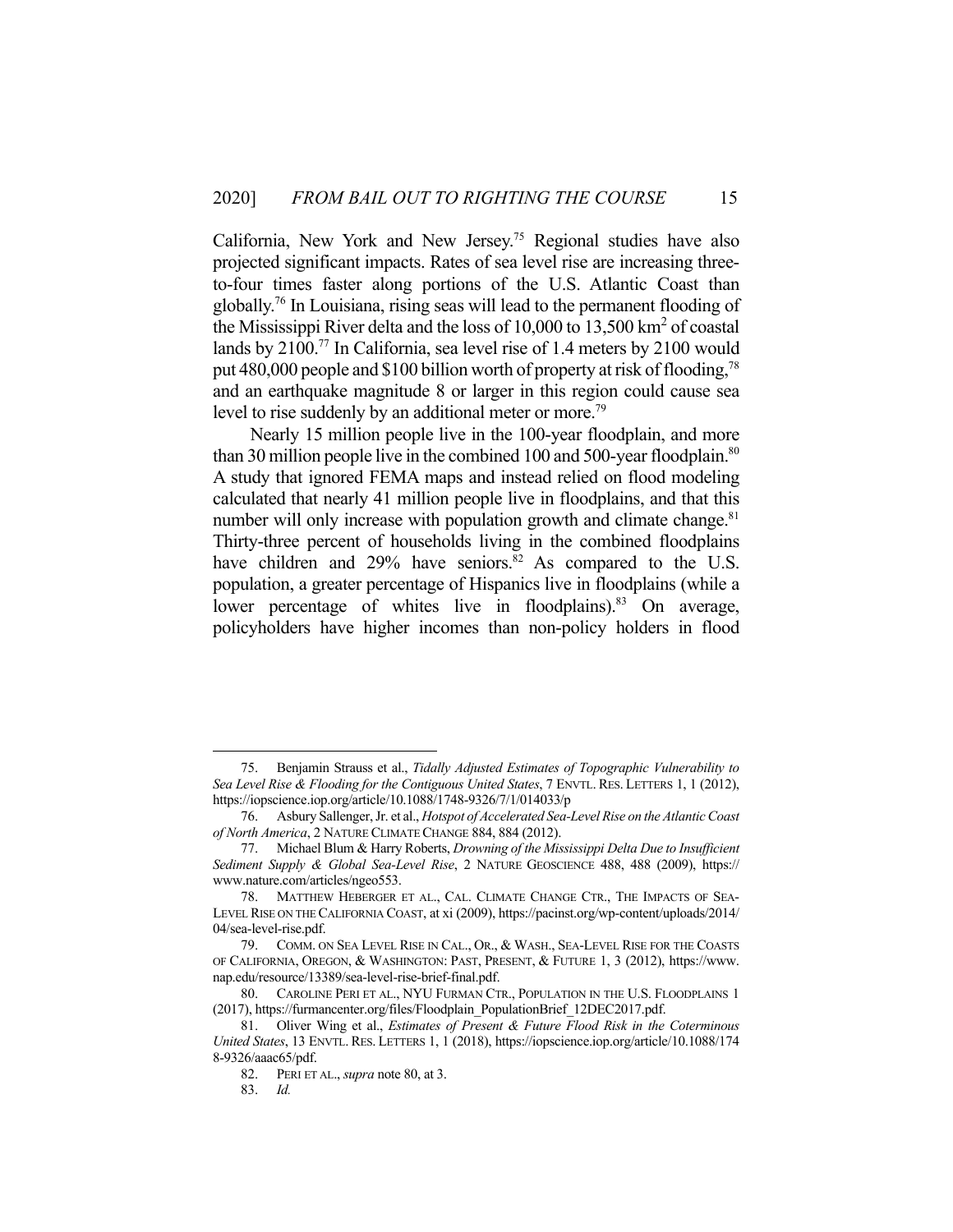California, New York and New Jersey.[75] Regional studies have also projected significant impacts. Rates of sea level rise are increasing three-to-four times faster along portions of the U.S. Atlantic Coast than globally.[76] In Louisiana, rising seas will lead to the permanent flooding of the Mississippi River delta and the loss of 10,000 to 13,500 $km^2$ of coastal lands by 2100.[77] In California, sea level rise of 1.4 meters by 2100 would put 480,000 people and $100 billion worth of property at risk of flooding,[78] and an earthquake magnitude 8 or larger in this region could cause sea level to rise suddenly by an additional meter or more.[79]

Nearly 15 million people live in the 100-year floodplain, and more than 30 million people live in the combined 100 and 500-year floodplain.[80] A study that ignored FEMA maps and instead relied on flood modeling calculated that nearly 41 million people live in floodplains, and that this number will only increase with population growth and climate change.[81] Thirty-three percent of households living in the combined floodplains have children and 29% have seniors.[82] As compared to the U.S. population, a greater percentage of Hispanics live in floodplains (while a lower percentage of whites live in floodplains).[83] On average, policyholders have higher incomes than non-policy holders in flood

---

75. Benjamin Strauss et al., *Tidally Adjusted Estimates of Topographic Vulnerability to Sea Level Rise & Flooding for the Contiguous United States*, 7 ENVTL. RES. LETTERS 1, 1 (2012), https://iopscience.iop.org/article/10.1088/1748-9326/7/1/014033/p

76. Asbury Sallenger, Jr. et al., *Hotspot of Accelerated Sea-Level Rise on the Atlantic Coast of North America*, 2 NATURE CLIMATE CHANGE 884, 884 (2012).

77. Michael Blum & Harry Roberts, *Drowning of the Mississippi Delta Due to Insufficient Sediment Supply & Global Sea-Level Rise*, 2 NATURE GEOSCIENCE 488, 488 (2009), https://www.nature.com/articles/ngeo553.

78. MATTHEW HEBERGER ET AL., CAL. CLIMATE CHANGE CTR., THE IMPACTS OF SEA-LEVEL RISE ON THE CALIFORNIA COAST, at xi (2009), https://pacinst.org/wp-content/uploads/2014/04/sea-level-rise.pdf.

79. COMM. ON SEA LEVEL RISE IN CAL., OR., & WASH., SEA-LEVEL RISE FOR THE COASTS OF CALIFORNIA, OREGON, & WASHINGTON: PAST, PRESENT, & FUTURE 1, 3 (2012), https://www.nap.edu/resource/13389/sea-level-rise-brief-final.pdf.

80. CAROLINE PERI ET AL., NYU FURMAN CTR., POPULATION IN THE U.S. FLOODPLAINS 1 (2017), https://furmancenter.org/files/Floodplain_PopulationBrief_12DEC2017.pdf.

81. Oliver Wing et al., *Estimates of Present & Future Flood Risk in the Coterminous United States*, 13 ENVTL. RES. LETTERS 1, 1 (2018), https://iopscience.iop.org/article/10.1088/1748-9326/aaac65/pdf.

82. PERI ET AL., *supra* note 80, at 3.

83. *Id.*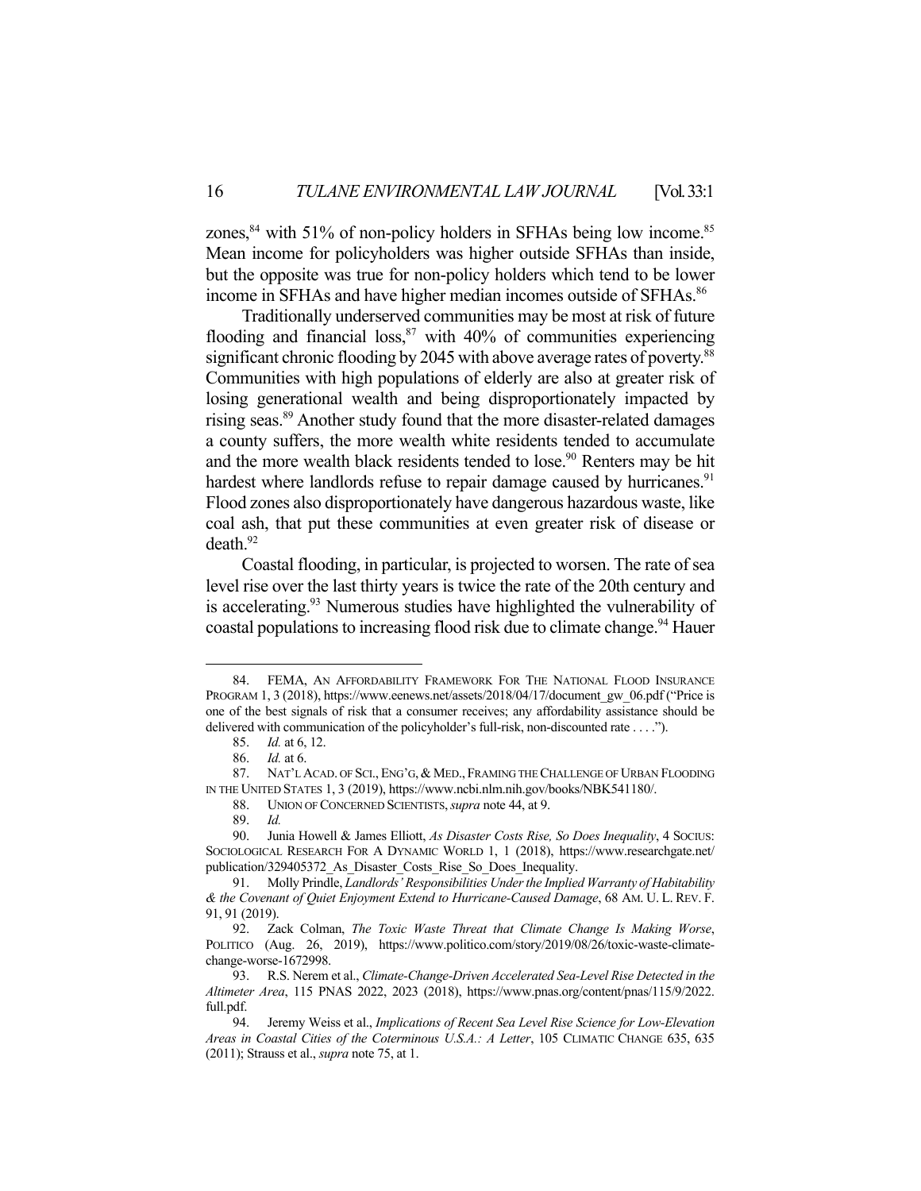zones,[84] with 51% of non-policy holders in SFHAs being low income.[85] Mean income for policyholders was higher outside SFHAs than inside, but the opposite was true for non-policy holders which tend to be lower income in SFHAs and have higher median incomes outside of SFHAs.[86]

Traditionally underserved communities may be most at risk of future flooding and financial loss,[87] with 40% of communities experiencing significant chronic flooding by 2045 with above average rates of poverty.[88] Communities with high populations of elderly are also at greater risk of losing generational wealth and being disproportionately impacted by rising seas.[89] Another study found that the more disaster-related damages a county suffers, the more wealth white residents tended to accumulate and the more wealth black residents tended to lose.[90] Renters may be hit hardest where landlords refuse to repair damage caused by hurricanes.[91] Flood zones also disproportionately have dangerous hazardous waste, like coal ash, that put these communities at even greater risk of disease or death.[92]

Coastal flooding, in particular, is projected to worsen. The rate of sea level rise over the last thirty years is twice the rate of the 20th century and is accelerating.[93] Numerous studies have highlighted the vulnerability of coastal populations to increasing flood risk due to climate change.[94] Hauer

---

84. FEMA, AN AFFORDABILITY FRAMEWORK FOR THE NATIONAL FLOOD INSURANCE PROGRAM 1, 3 (2018), https://www.eenews.net/assets/2018/04/17/document_gw_06.pdf ("Price is one of the best signals of risk that a consumer receives; any affordability assistance should be delivered with communication of the policyholder's full-risk, non-discounted rate . . . .").

85. *Id.* at 6, 12.

86. *Id.* at 6.

87. NAT'L ACAD. OF SCI., ENG'G, & MED., FRAMING THE CHALLENGE OF URBAN FLOODING IN THE UNITED STATES 1, 3 (2019), https://www.ncbi.nlm.nih.gov/books/NBK541180/.

88. UNION OF CONCERNED SCIENTISTS, *supra* note 44, at 9.

89. *Id.*

90. Junia Howell & James Elliott, *As Disaster Costs Rise, So Does Inequality*, 4 SOCIUS: SOCIOLOGICAL RESEARCH FOR A DYNAMIC WORLD 1, 1 (2018), https://www.researchgate.net/publication/329405372_As_Disaster_Costs_Rise_So_Does_Inequality.

91. Molly Prindle, *Landlords' Responsibilities Under the Implied Warranty of Habitability & the Covenant of Quiet Enjoyment Extend to Hurricane-Caused Damage*, 68 AM. U. L. REV. F. 91, 91 (2019).

92. Zack Colman, *The Toxic Waste Threat that Climate Change Is Making Worse*, POLITICO (Aug. 26, 2019), https://www.politico.com/story/2019/08/26/toxic-waste-climate-change-worse-1672998.

93. R.S. Nerem et al., *Climate-Change-Driven Accelerated Sea-Level Rise Detected in the Altimeter Area*, 115 PNAS 2022, 2023 (2018), https://www.pnas.org/content/pnas/115/9/2022.full.pdf.

94. Jeremy Weiss et al., *Implications of Recent Sea Level Rise Science for Low-Elevation Areas in Coastal Cities of the Coterminous U.S.A.: A Letter*, 105 CLIMATIC CHANGE 635, 635 (2011); Strauss et al., *supra* note 75, at 1.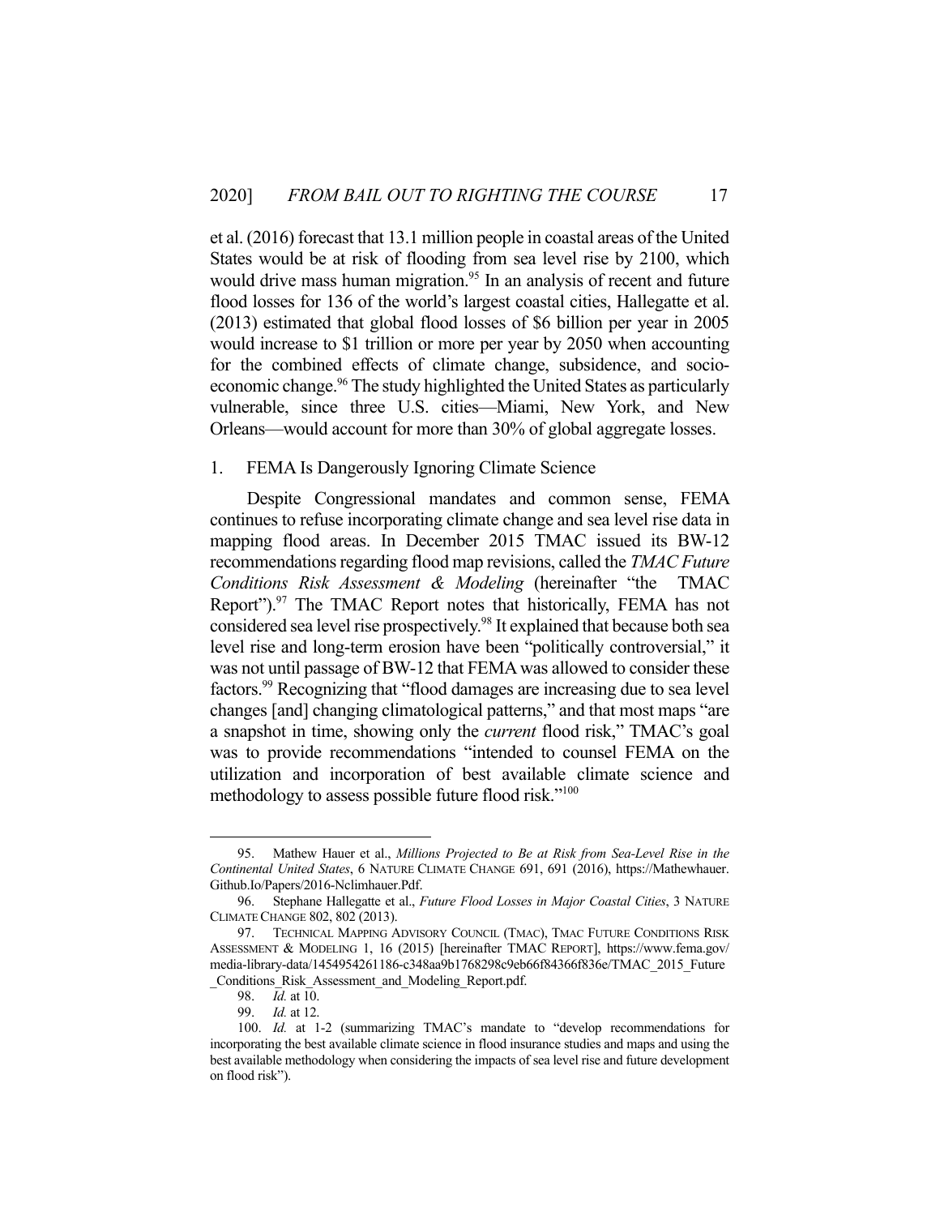et al. (2016) forecast that 13.1 million people in coastal areas of the United States would be at risk of flooding from sea level rise by 2100, which would drive mass human migration.[95] In an analysis of recent and future flood losses for 136 of the world's largest coastal cities, Hallegatte et al. (2013) estimated that global flood losses of $6 billion per year in 2005 would increase to $1 trillion or more per year by 2050 when accounting for the combined effects of climate change, subsidence, and socio-economic change.[96] The study highlighted the United States as particularly vulnerable, since three U.S. cities—Miami, New York, and New Orleans—would account for more than 30% of global aggregate losses.

### 1. FEMA Is Dangerously Ignoring Climate Science

Despite Congressional mandates and common sense, FEMA continues to refuse incorporating climate change and sea level rise data in mapping flood areas. In December 2015 TMAC issued its BW-12 recommendations regarding flood map revisions, called the *TMAC Future Conditions Risk Assessment & Modeling* (hereinafter "the TMAC Report").[97] The TMAC Report notes that historically, FEMA has not considered sea level rise prospectively.[98] It explained that because both sea level rise and long-term erosion have been "politically controversial," it was not until passage of BW-12 that FEMA was allowed to consider these factors.[99] Recognizing that "flood damages are increasing due to sea level changes [and] changing climatological patterns," and that most maps "are a snapshot in time, showing only the *current* flood risk," TMAC's goal was to provide recommendations "intended to counsel FEMA on the utilization and incorporation of best available climate science and methodology to assess possible future flood risk."[100]

---

95. Mathew Hauer et al., *Millions Projected to Be at Risk from Sea-Level Rise in the Continental United States*, 6 NATURE CLIMATE CHANGE 691, 691 (2016), https://Mathewhauer.Github.Io/Papers/2016-Nclimhauer.Pdf.

96. Stephane Hallegatte et al., *Future Flood Losses in Major Coastal Cities*, 3 NATURE CLIMATE CHANGE 802, 802 (2013).

97. TECHNICAL MAPPING ADVISORY COUNCIL (TMAC), TMAC FUTURE CONDITIONS RISK ASSESSMENT & MODELING 1, 16 (2015) [hereinafter TMAC REPORT], https://www.fema.gov/media-library-data/1454954261186-c348aa9b1768298c9eb66f84366f836e/TMAC_2015_Future_Conditions_Risk_Assessment_and_Modeling_Report.pdf.

98. *Id.* at 10.

99. *Id.* at 12.

100. *Id.* at 1-2 (summarizing TMAC's mandate to "develop recommendations for incorporating the best available climate science in flood insurance studies and maps and using the best available methodology when considering the impacts of sea level rise and future development on flood risk").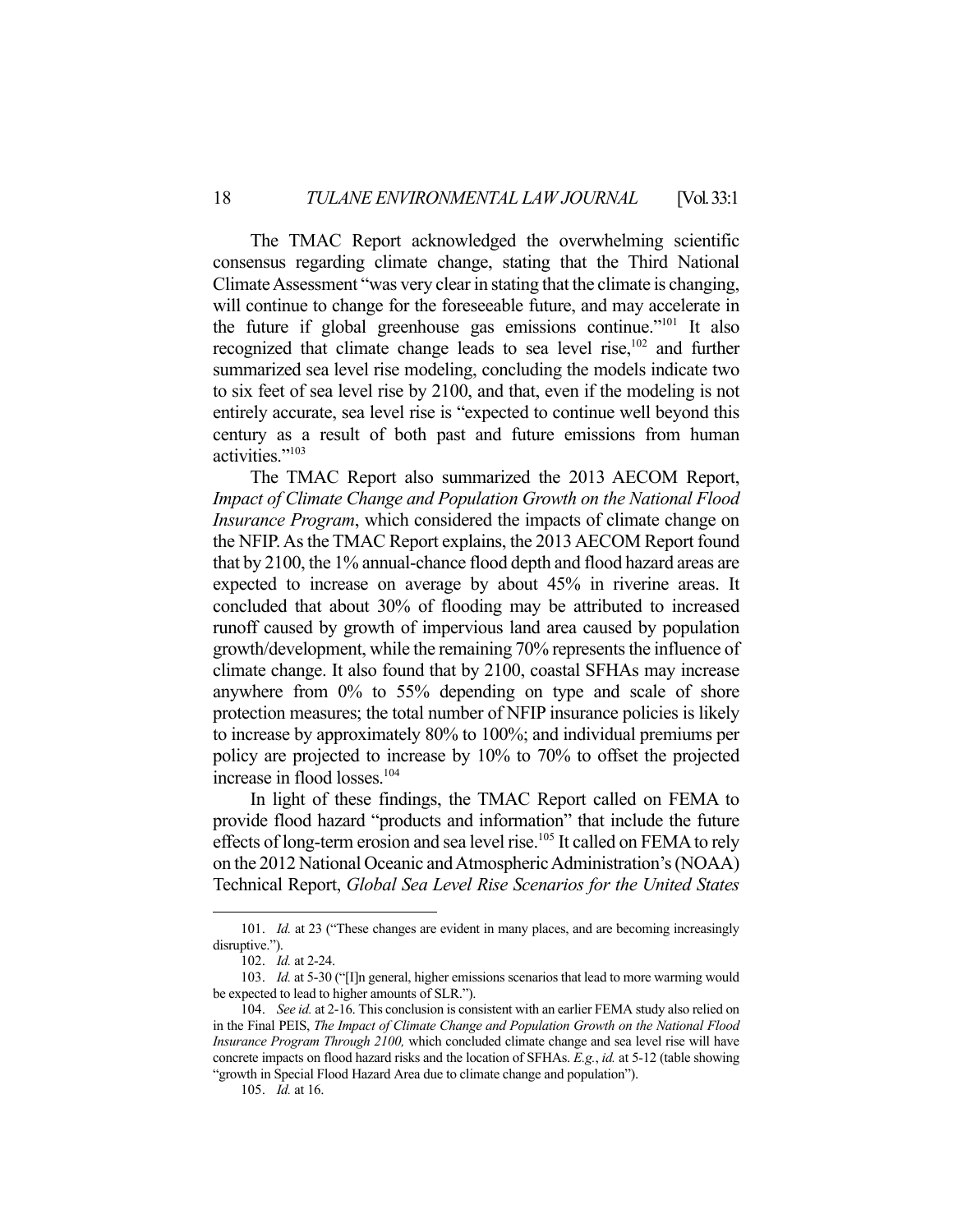The TMAC Report acknowledged the overwhelming scientific consensus regarding climate change, stating that the Third National Climate Assessment "was very clear in stating that the climate is changing, will continue to change for the foreseeable future, and may accelerate in the future if global greenhouse gas emissions continue."[101] It also recognized that climate change leads to sea level rise,[102] and further summarized sea level rise modeling, concluding the models indicate two to six feet of sea level rise by 2100, and that, even if the modeling is not entirely accurate, sea level rise is "expected to continue well beyond this century as a result of both past and future emissions from human activities."[103]

The TMAC Report also summarized the 2013 AECOM Report, *Impact of Climate Change and Population Growth on the National Flood Insurance Program*, which considered the impacts of climate change on the NFIP. As the TMAC Report explains, the 2013 AECOM Report found that by 2100, the 1% annual-chance flood depth and flood hazard areas are expected to increase on average by about 45% in riverine areas. It concluded that about 30% of flooding may be attributed to increased runoff caused by growth of impervious land area caused by population growth/development, while the remaining 70% represents the influence of climate change. It also found that by 2100, coastal SFHAs may increase anywhere from 0% to 55% depending on type and scale of shore protection measures; the total number of NFIP insurance policies is likely to increase by approximately 80% to 100%; and individual premiums per policy are projected to increase by 10% to 70% to offset the projected increase in flood losses.[104]

In light of these findings, the TMAC Report called on FEMA to provide flood hazard "products and information" that include the future effects of long-term erosion and sea level rise.[105] It called on FEMA to rely on the 2012 National Oceanic and Atmospheric Administration's (NOAA) Technical Report, *Global Sea Level Rise Scenarios for the United States*

---

101. *Id.* at 23 ("These changes are evident in many places, and are becoming increasingly disruptive.").

102. *Id.* at 2-24.

103. *Id.* at 5-30 ("[I]n general, higher emissions scenarios that lead to more warming would be expected to lead to higher amounts of SLR.").

104. *See id.* at 2-16. This conclusion is consistent with an earlier FEMA study also relied on in the Final PEIS, *The Impact of Climate Change and Population Growth on the National Flood Insurance Program Through 2100,* which concluded climate change and sea level rise will have concrete impacts on flood hazard risks and the location of SFHAs. *E.g.*, *id.* at 5-12 (table showing "growth in Special Flood Hazard Area due to climate change and population").

105. *Id.* at 16.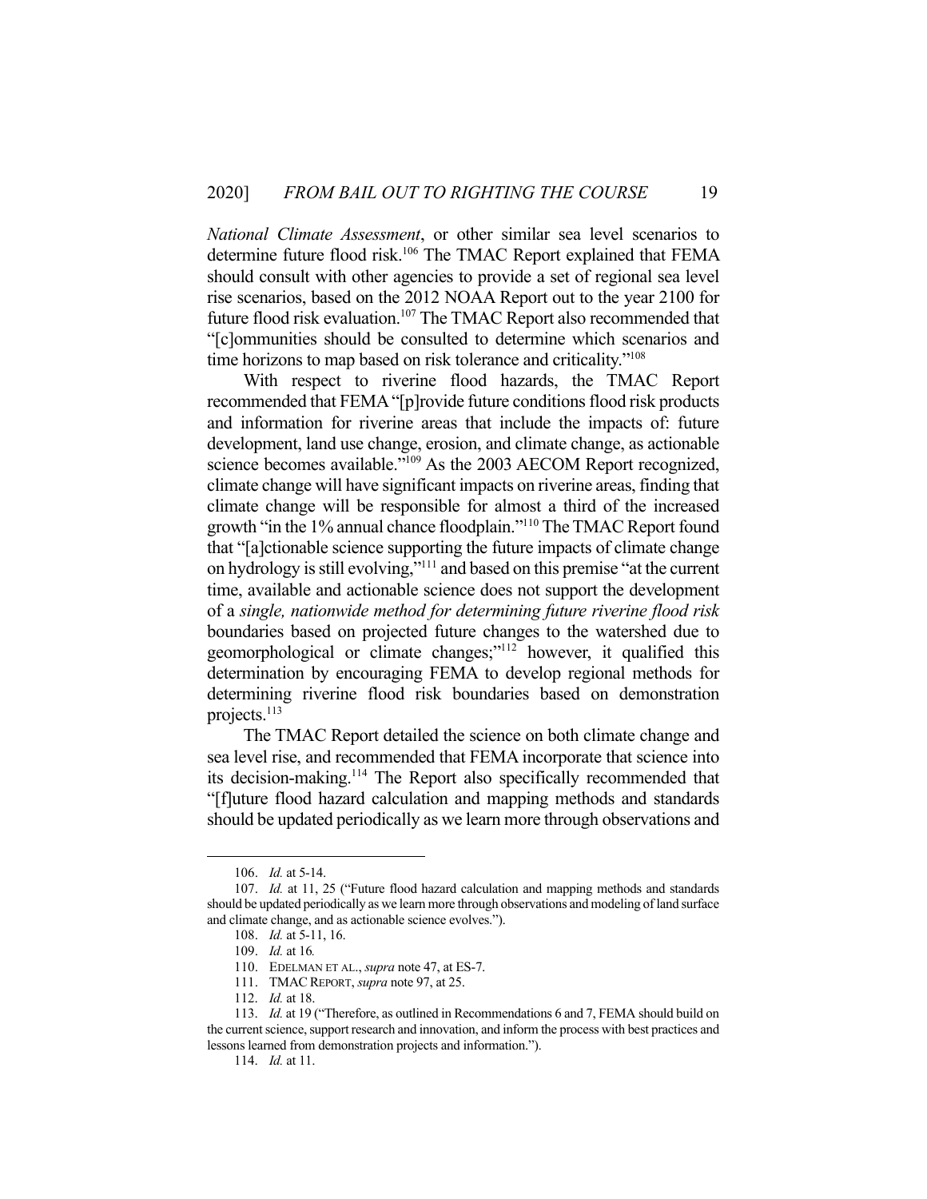*National Climate Assessment*, or other similar sea level scenarios to determine future flood risk.[106] The TMAC Report explained that FEMA should consult with other agencies to provide a set of regional sea level rise scenarios, based on the 2012 NOAA Report out to the year 2100 for future flood risk evaluation.[107] The TMAC Report also recommended that "[c]ommunities should be consulted to determine which scenarios and time horizons to map based on risk tolerance and criticality."[108]

With respect to riverine flood hazards, the TMAC Report recommended that FEMA "[p]rovide future conditions flood risk products and information for riverine areas that include the impacts of: future development, land use change, erosion, and climate change, as actionable science becomes available."[109] As the 2003 AECOM Report recognized, climate change will have significant impacts on riverine areas, finding that climate change will be responsible for almost a third of the increased growth "in the 1% annual chance floodplain."[110] The TMAC Report found that "[a]ctionable science supporting the future impacts of climate change on hydrology is still evolving,"[111] and based on this premise "at the current time, available and actionable science does not support the development of a *single, nationwide method for determining future riverine flood risk* boundaries based on projected future changes to the watershed due to geomorphological or climate changes;"[112] however, it qualified this determination by encouraging FEMA to develop regional methods for determining riverine flood risk boundaries based on demonstration projects.[113]

The TMAC Report detailed the science on both climate change and sea level rise, and recommended that FEMA incorporate that science into its decision-making.[114] The Report also specifically recommended that "[f]uture flood hazard calculation and mapping methods and standards should be updated periodically as we learn more through observations and

---

106. *Id.* at 5-14.

107. *Id.* at 11, 25 ("Future flood hazard calculation and mapping methods and standards should be updated periodically as we learn more through observations and modeling of land surface and climate change, and as actionable science evolves.").

108. *Id.* at 5-11, 16.

109. *Id.* at 16*.*

110. EDELMAN ET AL., *supra* note 47, at ES-7.

111. TMAC REPORT, *supra* note 97, at 25.

112. *Id.* at 18.

113. *Id.* at 19 ("Therefore, as outlined in Recommendations 6 and 7, FEMA should build on the current science, support research and innovation, and inform the process with best practices and lessons learned from demonstration projects and information.").

114. *Id.* at 11.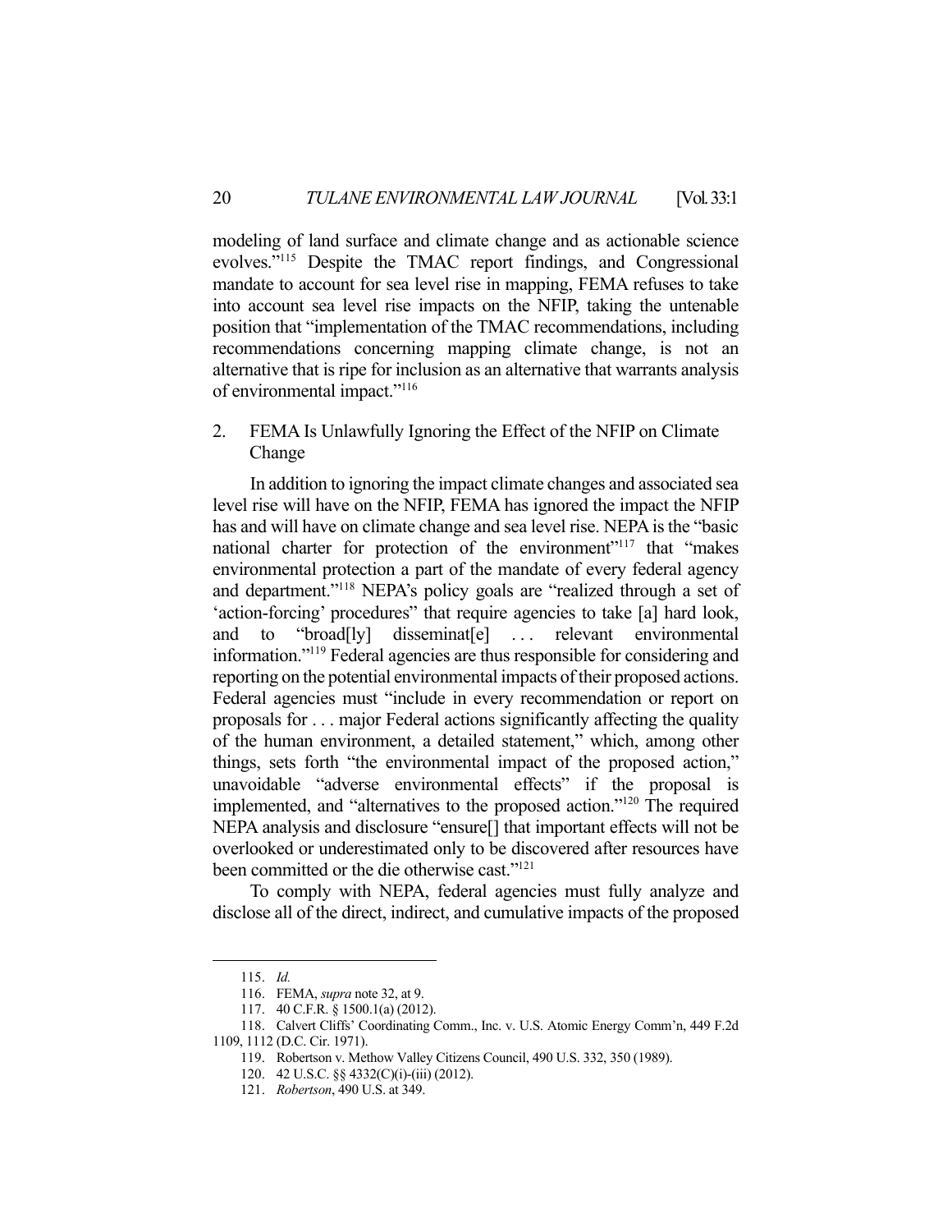modeling of land surface and climate change and as actionable science evolves."[115] Despite the TMAC report findings, and Congressional mandate to account for sea level rise in mapping, FEMA refuses to take into account sea level rise impacts on the NFIP, taking the untenable position that "implementation of the TMAC recommendations, including recommendations concerning mapping climate change, is not an alternative that is ripe for inclusion as an alternative that warrants analysis of environmental impact."[116]

2. FEMA Is Unlawfully Ignoring the Effect of the NFIP on Climate Change

In addition to ignoring the impact climate changes and associated sea level rise will have on the NFIP, FEMA has ignored the impact the NFIP has and will have on climate change and sea level rise. NEPA is the "basic national charter for protection of the environment"[117] that "makes environmental protection a part of the mandate of every federal agency and department."[118] NEPA's policy goals are "realized through a set of 'action-forcing' procedures" that require agencies to take [a] hard look, and to "broad[ly] disseminat[e] . . . relevant environmental information."[119] Federal agencies are thus responsible for considering and reporting on the potential environmental impacts of their proposed actions. Federal agencies must "include in every recommendation or report on proposals for . . . major Federal actions significantly affecting the quality of the human environment, a detailed statement," which, among other things, sets forth "the environmental impact of the proposed action," unavoidable "adverse environmental effects" if the proposal is implemented, and "alternatives to the proposed action."[120] The required NEPA analysis and disclosure "ensure[] that important effects will not be overlooked or underestimated only to be discovered after resources have been committed or the die otherwise cast."[121]

To comply with NEPA, federal agencies must fully analyze and disclose all of the direct, indirect, and cumulative impacts of the proposed

---

115. *Id.*

116. FEMA, *supra* note 32, at 9.

117. 40 C.F.R. § 1500.1(a) (2012).

118. Calvert Cliffs' Coordinating Comm., Inc. v. U.S. Atomic Energy Comm'n, 449 F.2d 1109, 1112 (D.C. Cir. 1971).

119. Robertson v. Methow Valley Citizens Council, 490 U.S. 332, 350 (1989).

120. 42 U.S.C. §§ 4332(C)(i)-(iii) (2012).

121. *Robertson*, 490 U.S. at 349.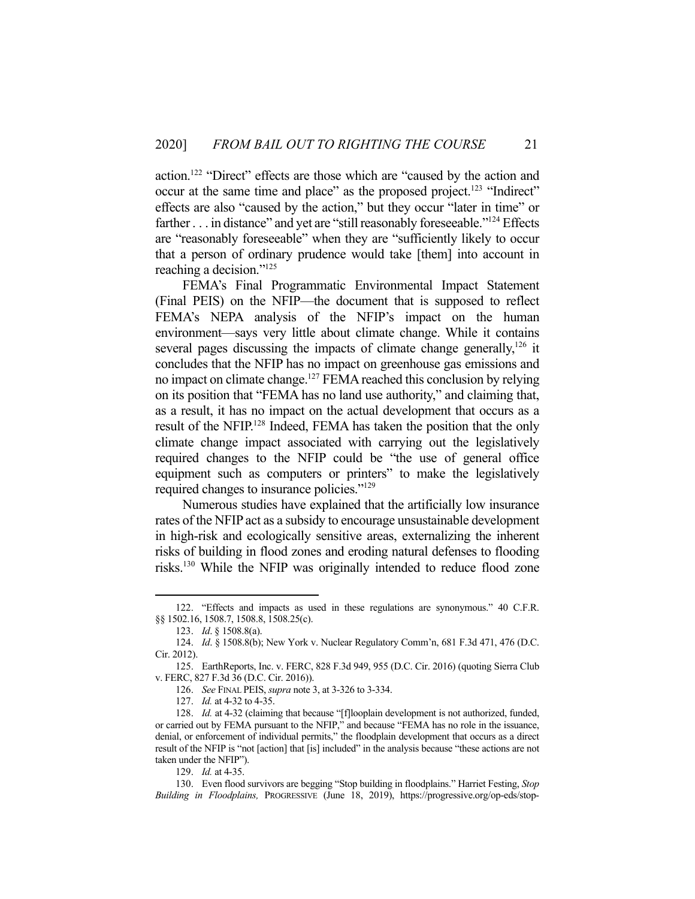action.[122] "Direct" effects are those which are "caused by the action and occur at the same time and place" as the proposed project.[123] "Indirect" effects are also "caused by the action," but they occur "later in time" or farther . . . in distance" and yet are "still reasonably foreseeable."[124] Effects are "reasonably foreseeable" when they are "sufficiently likely to occur that a person of ordinary prudence would take [them] into account in reaching a decision."[125]

FEMA's Final Programmatic Environmental Impact Statement (Final PEIS) on the NFIP—the document that is supposed to reflect FEMA's NEPA analysis of the NFIP's impact on the human environment—says very little about climate change. While it contains several pages discussing the impacts of climate change generally,[126] it concludes that the NFIP has no impact on greenhouse gas emissions and no impact on climate change.[127] FEMA reached this conclusion by relying on its position that "FEMA has no land use authority," and claiming that, as a result, it has no impact on the actual development that occurs as a result of the NFIP.[128] Indeed, FEMA has taken the position that the only climate change impact associated with carrying out the legislatively required changes to the NFIP could be "the use of general office equipment such as computers or printers" to make the legislatively required changes to insurance policies."[129]

Numerous studies have explained that the artificially low insurance rates of the NFIP act as a subsidy to encourage unsustainable development in high-risk and ecologically sensitive areas, externalizing the inherent risks of building in flood zones and eroding natural defenses to flooding risks.[130] While the NFIP was originally intended to reduce flood zone

---

122. "Effects and impacts as used in these regulations are synonymous." 40 C.F.R. §§ 1502.16, 1508.7, 1508.8, 1508.25(c).

123. *Id*. § 1508.8(a).

124. *Id*. § 1508.8(b); New York v. Nuclear Regulatory Comm'n, 681 F.3d 471, 476 (D.C. Cir. 2012).

125. EarthReports, Inc. v. FERC, 828 F.3d 949, 955 (D.C. Cir. 2016) (quoting Sierra Club v. FERC, 827 F.3d 36 (D.C. Cir. 2016)).

126. *See* FINAL PEIS, *supra* note 3, at 3-326 to 3-334.

127. *Id.* at 4-32 to 4-35.

128. *Id.* at 4-32 (claiming that because "[f]loodplain development is not authorized, funded, or carried out by FEMA pursuant to the NFIP," and because "FEMA has no role in the issuance, denial, or enforcement of individual permits," the floodplain development that occurs as a direct result of the NFIP is "not [action] that [is] included" in the analysis because "these actions are not taken under the NFIP").

129. *Id.* at 4-35.

130. Even flood survivors are begging "Stop building in floodplains." Harriet Festing, *Stop Building in Floodplains,* PROGRESSIVE (June 18, 2019), https://progressive.org/op-eds/stop-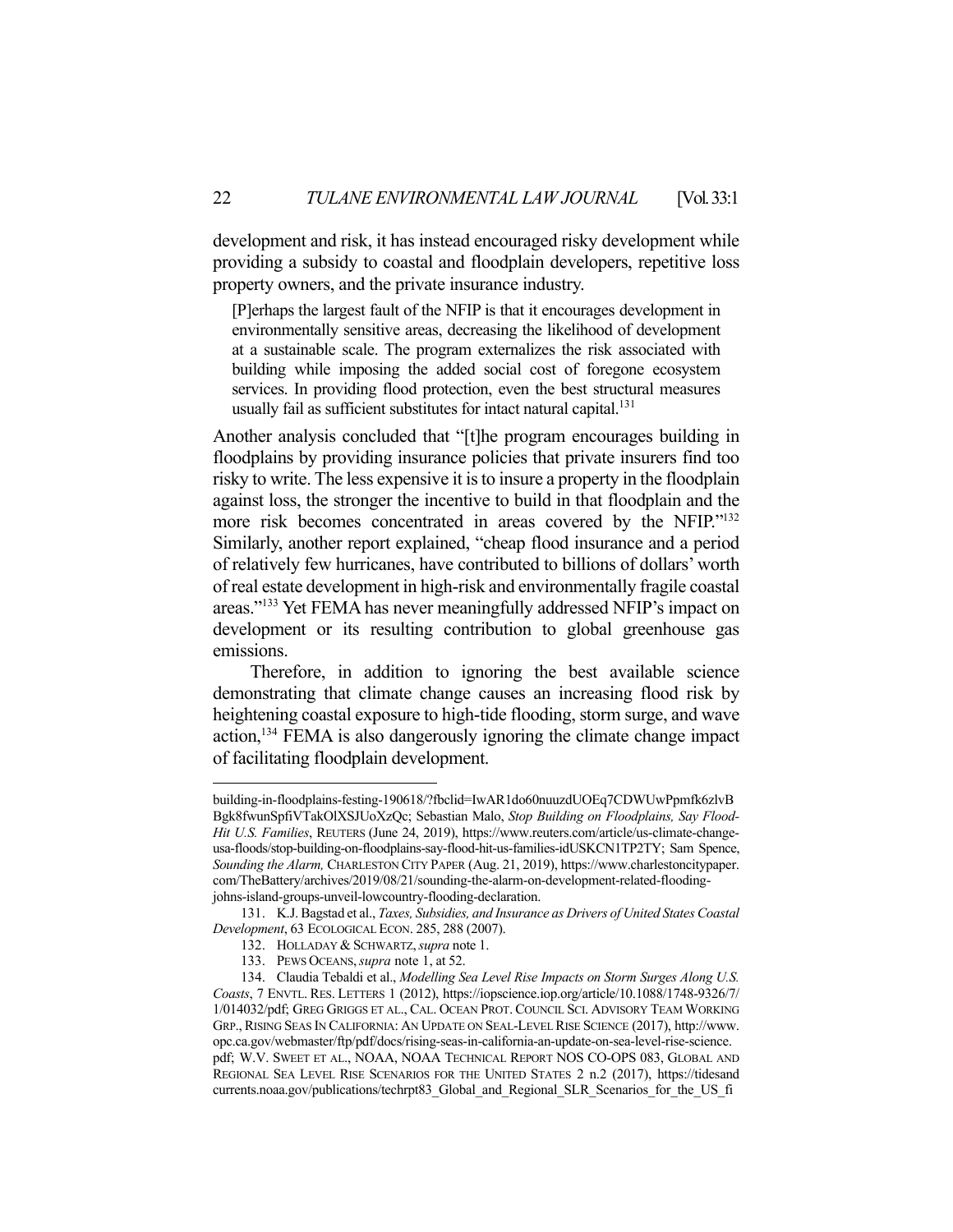development and risk, it has instead encouraged risky development while providing a subsidy to coastal and floodplain developers, repetitive loss property owners, and the private insurance industry.

> [P]erhaps the largest fault of the NFIP is that it encourages development in environmentally sensitive areas, decreasing the likelihood of development at a sustainable scale. The program externalizes the risk associated with building while imposing the added social cost of foregone ecosystem services. In providing flood protection, even the best structural measures usually fail as sufficient substitutes for intact natural capital.[131]

Another analysis concluded that "[t]he program encourages building in floodplains by providing insurance policies that private insurers find too risky to write. The less expensive it is to insure a property in the floodplain against loss, the stronger the incentive to build in that floodplain and the more risk becomes concentrated in areas covered by the NFIP."[132] Similarly, another report explained, "cheap flood insurance and a period of relatively few hurricanes, have contributed to billions of dollars' worth of real estate development in high-risk and environmentally fragile coastal areas."[133] Yet FEMA has never meaningfully addressed NFIP's impact on development or its resulting contribution to global greenhouse gas emissions.

Therefore, in addition to ignoring the best available science demonstrating that climate change causes an increasing flood risk by heightening coastal exposure to high-tide flooding, storm surge, and wave action,[134] FEMA is also dangerously ignoring the climate change impact of facilitating floodplain development.

---

building-in-floodplains-festing-190618/?fbclid=IwAR1do60nuuzdUOEq7CDWUwPpmfk6zlvBBgk8fwunSpfiVTakOlXSJUoXzQc; Sebastian Malo, *Stop Building on Floodplains, Say Flood-Hit U.S. Families*, REUTERS (June 24, 2019), https://www.reuters.com/article/us-climate-change-usa-floods/stop-building-on-floodplains-say-flood-hit-us-families-idUSKCN1TP2TY; Sam Spence, *Sounding the Alarm,* CHARLESTON CITY PAPER (Aug. 21, 2019), https://www.charlestoncitypaper.com/TheBattery/archives/2019/08/21/sounding-the-alarm-on-development-related-flooding-johns-island-groups-unveil-lowcountry-flooding-declaration.

131. K.J. Bagstad et al., *Taxes, Subsidies, and Insurance as Drivers of United States Coastal Development*, 63 ECOLOGICAL ECON. 285, 288 (2007).

132. HOLLADAY & SCHWARTZ, *supra* note 1.

133. PEWS OCEANS, *supra* note 1, at 52.

134. Claudia Tebaldi et al., *Modelling Sea Level Rise Impacts on Storm Surges Along U.S. Coasts*, 7 ENVTL. RES. LETTERS 1 (2012), https://iopscience.iop.org/article/10.1088/1748-9326/7/1/014032/pdf; GREG GRIGGS ET AL., CAL. OCEAN PROT. COUNCIL SCI. ADVISORY TEAM WORKING GRP., RISING SEAS IN CALIFORNIA: AN UPDATE ON SEAL-LEVEL RISE SCIENCE (2017), http://www.opc.ca.gov/webmaster/ftp/pdf/docs/rising-seas-in-california-an-update-on-sea-level-rise-science.pdf; W.V. SWEET ET AL., NOAA, NOAA TECHNICAL REPORT NOS CO-OPS 083, GLOBAL AND REGIONAL SEA LEVEL RISE SCENARIOS FOR THE UNITED STATES 2 n.2 (2017), https://tidesandcurrents.noaa.gov/publications/techrpt83_Global_and_Regional_SLR_Scenarios_for_the_US_fi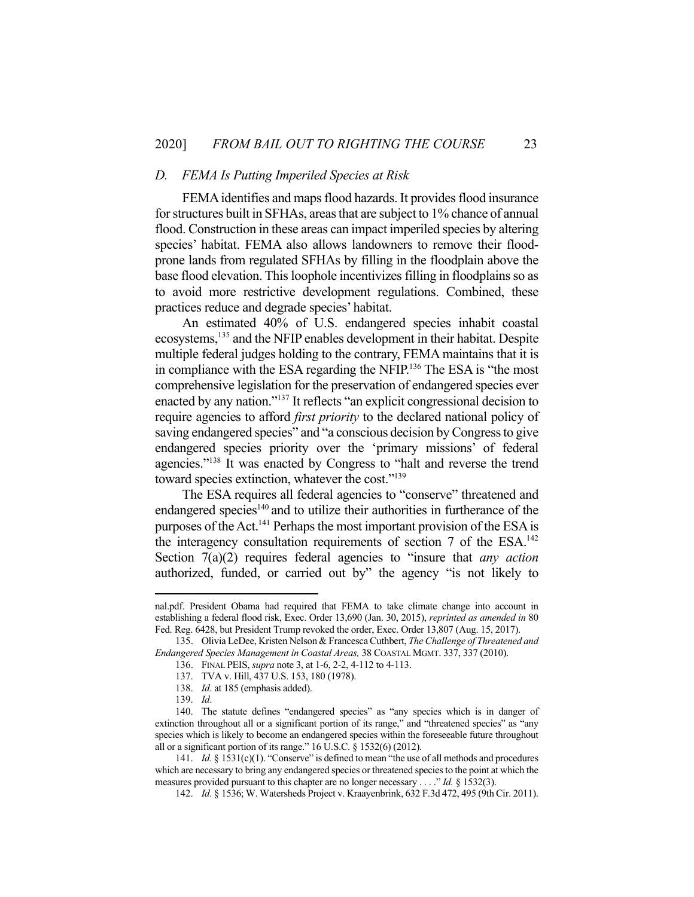### D. *FEMA Is Putting Imperiled Species at Risk*

FEMA identifies and maps flood hazards. It provides flood insurance for structures built in SFHAs, areas that are subject to 1% chance of annual flood. Construction in these areas can impact imperiled species by altering species' habitat. FEMA also allows landowners to remove their flood-prone lands from regulated SFHAs by filling in the floodplain above the base flood elevation. This loophole incentivizes filling in floodplains so as to avoid more restrictive development regulations. Combined, these practices reduce and degrade species' habitat.

An estimated 40% of U.S. endangered species inhabit coastal ecosystems,[135] and the NFIP enables development in their habitat. Despite multiple federal judges holding to the contrary, FEMA maintains that it is in compliance with the ESA regarding the NFIP.[136] The ESA is "the most comprehensive legislation for the preservation of endangered species ever enacted by any nation."[137] It reflects "an explicit congressional decision to require agencies to afford *first priority* to the declared national policy of saving endangered species" and "a conscious decision by Congress to give endangered species priority over the 'primary missions' of federal agencies."[138] It was enacted by Congress to "halt and reverse the trend toward species extinction, whatever the cost."[139]

The ESA requires all federal agencies to "conserve" threatened and endangered species[140] and to utilize their authorities in furtherance of the purposes of the Act.[141] Perhaps the most important provision of the ESA is the interagency consultation requirements of section 7 of the ESA.[142] Section 7(a)(2) requires federal agencies to "insure that *any action* authorized, funded, or carried out by" the agency "is not likely to

---

nal.pdf. President Obama had required that FEMA to take climate change into account in establishing a federal flood risk, Exec. Order 13,690 (Jan. 30, 2015), *reprinted as amended in* 80 Fed. Reg. 6428, but President Trump revoked the order, Exec. Order 13,807 (Aug. 15, 2017).

135. Olivia LeDee, Kristen Nelson & Francesca Cuthbert, *The Challenge of Threatened and Endangered Species Management in Coastal Areas,* 38 COASTAL MGMT. 337, 337 (2010).

136. FINAL PEIS, *supra* note 3, at 1-6, 2-2, 4-112 to 4-113.

137. TVA v. Hill, 437 U.S. 153, 180 (1978).

138. *Id.* at 185 (emphasis added).

139. *Id*.

140. The statute defines "endangered species" as "any species which is in danger of extinction throughout all or a significant portion of its range," and "threatened species" as "any species which is likely to become an endangered species within the foreseeable future throughout all or a significant portion of its range." 16 U.S.C. § 1532(6) (2012).

141. *Id.* § 1531(c)(1). "Conserve" is defined to mean "the use of all methods and procedures which are necessary to bring any endangered species or threatened species to the point at which the measures provided pursuant to this chapter are no longer necessary . . . ." *Id.* § 1532(3).

142. *Id.* § 1536; W. Watersheds Project v. Kraayenbrink, 632 F.3d 472, 495 (9th Cir. 2011).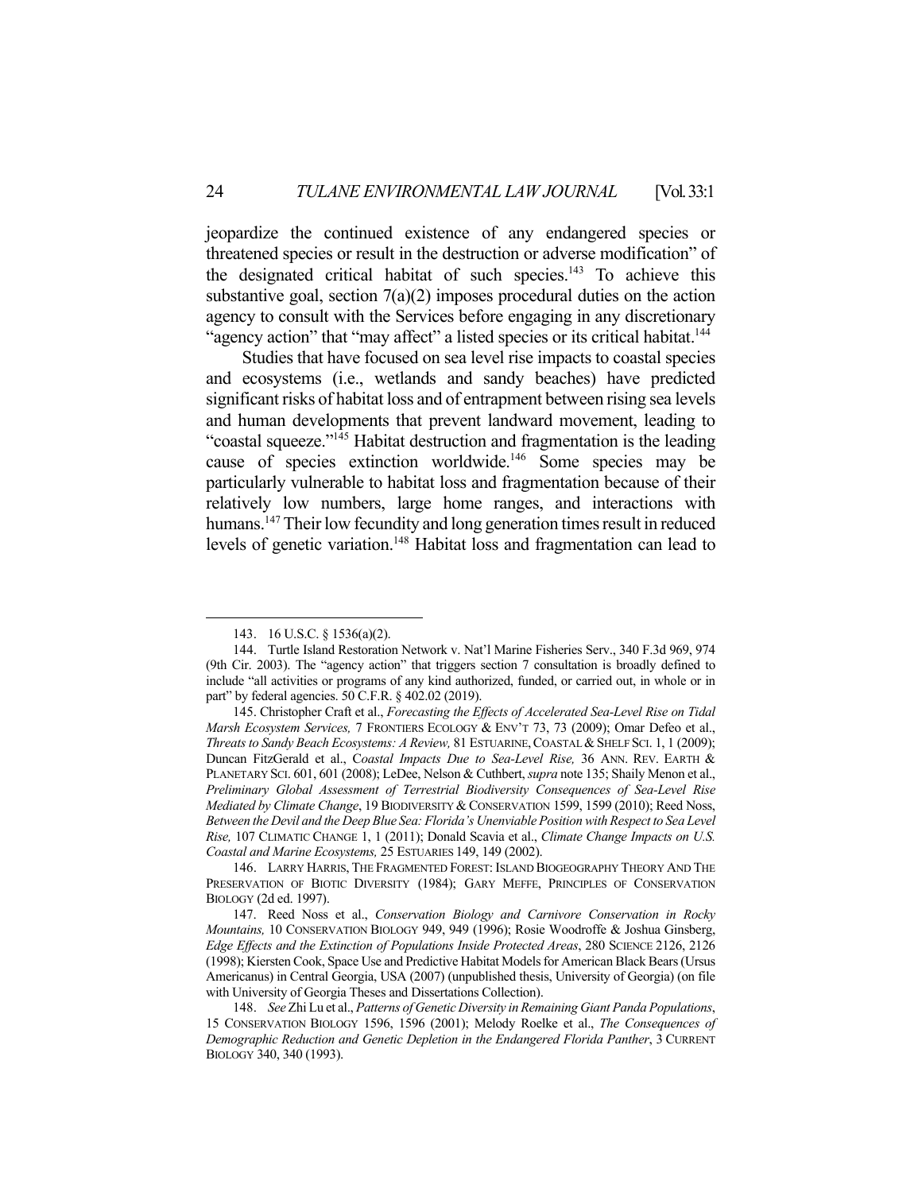jeopardize the continued existence of any endangered species or threatened species or result in the destruction or adverse modification" of the designated critical habitat of such species.[143] To achieve this substantive goal, section 7(a)(2) imposes procedural duties on the action agency to consult with the Services before engaging in any discretionary "agency action" that "may affect" a listed species or its critical habitat.[144]

Studies that have focused on sea level rise impacts to coastal species and ecosystems (i.e., wetlands and sandy beaches) have predicted significant risks of habitat loss and of entrapment between rising sea levels and human developments that prevent landward movement, leading to "coastal squeeze."[145] Habitat destruction and fragmentation is the leading cause of species extinction worldwide.[146] Some species may be particularly vulnerable to habitat loss and fragmentation because of their relatively low numbers, large home ranges, and interactions with humans.[147] Their low fecundity and long generation times result in reduced levels of genetic variation.[148] Habitat loss and fragmentation can lead to

---

143. 16 U.S.C. § 1536(a)(2).

144. Turtle Island Restoration Network v. Nat'l Marine Fisheries Serv., 340 F.3d 969, 974 (9th Cir. 2003). The "agency action" that triggers section 7 consultation is broadly defined to include "all activities or programs of any kind authorized, funded, or carried out, in whole or in part" by federal agencies. 50 C.F.R. § 402.02 (2019).

145. Christopher Craft et al., *Forecasting the Effects of Accelerated Sea-Level Rise on Tidal Marsh Ecosystem Services,* 7 FRONTIERS ECOLOGY & ENV'T 73, 73 (2009); Omar Defeo et al., *Threats to Sandy Beach Ecosystems: A Review,* 81 ESTUARINE, COASTAL & SHELF SCI. 1, 1 (2009); Duncan FitzGerald et al., *Coastal Impacts Due to Sea-Level Rise,* 36 ANN. REV. EARTH & PLANETARY SCI. 601, 601 (2008); LeDee, Nelson & Cuthbert, *supra* note 135; Shaily Menon et al., *Preliminary Global Assessment of Terrestrial Biodiversity Consequences of Sea-Level Rise Mediated by Climate Change*, 19 BIODIVERSITY & CONSERVATION 1599, 1599 (2010); Reed Noss, *Between the Devil and the Deep Blue Sea: Florida's Unenviable Position with Respect to Sea Level Rise,* 107 CLIMATIC CHANGE 1, 1 (2011); Donald Scavia et al., *Climate Change Impacts on U.S. Coastal and Marine Ecosystems,* 25 ESTUARIES 149, 149 (2002).

146. LARRY HARRIS, THE FRAGMENTED FOREST: ISLAND BIOGEOGRAPHY THEORY AND THE PRESERVATION OF BIOTIC DIVERSITY (1984); GARY MEFFE, PRINCIPLES OF CONSERVATION BIOLOGY (2d ed. 1997).

147. Reed Noss et al., *Conservation Biology and Carnivore Conservation in Rocky Mountains,* 10 CONSERVATION BIOLOGY 949, 949 (1996); Rosie Woodroffe & Joshua Ginsberg, *Edge Effects and the Extinction of Populations Inside Protected Areas*, 280 SCIENCE 2126, 2126 (1998); Kiersten Cook, Space Use and Predictive Habitat Models for American Black Bears (Ursus Americanus) in Central Georgia, USA (2007) (unpublished thesis, University of Georgia) (on file with University of Georgia Theses and Dissertations Collection).

148. *See* Zhi Lu et al., *Patterns of Genetic Diversity in Remaining Giant Panda Populations*, 15 CONSERVATION BIOLOGY 1596, 1596 (2001); Melody Roelke et al., *The Consequences of Demographic Reduction and Genetic Depletion in the Endangered Florida Panther*, 3 CURRENT BIOLOGY 340, 340 (1993).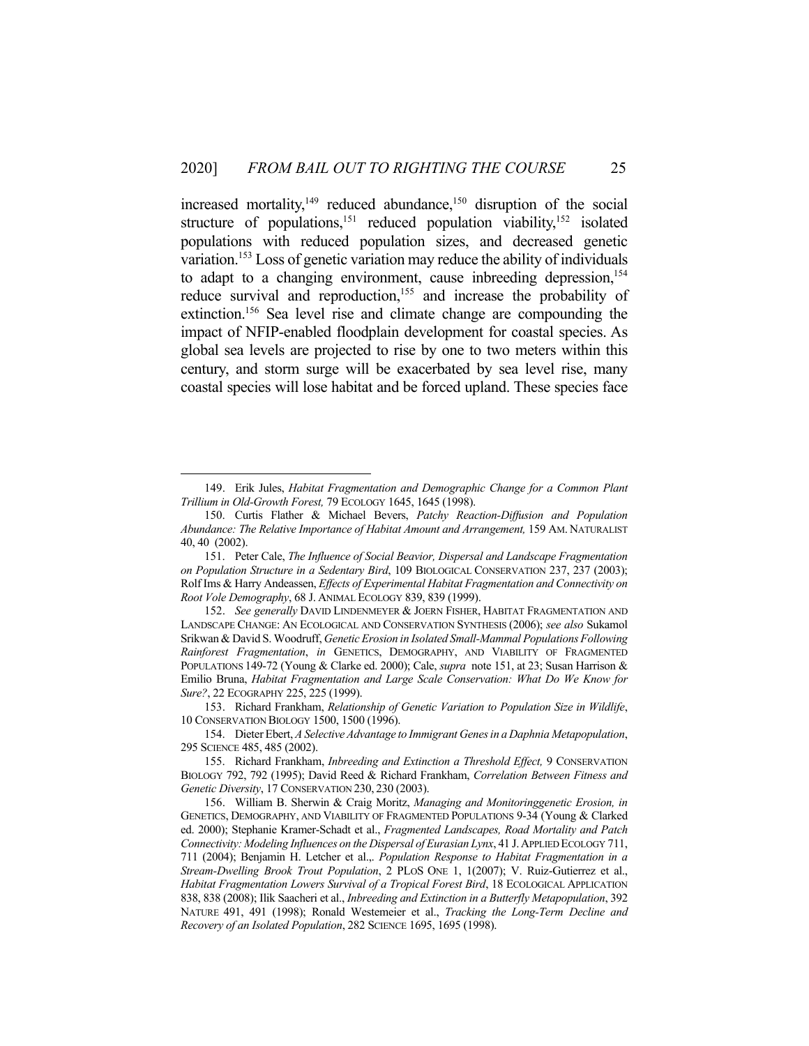increased mortality,[149] reduced abundance,[150] disruption of the social structure of populations,[151] reduced population viability,[152] isolated populations with reduced population sizes, and decreased genetic variation.[153] Loss of genetic variation may reduce the ability of individuals to adapt to a changing environment, cause inbreeding depression,[154] reduce survival and reproduction,[155] and increase the probability of extinction.[156] Sea level rise and climate change are compounding the impact of NFIP-enabled floodplain development for coastal species. As global sea levels are projected to rise by one to two meters within this century, and storm surge will be exacerbated by sea level rise, many coastal species will lose habitat and be forced upland. These species face

---

149. Erik Jules, *Habitat Fragmentation and Demographic Change for a Common Plant Trillium in Old-Growth Forest,* 79 ECOLOGY 1645, 1645 (1998).

150. Curtis Flather & Michael Bevers, *Patchy Reaction-Diffusion and Population Abundance: The Relative Importance of Habitat Amount and Arrangement,* 159 AM. NATURALIST 40, 40 (2002).

151. Peter Cale, *The Influence of Social Beavior, Dispersal and Landscape Fragmentation on Population Structure in a Sedentary Bird*, 109 BIOLOGICAL CONSERVATION 237, 237 (2003); Rolf Ims & Harry Andeassen, *Effects of Experimental Habitat Fragmentation and Connectivity on Root Vole Demography*, 68 J. ANIMAL ECOLOGY 839, 839 (1999).

152. *See generally* DAVID LINDENMEYER & JOERN FISHER, HABITAT FRAGMENTATION AND LANDSCAPE CHANGE: AN ECOLOGICAL AND CONSERVATION SYNTHESIS (2006); *see also* Sukamol Srikwan & David S. Woodruff, *Genetic Erosion in Isolated Small-Mammal Populations Following Rainforest Fragmentation*, *in* GENETICS, DEMOGRAPHY, AND VIABILITY OF FRAGMENTED POPULATIONS 149-72 (Young & Clarke ed. 2000); Cale, *supra* note 151, at 23; Susan Harrison & Emilio Bruna, *Habitat Fragmentation and Large Scale Conservation: What Do We Know for Sure?*, 22 ECOGRAPHY 225, 225 (1999).

153. Richard Frankham, *Relationship of Genetic Variation to Population Size in Wildlife*, 10 CONSERVATION BIOLOGY 1500, 1500 (1996).

154. Dieter Ebert, *A Selective Advantage to Immigrant Genes in a Daphnia Metapopulation*, 295 SCIENCE 485, 485 (2002).

155. Richard Frankham, *Inbreeding and Extinction a Threshold Effect,* 9 CONSERVATION BIOLOGY 792, 792 (1995); David Reed & Richard Frankham, *Correlation Between Fitness and Genetic Diversity*, 17 CONSERVATION 230, 230 (2003).

156. William B. Sherwin & Craig Moritz, *Managing and Monitoringgenetic Erosion, in* GENETICS, DEMOGRAPHY, AND VIABILITY OF FRAGMENTED POPULATIONS 9-34 (Young & Clarked ed. 2000); Stephanie Kramer-Schadt et al., *Fragmented Landscapes, Road Mortality and Patch Connectivity: Modeling Influences on the Dispersal of Eurasian Lynx*, 41 J. APPLIED ECOLOGY 711, 711 (2004); Benjamin H. Letcher et al.,. *Population Response to Habitat Fragmentation in a Stream-Dwelling Brook Trout Population*, 2 PLOS ONE 1, 1(2007); V. Ruiz-Gutierrez et al., *Habitat Fragmentation Lowers Survival of a Tropical Forest Bird*, 18 ECOLOGICAL APPLICATION 838, 838 (2008); Ilik Saacheri et al., *Inbreeding and Extinction in a Butterfly Metapopulation*, 392 NATURE 491, 491 (1998); Ronald Westemeier et al., *Tracking the Long-Term Decline and Recovery of an Isolated Population*, 282 SCIENCE 1695, 1695 (1998).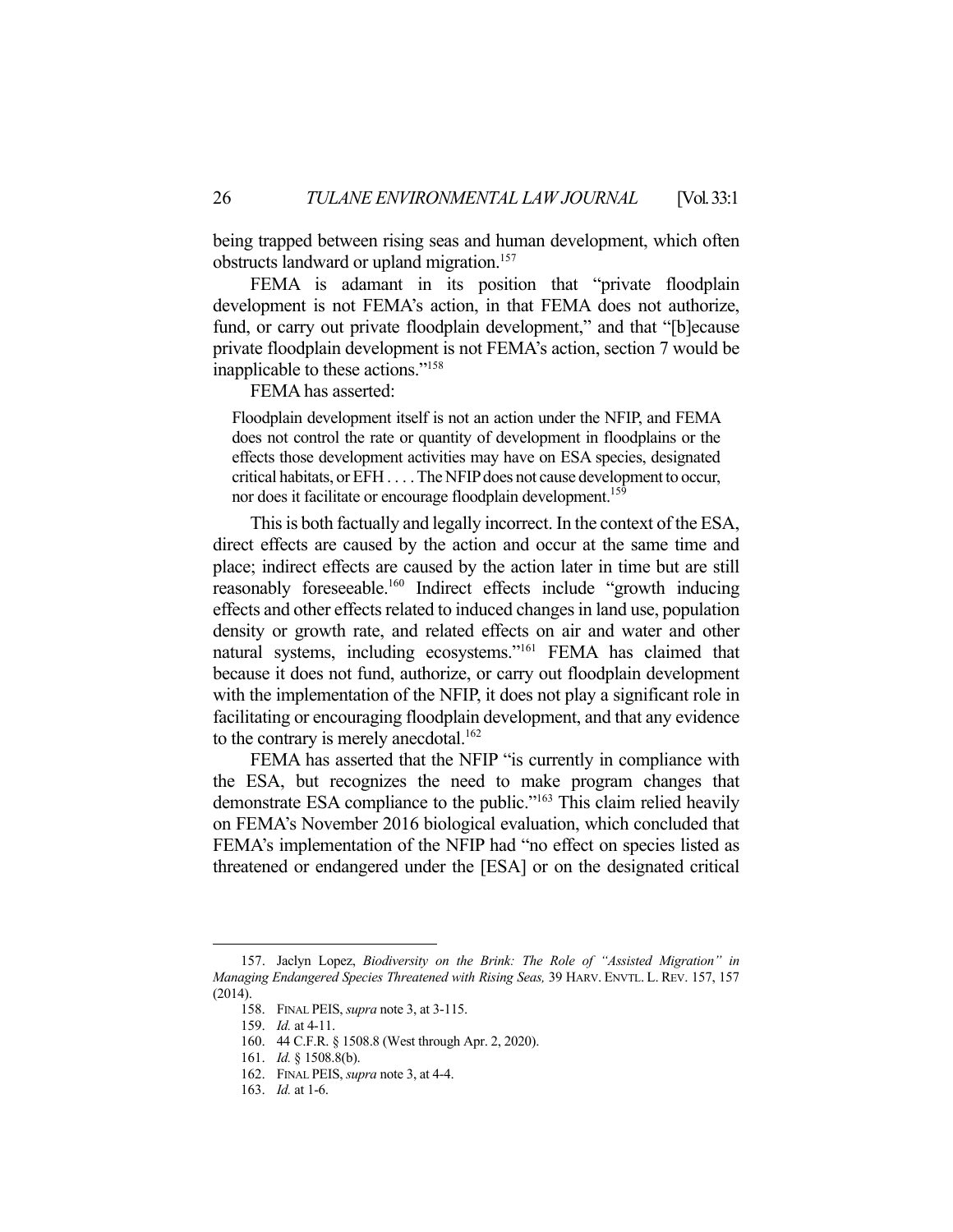being trapped between rising seas and human development, which often obstructs landward or upland migration.[157]

FEMA is adamant in its position that "private floodplain development is not FEMA's action, in that FEMA does not authorize, fund, or carry out private floodplain development," and that "[b]ecause private floodplain development is not FEMA's action, section 7 would be inapplicable to these actions."[158]

FEMA has asserted:

> Floodplain development itself is not an action under the NFIP, and FEMA does not control the rate or quantity of development in floodplains or the effects those development activities may have on ESA species, designated critical habitats, or EFH . . . . The NFIP does not cause development to occur, nor does it facilitate or encourage floodplain development.[159]

This is both factually and legally incorrect. In the context of the ESA, direct effects are caused by the action and occur at the same time and place; indirect effects are caused by the action later in time but are still reasonably foreseeable.[160] Indirect effects include "growth inducing effects and other effects related to induced changes in land use, population density or growth rate, and related effects on air and water and other natural systems, including ecosystems."[161] FEMA has claimed that because it does not fund, authorize, or carry out floodplain development with the implementation of the NFIP, it does not play a significant role in facilitating or encouraging floodplain development, and that any evidence to the contrary is merely anecdotal.[162]

FEMA has asserted that the NFIP "is currently in compliance with the ESA, but recognizes the need to make program changes that demonstrate ESA compliance to the public."[163] This claim relied heavily on FEMA's November 2016 biological evaluation, which concluded that FEMA's implementation of the NFIP had "no effect on species listed as threatened or endangered under the [ESA] or on the designated critical

---

157. Jaclyn Lopez, *Biodiversity on the Brink: The Role of "Assisted Migration" in Managing Endangered Species Threatened with Rising Seas,* 39 HARV. ENVTL. L. REV. 157, 157 (2014).

158. FINAL PEIS, *supra* note 3, at 3-115.

159. *Id.* at 4-11.

160. 44 C.F.R. § 1508.8 (West through Apr. 2, 2020).

161. *Id.* § 1508.8(b).

162. FINAL PEIS, *supra* note 3, at 4-4.

163. *Id.* at 1-6.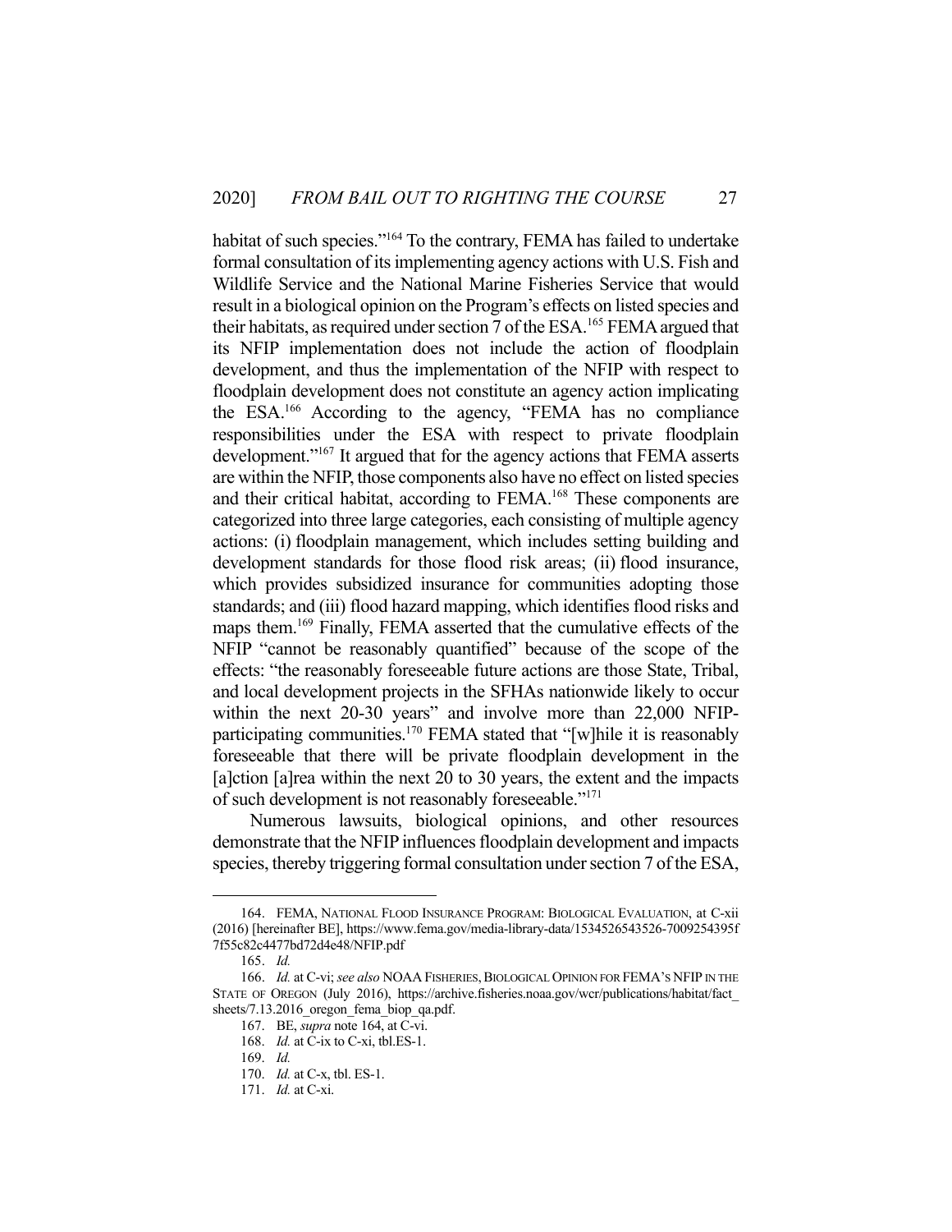habitat of such species."[164] To the contrary, FEMA has failed to undertake formal consultation of its implementing agency actions with U.S. Fish and Wildlife Service and the National Marine Fisheries Service that would result in a biological opinion on the Program's effects on listed species and their habitats, as required under section 7 of the ESA.[165] FEMA argued that its NFIP implementation does not include the action of floodplain development, and thus the implementation of the NFIP with respect to floodplain development does not constitute an agency action implicating the ESA.[166] According to the agency, "FEMA has no compliance responsibilities under the ESA with respect to private floodplain development."[167] It argued that for the agency actions that FEMA asserts are within the NFIP, those components also have no effect on listed species and their critical habitat, according to FEMA.[168] These components are categorized into three large categories, each consisting of multiple agency actions: (i) floodplain management, which includes setting building and development standards for those flood risk areas; (ii) flood insurance, which provides subsidized insurance for communities adopting those standards; and (iii) flood hazard mapping, which identifies flood risks and maps them.[169] Finally, FEMA asserted that the cumulative effects of the NFIP "cannot be reasonably quantified" because of the scope of the effects: "the reasonably foreseeable future actions are those State, Tribal, and local development projects in the SFHAs nationwide likely to occur within the next 20-30 years" and involve more than 22,000 NFIP-participating communities.[170] FEMA stated that "[w]hile it is reasonably foreseeable that there will be private floodplain development in the [a]ction [a]rea within the next 20 to 30 years, the extent and the impacts of such development is not reasonably foreseeable."[171]

Numerous lawsuits, biological opinions, and other resources demonstrate that the NFIP influences floodplain development and impacts species, thereby triggering formal consultation under section 7 of the ESA,

---

164. FEMA, NATIONAL FLOOD INSURANCE PROGRAM: BIOLOGICAL EVALUATION, at C-xii (2016) [hereinafter BE], https://www.fema.gov/media-library-data/1534526543526-7009254395f7f55c82c4477bd72d4e48/NFIP.pdf

165. *Id.*

166. *Id.* at C-vi; *see also* NOAA FISHERIES, BIOLOGICAL OPINION FOR FEMA'S NFIP IN THE STATE OF OREGON (July 2016), https://archive.fisheries.noaa.gov/wcr/publications/habitat/fact_sheets/7.13.2016_oregon_fema_biop_qa.pdf.

167. BE, *supra* note 164, at C-vi.

168. *Id.* at C-ix to C-xi, tbl.ES-1.

169. *Id.*

170. *Id.* at C-x, tbl. ES-1.

171. *Id.* at C-xi.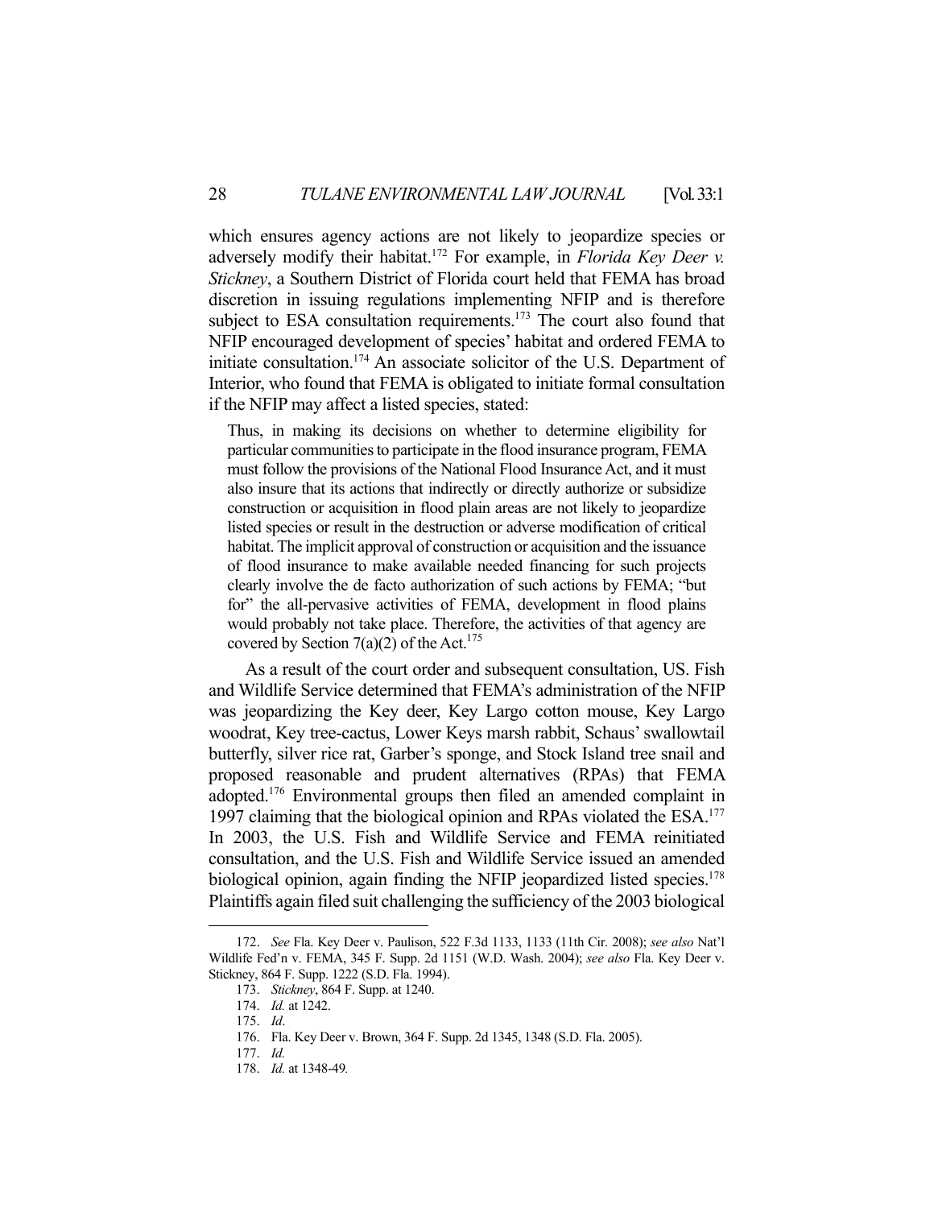which ensures agency actions are not likely to jeopardize species or adversely modify their habitat.[172] For example, in *Florida Key Deer v. Stickney*, a Southern District of Florida court held that FEMA has broad discretion in issuing regulations implementing NFIP and is therefore subject to ESA consultation requirements.[173] The court also found that NFIP encouraged development of species' habitat and ordered FEMA to initiate consultation.[174] An associate solicitor of the U.S. Department of Interior, who found that FEMA is obligated to initiate formal consultation if the NFIP may affect a listed species, stated:

> Thus, in making its decisions on whether to determine eligibility for particular communities to participate in the flood insurance program, FEMA must follow the provisions of the National Flood Insurance Act, and it must also insure that its actions that indirectly or directly authorize or subsidize construction or acquisition in flood plain areas are not likely to jeopardize listed species or result in the destruction or adverse modification of critical habitat. The implicit approval of construction or acquisition and the issuance of flood insurance to make available needed financing for such projects clearly involve the de facto authorization of such actions by FEMA; "but for" the all-pervasive activities of FEMA, development in flood plains would probably not take place. Therefore, the activities of that agency are covered by Section 7(a)(2) of the Act.[175]

As a result of the court order and subsequent consultation, US. Fish and Wildlife Service determined that FEMA's administration of the NFIP was jeopardizing the Key deer, Key Largo cotton mouse, Key Largo woodrat, Key tree-cactus, Lower Keys marsh rabbit, Schaus' swallowtail butterfly, silver rice rat, Garber's sponge, and Stock Island tree snail and proposed reasonable and prudent alternatives (RPAs) that FEMA adopted.[176] Environmental groups then filed an amended complaint in 1997 claiming that the biological opinion and RPAs violated the ESA.[177] In 2003, the U.S. Fish and Wildlife Service and FEMA reinitiated consultation, and the U.S. Fish and Wildlife Service issued an amended biological opinion, again finding the NFIP jeopardized listed species.[178] Plaintiffs again filed suit challenging the sufficiency of the 2003 biological

---

172. *See* Fla. Key Deer v. Paulison, 522 F.3d 1133, 1133 (11th Cir. 2008); *see also* Nat'l Wildlife Fed'n v. FEMA, 345 F. Supp. 2d 1151 (W.D. Wash. 2004); *see also* Fla. Key Deer v. Stickney, 864 F. Supp. 1222 (S.D. Fla. 1994).

173. *Stickney*, 864 F. Supp. at 1240.

174. *Id.* at 1242.

175. *Id*.

176. Fla. Key Deer v. Brown, 364 F. Supp. 2d 1345, 1348 (S.D. Fla. 2005).

177. *Id.*

178. *Id.* at 1348-49*.*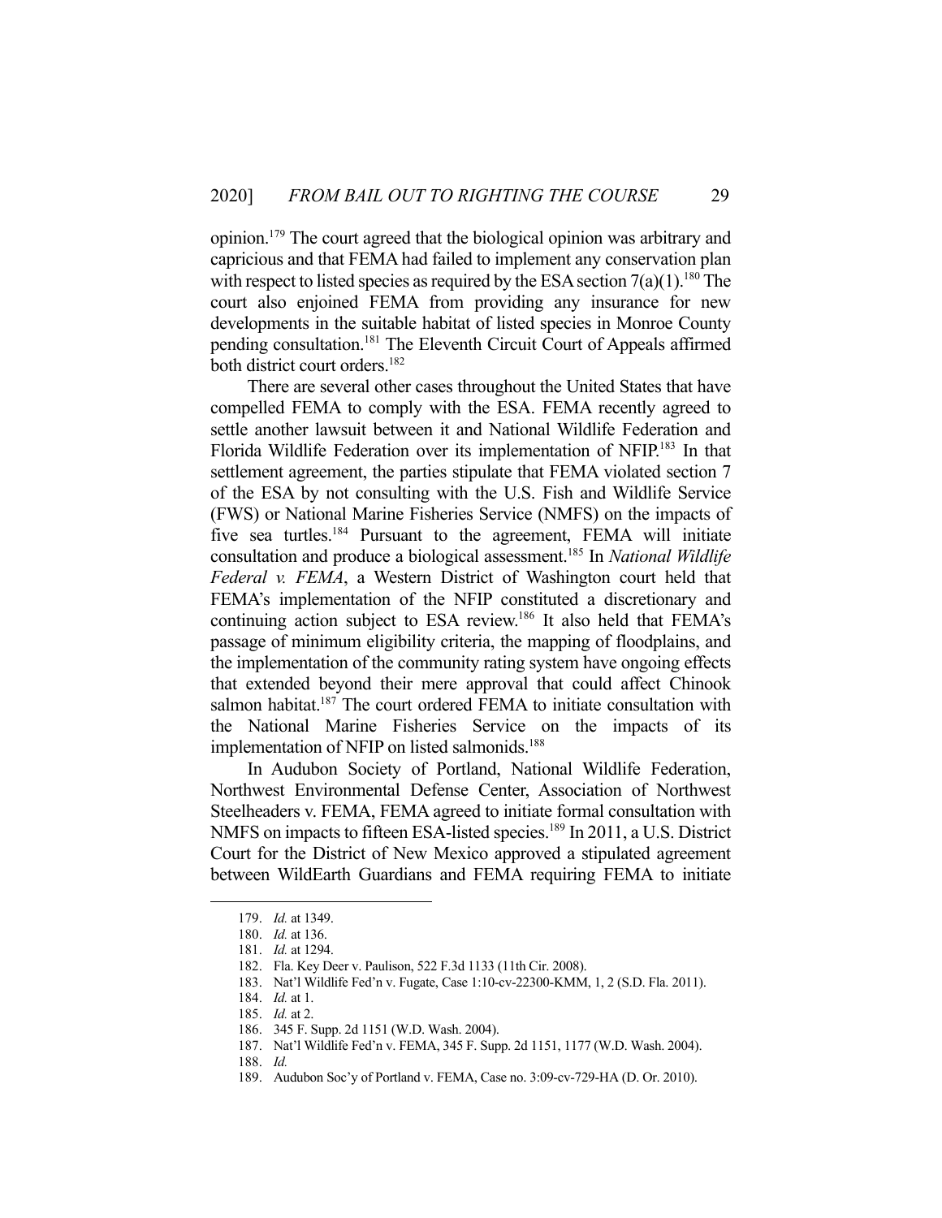opinion.[179] The court agreed that the biological opinion was arbitrary and capricious and that FEMA had failed to implement any conservation plan with respect to listed species as required by the ESA section 7(a)(1).[180] The court also enjoined FEMA from providing any insurance for new developments in the suitable habitat of listed species in Monroe County pending consultation.[181] The Eleventh Circuit Court of Appeals affirmed both district court orders.[182]

There are several other cases throughout the United States that have compelled FEMA to comply with the ESA. FEMA recently agreed to settle another lawsuit between it and National Wildlife Federation and Florida Wildlife Federation over its implementation of NFIP.[183] In that settlement agreement, the parties stipulate that FEMA violated section 7 of the ESA by not consulting with the U.S. Fish and Wildlife Service (FWS) or National Marine Fisheries Service (NMFS) on the impacts of five sea turtles.[184] Pursuant to the agreement, FEMA will initiate consultation and produce a biological assessment.[185] In *National Wildlife Federal v. FEMA*, a Western District of Washington court held that FEMA's implementation of the NFIP constituted a discretionary and continuing action subject to ESA review.[186] It also held that FEMA's passage of minimum eligibility criteria, the mapping of floodplains, and the implementation of the community rating system have ongoing effects that extended beyond their mere approval that could affect Chinook salmon habitat.[187] The court ordered FEMA to initiate consultation with the National Marine Fisheries Service on the impacts of its implementation of NFIP on listed salmonids.[188]

In Audubon Society of Portland, National Wildlife Federation, Northwest Environmental Defense Center, Association of Northwest Steelheaders v. FEMA, FEMA agreed to initiate formal consultation with NMFS on impacts to fifteen ESA-listed species.[189] In 2011, a U.S. District Court for the District of New Mexico approved a stipulated agreement between WildEarth Guardians and FEMA requiring FEMA to initiate

---

179. *Id.* at 1349.

180. *Id.* at 136.

181. *Id.* at 1294.

182. Fla. Key Deer v. Paulison, 522 F.3d 1133 (11th Cir. 2008).

183. Nat'l Wildlife Fed'n v. Fugate, Case 1:10-cv-22300-KMM, 1, 2 (S.D. Fla. 2011).

184. *Id.* at 1.

185. *Id.* at 2.

186. 345 F. Supp. 2d 1151 (W.D. Wash. 2004).

187. Nat'l Wildlife Fed'n v. FEMA, 345 F. Supp. 2d 1151, 1177 (W.D. Wash. 2004).

188. *Id.*

189. Audubon Soc'y of Portland v. FEMA, Case no. 3:09-cv-729-HA (D. Or. 2010).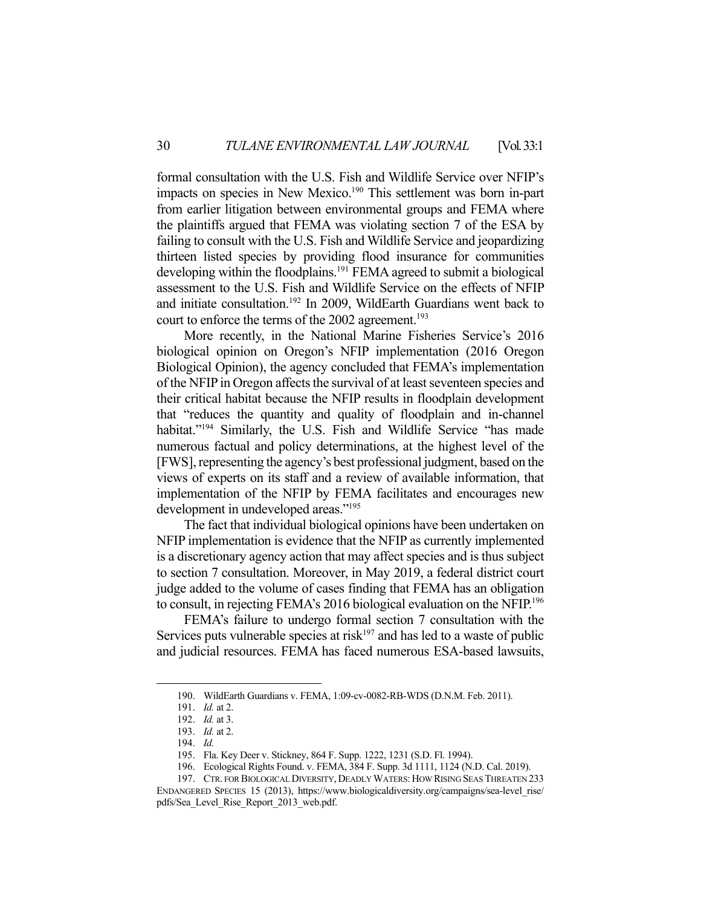formal consultation with the U.S. Fish and Wildlife Service over NFIP's impacts on species in New Mexico.[190] This settlement was born in-part from earlier litigation between environmental groups and FEMA where the plaintiffs argued that FEMA was violating section 7 of the ESA by failing to consult with the U.S. Fish and Wildlife Service and jeopardizing thirteen listed species by providing flood insurance for communities developing within the floodplains.[191] FEMA agreed to submit a biological assessment to the U.S. Fish and Wildlife Service on the effects of NFIP and initiate consultation.[192] In 2009, WildEarth Guardians went back to court to enforce the terms of the 2002 agreement.[193]

More recently, in the National Marine Fisheries Service's 2016 biological opinion on Oregon's NFIP implementation (2016 Oregon Biological Opinion), the agency concluded that FEMA's implementation of the NFIP in Oregon affects the survival of at least seventeen species and their critical habitat because the NFIP results in floodplain development that "reduces the quantity and quality of floodplain and in-channel habitat."[194] Similarly, the U.S. Fish and Wildlife Service "has made numerous factual and policy determinations, at the highest level of the [FWS], representing the agency's best professional judgment, based on the views of experts on its staff and a review of available information, that implementation of the NFIP by FEMA facilitates and encourages new development in undeveloped areas."[195]

The fact that individual biological opinions have been undertaken on NFIP implementation is evidence that the NFIP as currently implemented is a discretionary agency action that may affect species and is thus subject to section 7 consultation. Moreover, in May 2019, a federal district court judge added to the volume of cases finding that FEMA has an obligation to consult, in rejecting FEMA's 2016 biological evaluation on the NFIP.[196]

FEMA's failure to undergo formal section 7 consultation with the Services puts vulnerable species at risk[197] and has led to a waste of public and judicial resources. FEMA has faced numerous ESA-based lawsuits,

---

190. WildEarth Guardians v. FEMA, 1:09-cv-0082-RB-WDS (D.N.M. Feb. 2011).

191. *Id.* at 2.

192. *Id.* at 3.

193. *Id.* at 2.

194. *Id.*

195. Fla. Key Deer v. Stickney, 864 F. Supp. 1222, 1231 (S.D. Fl. 1994).

196. Ecological Rights Found. v. FEMA, 384 F. Supp. 3d 1111, 1124 (N.D. Cal. 2019).

197. CTR. FOR BIOLOGICAL DIVERSITY, DEADLY WATERS: HOW RISING SEAS THREATEN 233 ENDANGERED SPECIES 15 (2013), https://www.biologicaldiversity.org/campaigns/sea-level_rise/pdfs/Sea_Level_Rise_Report_2013_web.pdf.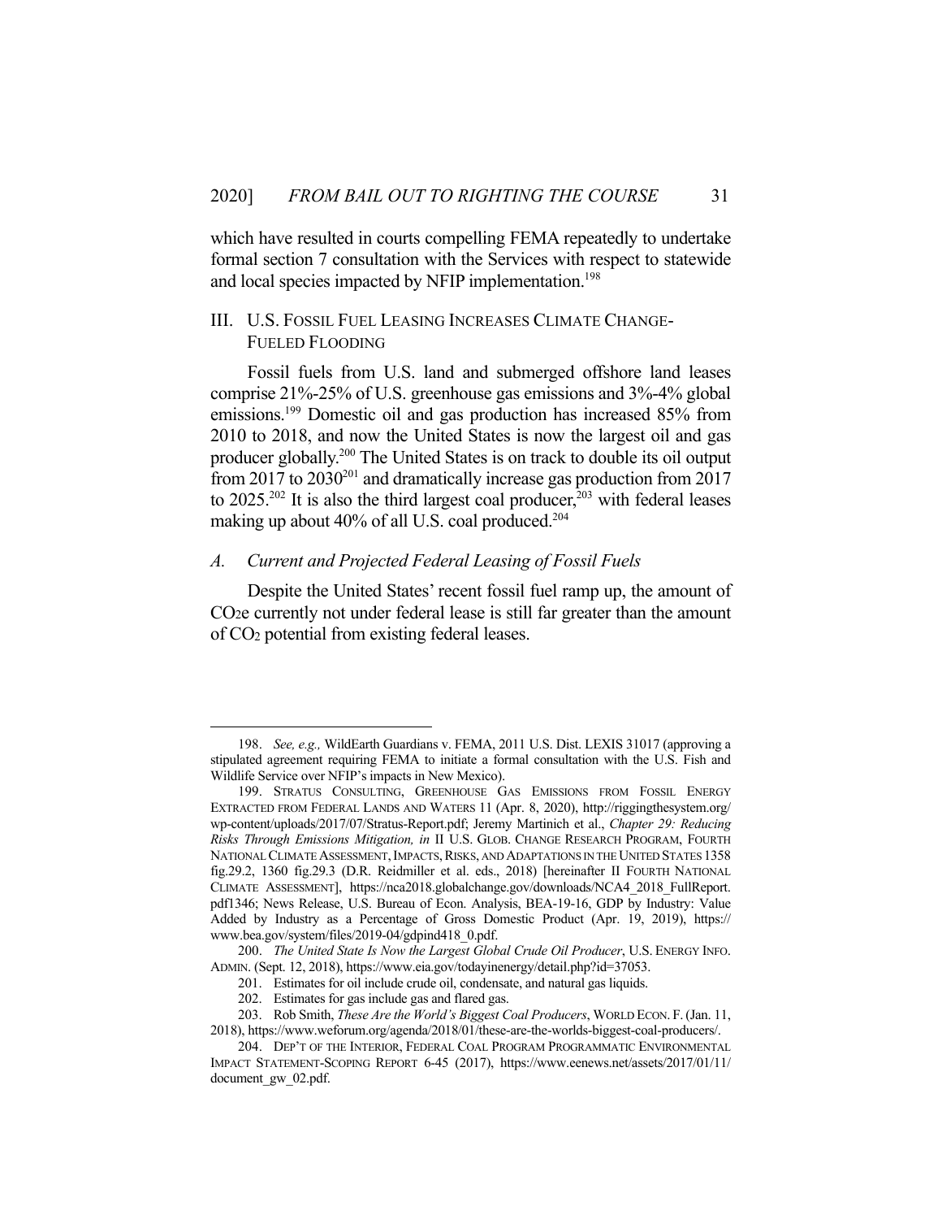which have resulted in courts compelling FEMA repeatedly to undertake formal section 7 consultation with the Services with respect to statewide and local species impacted by NFIP implementation.[198]

## III. U.S. Fossil Fuel Leasing Increases Climate Change-Fueled Flooding

Fossil fuels from U.S. land and submerged offshore land leases comprise 21%-25% of U.S. greenhouse gas emissions and 3%-4% global emissions.[199] Domestic oil and gas production has increased 85% from 2010 to 2018, and now the United States is now the largest oil and gas producer globally.[200] The United States is on track to double its oil output from 2017 to 2030[201] and dramatically increase gas production from 2017 to 2025.[202] It is also the third largest coal producer,[203] with federal leases making up about 40% of all U.S. coal produced.[204]

### *A. Current and Projected Federal Leasing of Fossil Fuels*

Despite the United States' recent fossil fuel ramp up, the amount of $CO_2e$ currently not under federal lease is still far greater than the amount of $CO_2$ potential from existing federal leases.

---

198. *See, e.g.,* WildEarth Guardians v. FEMA, 2011 U.S. Dist. LEXIS 31017 (approving a stipulated agreement requiring FEMA to initiate a formal consultation with the U.S. Fish and Wildlife Service over NFIP's impacts in New Mexico).

199. Stratus Consulting, Greenhouse Gas Emissions from Fossil Energy Extracted from Federal Lands and Waters 11 (Apr. 8, 2020), http://riggingthesystem.org/wp-content/uploads/2017/07/Stratus-Report.pdf; Jeremy Martinich et al., *Chapter 29: Reducing Risks Through Emissions Mitigation, in* II U.S. Glob. Change Research Program, Fourth National Climate Assessment, Impacts, Risks, and Adaptations in the United States 1358 fig.29.2, 1360 fig.29.3 (D.R. Reidmiller et al. eds., 2018) [hereinafter II Fourth National Climate Assessment], https://nca2018.globalchange.gov/downloads/NCA4_2018_FullReport.pdf1346; News Release, U.S. Bureau of Econ. Analysis, BEA-19-16, GDP by Industry: Value Added by Industry as a Percentage of Gross Domestic Product (Apr. 19, 2019), https://www.bea.gov/system/files/2019-04/gdpind418_0.pdf.

200. *The United State Is Now the Largest Global Crude Oil Producer*, U.S. Energy Info. Admin. (Sept. 12, 2018), https://www.eia.gov/todayinenergy/detail.php?id=37053.

201. Estimates for oil include crude oil, condensate, and natural gas liquids.

202. Estimates for gas include gas and flared gas.

203. Rob Smith, *These Are the World's Biggest Coal Producers*, World Econ. F. (Jan. 11, 2018), https://www.weforum.org/agenda/2018/01/these-are-the-worlds-biggest-coal-producers/.

204. Dep't of the Interior, Federal Coal Program Programmatic Environmental Impact Statement-Scoping Report 6-45 (2017), https://www.eenews.net/assets/2017/01/11/document_gw_02.pdf.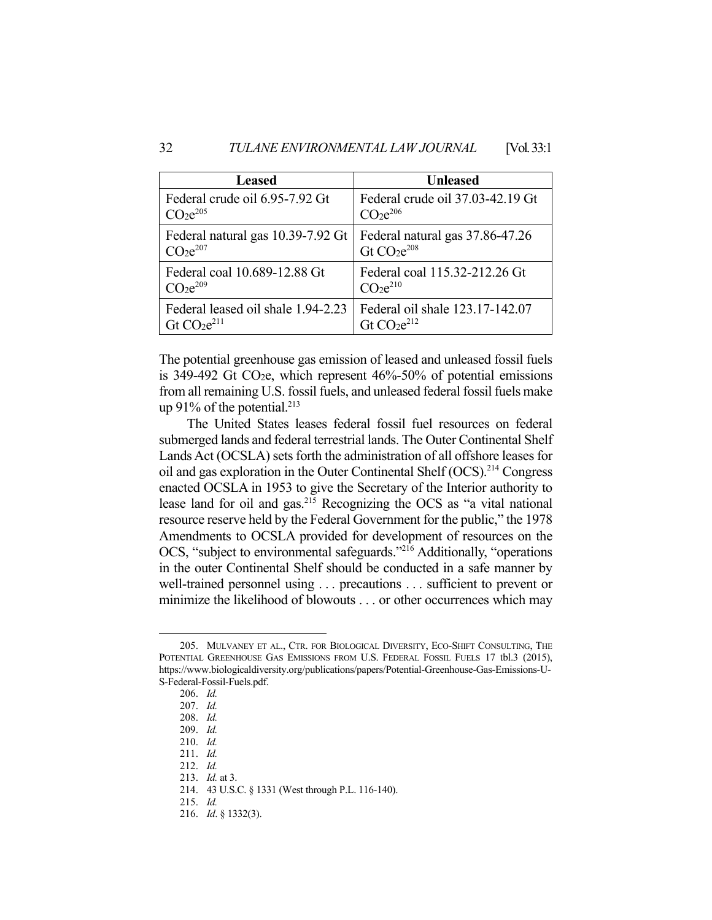| Leased | Unleased |
| --- | --- |
| Federal crude oil 6.95-7.92 Gt $CO_2e$[205] | Federal crude oil 37.03-42.19 Gt $CO_2e$[206] |
| Federal natural gas 10.39-7.92 Gt $CO_2e$[207] | Federal natural gas 37.86-47.26 Gt $CO_2e$[208] |
| Federal coal 10.689-12.88 Gt $CO_2e$[209] | Federal coal 115.32-212.26 Gt $CO_2e$[210] |
| Federal leased oil shale 1.94-2.23 Gt $CO_2e$[211] | Federal oil shale 123.17-142.07 Gt $CO_2e$[212] |

The potential greenhouse gas emission of leased and unleased fossil fuels is 349-492 Gt $CO_2e$, which represent 46%-50% of potential emissions from all remaining U.S. fossil fuels, and unleased federal fossil fuels make up 91% of the potential.[213]

The United States leases federal fossil fuel resources on federal submerged lands and federal terrestrial lands. The Outer Continental Shelf Lands Act (OCSLA) sets forth the administration of all offshore leases for oil and gas exploration in the Outer Continental Shelf (OCS).[214] Congress enacted OCSLA in 1953 to give the Secretary of the Interior authority to lease land for oil and gas.[215] Recognizing the OCS as "a vital national resource reserve held by the Federal Government for the public," the 1978 Amendments to OCSLA provided for development of resources on the OCS, "subject to environmental safeguards."[216] Additionally, "operations in the outer Continental Shelf should be conducted in a safe manner by well-trained personnel using . . . precautions . . . sufficient to prevent or minimize the likelihood of blowouts . . . or other occurrences which may

205. MULVANEY ET AL., CTR. FOR BIOLOGICAL DIVERSITY, ECO-SHIFT CONSULTING, THE POTENTIAL GREENHOUSE GAS EMISSIONS FROM U.S. FEDERAL FOSSIL FUELS 17 tbl.3 (2015), https://www.biologicaldiversity.org/publications/papers/Potential-Greenhouse-Gas-Emissions-U-S-Federal-Fossil-Fuels.pdf.

206. *Id.*

207. *Id.*

208. *Id.*

209. *Id.*

210. *Id.*

211. *Id.*

212. *Id.*

213. *Id.* at 3.

214. 43 U.S.C. § 1331 (West through P.L. 116-140).

215. *Id.*

216. *Id*. § 1332(3).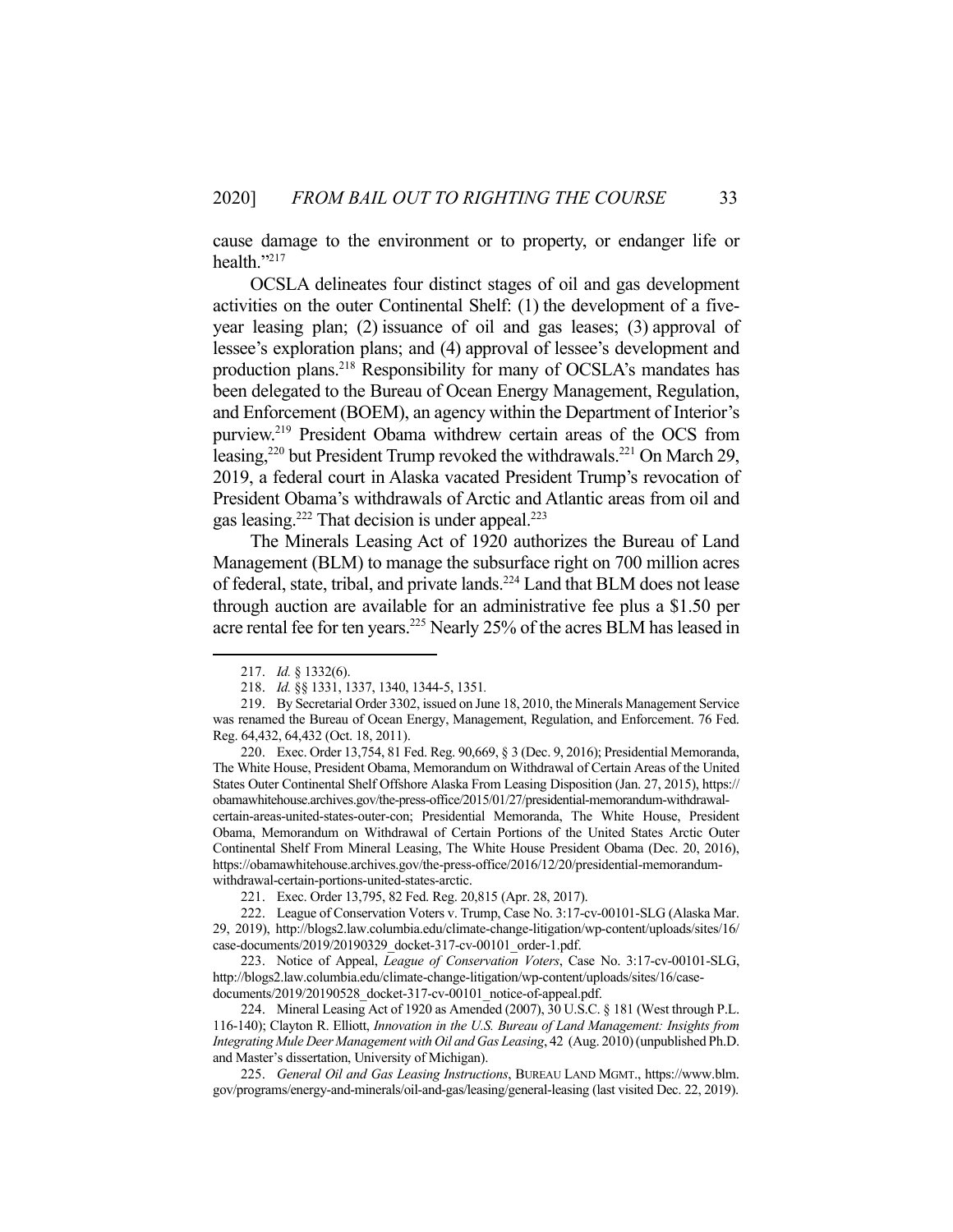cause damage to the environment or to property, or endanger life or health."[217]

OCSLA delineates four distinct stages of oil and gas development activities on the outer Continental Shelf: (1) the development of a five-year leasing plan; (2) issuance of oil and gas leases; (3) approval of lessee's exploration plans; and (4) approval of lessee's development and production plans.[218] Responsibility for many of OCSLA's mandates has been delegated to the Bureau of Ocean Energy Management, Regulation, and Enforcement (BOEM), an agency within the Department of Interior's purview.[219] President Obama withdrew certain areas of the OCS from leasing,[220] but President Trump revoked the withdrawals.[221] On March 29, 2019, a federal court in Alaska vacated President Trump's revocation of President Obama's withdrawals of Arctic and Atlantic areas from oil and gas leasing.[222] That decision is under appeal.[223]

The Minerals Leasing Act of 1920 authorizes the Bureau of Land Management (BLM) to manage the subsurface right on 700 million acres of federal, state, tribal, and private lands.[224] Land that BLM does not lease through auction are available for an administrative fee plus a $1.50 per acre rental fee for ten years.[225] Nearly 25% of the acres BLM has leased in

---

217. *Id.* § 1332(6).

218. *Id.* §§ 1331, 1337, 1340, 1344-5, 1351.

219. By Secretarial Order 3302, issued on June 18, 2010, the Minerals Management Service was renamed the Bureau of Ocean Energy, Management, Regulation, and Enforcement. 76 Fed. Reg. 64,432, 64,432 (Oct. 18, 2011).

220. Exec. Order 13,754, 81 Fed. Reg. 90,669, § 3 (Dec. 9, 2016); Presidential Memoranda, The White House, President Obama, Memorandum on Withdrawal of Certain Areas of the United States Outer Continental Shelf Offshore Alaska From Leasing Disposition (Jan. 27, 2015), https://obamawhitehouse.archives.gov/the-press-office/2015/01/27/presidential-memorandum-withdrawal-certain-areas-united-states-outer-con; Presidential Memoranda, The White House, President Obama, Memorandum on Withdrawal of Certain Portions of the United States Arctic Outer Continental Shelf From Mineral Leasing, The White House President Obama (Dec. 20, 2016), https://obamawhitehouse.archives.gov/the-press-office/2016/12/20/presidential-memorandum-withdrawal-certain-portions-united-states-arctic.

221. Exec. Order 13,795, 82 Fed. Reg. 20,815 (Apr. 28, 2017).

222. League of Conservation Voters v. Trump, Case No. 3:17-cv-00101-SLG (Alaska Mar. 29, 2019), http://blogs2.law.columbia.edu/climate-change-litigation/wp-content/uploads/sites/16/case-documents/2019/20190329_docket-317-cv-00101_order-1.pdf.

223. Notice of Appeal, *League of Conservation Voters*, Case No. 3:17-cv-00101-SLG, http://blogs2.law.columbia.edu/climate-change-litigation/wp-content/uploads/sites/16/case-documents/2019/20190528_docket-317-cv-00101_notice-of-appeal.pdf.

224. Mineral Leasing Act of 1920 as Amended (2007), 30 U.S.C. § 181 (West through P.L. 116-140); Clayton R. Elliott, *Innovation in the U.S. Bureau of Land Management: Insights from Integrating Mule Deer Management with Oil and Gas Leasing*, 42 (Aug. 2010) (unpublished Ph.D. and Master's dissertation, University of Michigan).

225. *General Oil and Gas Leasing Instructions*, BUREAU LAND MGMT., https://www.blm.gov/programs/energy-and-minerals/oil-and-gas/leasing/general-leasing (last visited Dec. 22, 2019).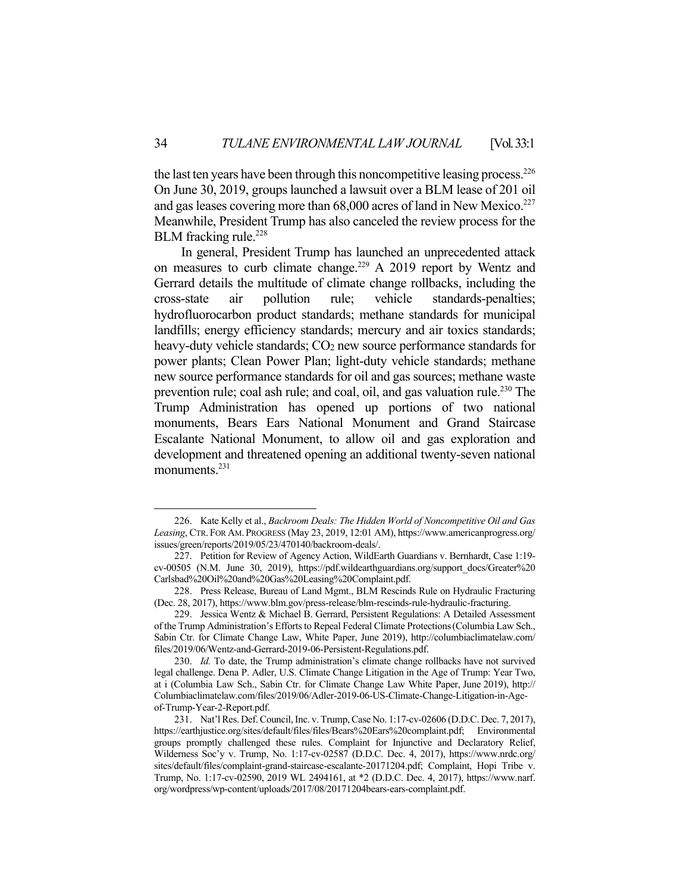the last ten years have been through this noncompetitive leasing process.[226] On June 30, 2019, groups launched a lawsuit over a BLM lease of 201 oil and gas leases covering more than 68,000 acres of land in New Mexico.[227] Meanwhile, President Trump has also canceled the review process for the BLM fracking rule.[228]

In general, President Trump has launched an unprecedented attack on measures to curb climate change.[229] A 2019 report by Wentz and Gerrard details the multitude of climate change rollbacks, including the cross-state air pollution rule; vehicle standards-penalties; hydrofluorocarbon product standards; methane standards for municipal landfills; energy efficiency standards; mercury and air toxics standards; heavy-duty vehicle standards; $CO_2$ new source performance standards for power plants; Clean Power Plan; light-duty vehicle standards; methane new source performance standards for oil and gas sources; methane waste prevention rule; coal ash rule; and coal, oil, and gas valuation rule.[230] The Trump Administration has opened up portions of two national monuments, Bears Ears National Monument and Grand Staircase Escalante National Monument, to allow oil and gas exploration and development and threatened opening an additional twenty-seven national monuments.[231]

---

226. Kate Kelly et al., *Backroom Deals: The Hidden World of Noncompetitive Oil and Gas Leasing*, CTR. FOR AM. PROGRESS (May 23, 2019, 12:01 AM), https://www.americanprogress.org/issues/green/reports/2019/05/23/470140/backroom-deals/.

227. Petition for Review of Agency Action, WildEarth Guardians v. Bernhardt, Case 1:19-cv-00505 (N.M. June 30, 2019), https://pdf.wildearthguardians.org/support_docs/Greater%20Carlsbad%20Oil%20and%20Gas%20Leasing%20Complaint.pdf.

228. Press Release, Bureau of Land Mgmt., BLM Rescinds Rule on Hydraulic Fracturing (Dec. 28, 2017), https://www.blm.gov/press-release/blm-rescinds-rule-hydraulic-fracturing.

229. Jessica Wentz & Michael B. Gerrard, Persistent Regulations: A Detailed Assessment of the Trump Administration's Efforts to Repeal Federal Climate Protections (Columbia Law Sch., Sabin Ctr. for Climate Change Law, White Paper, June 2019), http://columbiaclimatelaw.com/files/2019/06/Wentz-and-Gerrard-2019-06-Persistent-Regulations.pdf.

230. *Id.* To date, the Trump administration's climate change rollbacks have not survived legal challenge. Dena P. Adler, U.S. Climate Change Litigation in the Age of Trump: Year Two, at i (Columbia Law Sch., Sabin Ctr. for Climate Change Law White Paper, June 2019), http://Columbiaclimatelaw.com/files/2019/06/Adler-2019-06-US-Climate-Change-Litigation-in-Age-of-Trump-Year-2-Report.pdf.

231. Nat'l Res. Def. Council, Inc. v. Trump, Case No. 1:17-cv-02606 (D.D.C. Dec. 7, 2017), https://earthjustice.org/sites/default/files/files/Bears%20Ears%20complaint.pdf; Environmental groups promptly challenged these rules. Complaint for Injunctive and Declaratory Relief, Wilderness Soc'y v. Trump, No. 1:17-cv-02587 (D.D.C. Dec. 4, 2017), https://www.nrdc.org/sites/default/files/complaint-grand-staircase-escalante-20171204.pdf; Complaint, Hopi Tribe v. Trump, No. 1:17-cv-02590, 2019 WL 2494161, at *2 (D.D.C. Dec. 4, 2017), https://www.narf.org/wordpress/wp-content/uploads/2017/08/20171204bears-ears-complaint.pdf.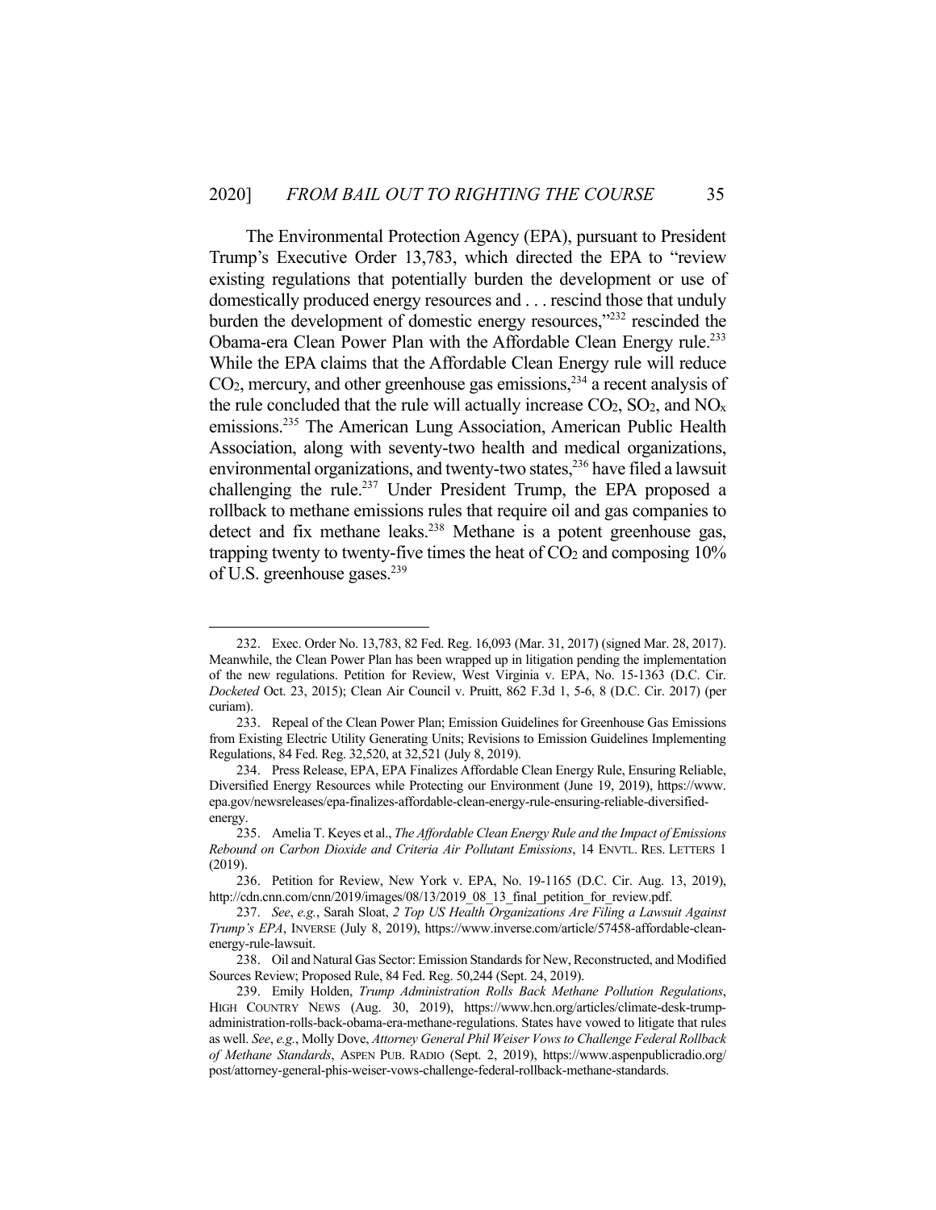The Environmental Protection Agency (EPA), pursuant to President Trump's Executive Order 13,783, which directed the EPA to "review existing regulations that potentially burden the development or use of domestically produced energy resources and . . . rescind those that unduly burden the development of domestic energy resources,"[232] rescinded the Obama-era Clean Power Plan with the Affordable Clean Energy rule.[233] While the EPA claims that the Affordable Clean Energy rule will reduce $CO_2$, mercury, and other greenhouse gas emissions,[234] a recent analysis of the rule concluded that the rule will actually increase $CO_2$, $SO_2$, and $NO_x$ emissions.[235] The American Lung Association, American Public Health Association, along with seventy-two health and medical organizations, environmental organizations, and twenty-two states,[236] have filed a lawsuit challenging the rule.[237] Under President Trump, the EPA proposed a rollback to methane emissions rules that require oil and gas companies to detect and fix methane leaks.[238] Methane is a potent greenhouse gas, trapping twenty to twenty-five times the heat of $CO_2$ and composing 10% of U.S. greenhouse gases.[239]

---

232. Exec. Order No. 13,783, 82 Fed. Reg. 16,093 (Mar. 31, 2017) (signed Mar. 28, 2017). Meanwhile, the Clean Power Plan has been wrapped up in litigation pending the implementation of the new regulations. Petition for Review, West Virginia v. EPA, No. 15-1363 (D.C. Cir. *Docketed* Oct. 23, 2015); Clean Air Council v. Pruitt, 862 F.3d 1, 5-6, 8 (D.C. Cir. 2017) (per curiam).

233. Repeal of the Clean Power Plan; Emission Guidelines for Greenhouse Gas Emissions from Existing Electric Utility Generating Units; Revisions to Emission Guidelines Implementing Regulations, 84 Fed. Reg. 32,520, at 32,521 (July 8, 2019).

234. Press Release, EPA, EPA Finalizes Affordable Clean Energy Rule, Ensuring Reliable, Diversified Energy Resources while Protecting our Environment (June 19, 2019), https://www.epa.gov/newsreleases/epa-finalizes-affordable-clean-energy-rule-ensuring-reliable-diversified-energy.

235. Amelia T. Keyes et al., *The Affordable Clean Energy Rule and the Impact of Emissions Rebound on Carbon Dioxide and Criteria Air Pollutant Emissions*, 14 ENVTL. RES. LETTERS 1 (2019).

236. Petition for Review, New York v. EPA, No. 19-1165 (D.C. Cir. Aug. 13, 2019), http://cdn.cnn.com/cnn/2019/images/08/13/2019_08_13_final_petition_for_review.pdf.

237. *See*, *e.g.*, Sarah Sloat, *2 Top US Health Organizations Are Filing a Lawsuit Against Trump's EPA*, INVERSE (July 8, 2019), https://www.inverse.com/article/57458-affordable-clean-energy-rule-lawsuit.

238. Oil and Natural Gas Sector: Emission Standards for New, Reconstructed, and Modified Sources Review; Proposed Rule, 84 Fed. Reg. 50,244 (Sept. 24, 2019).

239. Emily Holden, *Trump Administration Rolls Back Methane Pollution Regulations*, HIGH COUNTRY NEWS (Aug. 30, 2019), https://www.hcn.org/articles/climate-desk-trump-administration-rolls-back-obama-era-methane-regulations. States have vowed to litigate that rules as well. *See*, *e.g.*, Molly Dove, *Attorney General Phil Weiser Vows to Challenge Federal Rollback of Methane Standards*, ASPEN PUB. RADIO (Sept. 2, 2019), https://www.aspenpublicradio.org/post/attorney-general-phis-weiser-vows-challenge-federal-rollback-methane-standards.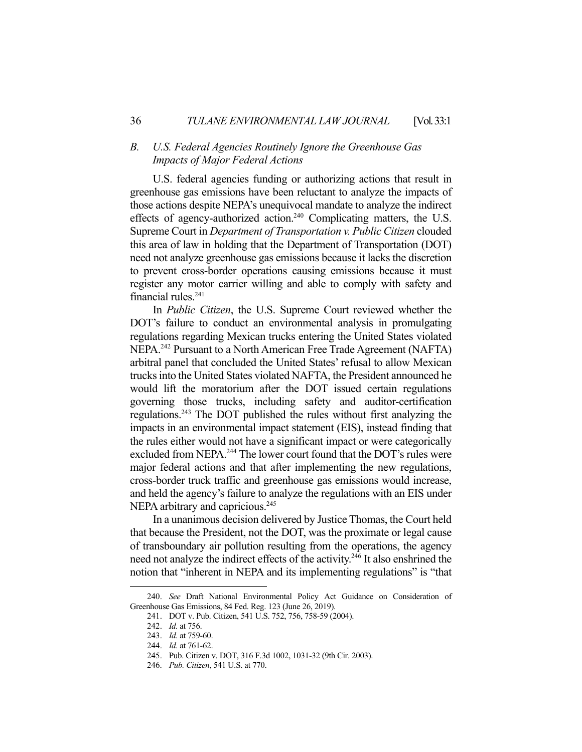### *B. U.S. Federal Agencies Routinely Ignore the Greenhouse Gas Impacts of Major Federal Actions*

U.S. federal agencies funding or authorizing actions that result in greenhouse gas emissions have been reluctant to analyze the impacts of those actions despite NEPA's unequivocal mandate to analyze the indirect effects of agency-authorized action.[240] Complicating matters, the U.S. Supreme Court in *Department of Transportation v. Public Citizen* clouded this area of law in holding that the Department of Transportation (DOT) need not analyze greenhouse gas emissions because it lacks the discretion to prevent cross-border operations causing emissions because it must register any motor carrier willing and able to comply with safety and financial rules.[241]

In *Public Citizen*, the U.S. Supreme Court reviewed whether the DOT's failure to conduct an environmental analysis in promulgating regulations regarding Mexican trucks entering the United States violated NEPA.[242] Pursuant to a North American Free Trade Agreement (NAFTA) arbitral panel that concluded the United States' refusal to allow Mexican trucks into the United States violated NAFTA, the President announced he would lift the moratorium after the DOT issued certain regulations governing those trucks, including safety and auditor-certification regulations.[243] The DOT published the rules without first analyzing the impacts in an environmental impact statement (EIS), instead finding that the rules either would not have a significant impact or were categorically excluded from NEPA.[244] The lower court found that the DOT's rules were major federal actions and that after implementing the new regulations, cross-border truck traffic and greenhouse gas emissions would increase, and held the agency's failure to analyze the regulations with an EIS under NEPA arbitrary and capricious.[245]

In a unanimous decision delivered by Justice Thomas, the Court held that because the President, not the DOT, was the proximate or legal cause of transboundary air pollution resulting from the operations, the agency need not analyze the indirect effects of the activity.[246] It also enshrined the notion that "inherent in NEPA and its implementing regulations" is "that

---

240. *See* Draft National Environmental Policy Act Guidance on Consideration of Greenhouse Gas Emissions, 84 Fed. Reg. 123 (June 26, 2019).

241. DOT v. Pub. Citizen, 541 U.S. 752, 756, 758-59 (2004).

242. *Id.* at 756.

243. *Id.* at 759-60.

244. *Id.* at 761-62.

245. Pub. Citizen v. DOT, 316 F.3d 1002, 1031-32 (9th Cir. 2003).

246. *Pub. Citizen*, 541 U.S. at 770.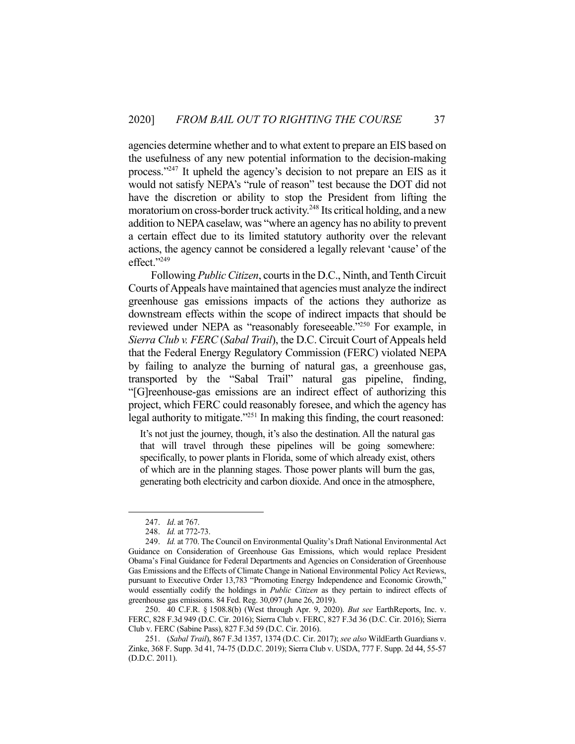agencies determine whether and to what extent to prepare an EIS based on the usefulness of any new potential information to the decision-making process."[247] It upheld the agency's decision to not prepare an EIS as it would not satisfy NEPA's "rule of reason" test because the DOT did not have the discretion or ability to stop the President from lifting the moratorium on cross-border truck activity.[248] Its critical holding, and a new addition to NEPA caselaw, was "where an agency has no ability to prevent a certain effect due to its limited statutory authority over the relevant actions, the agency cannot be considered a legally relevant 'cause' of the effect."[249]

Following *Public Citizen*, courts in the D.C., Ninth, and Tenth Circuit Courts of Appeals have maintained that agencies must analyze the indirect greenhouse gas emissions impacts of the actions they authorize as downstream effects within the scope of indirect impacts that should be reviewed under NEPA as "reasonably foreseeable."[250] For example, in *Sierra Club v. FERC* (*Sabal Trail*), the D.C. Circuit Court of Appeals held that the Federal Energy Regulatory Commission (FERC) violated NEPA by failing to analyze the burning of natural gas, a greenhouse gas, transported by the "Sabal Trail" natural gas pipeline, finding, "[G]reenhouse-gas emissions are an indirect effect of authorizing this project, which FERC could reasonably foresee, and which the agency has legal authority to mitigate."[251] In making this finding, the court reasoned:

> It's not just the journey, though, it's also the destination. All the natural gas that will travel through these pipelines will be going somewhere: specifically, to power plants in Florida, some of which already exist, others of which are in the planning stages. Those power plants will burn the gas, generating both electricity and carbon dioxide. And once in the atmosphere,

---

247. *Id*. at 767.

248. *Id.* at 772-73.

249. *Id.* at 770. The Council on Environmental Quality's Draft National Environmental Act Guidance on Consideration of Greenhouse Gas Emissions, which would replace President Obama's Final Guidance for Federal Departments and Agencies on Consideration of Greenhouse Gas Emissions and the Effects of Climate Change in National Environmental Policy Act Reviews, pursuant to Executive Order 13,783 "Promoting Energy Independence and Economic Growth," would essentially codify the holdings in *Public Citizen* as they pertain to indirect effects of greenhouse gas emissions. 84 Fed. Reg. 30,097 (June 26, 2019).

250. 40 C.F.R. § 1508.8(b) (West through Apr. 9, 2020). *But see* EarthReports, Inc. v. FERC, 828 F.3d 949 (D.C. Cir. 2016); Sierra Club v. FERC, 827 F.3d 36 (D.C. Cir. 2016); Sierra Club v. FERC (Sabine Pass), 827 F.3d 59 (D.C. Cir. 2016).

251. (*Sabal Trail*), 867 F.3d 1357, 1374 (D.C. Cir. 2017); *see also* WildEarth Guardians v. Zinke, 368 F. Supp. 3d 41, 74-75 (D.D.C. 2019); Sierra Club v. USDA, 777 F. Supp. 2d 44, 55-57 (D.D.C. 2011).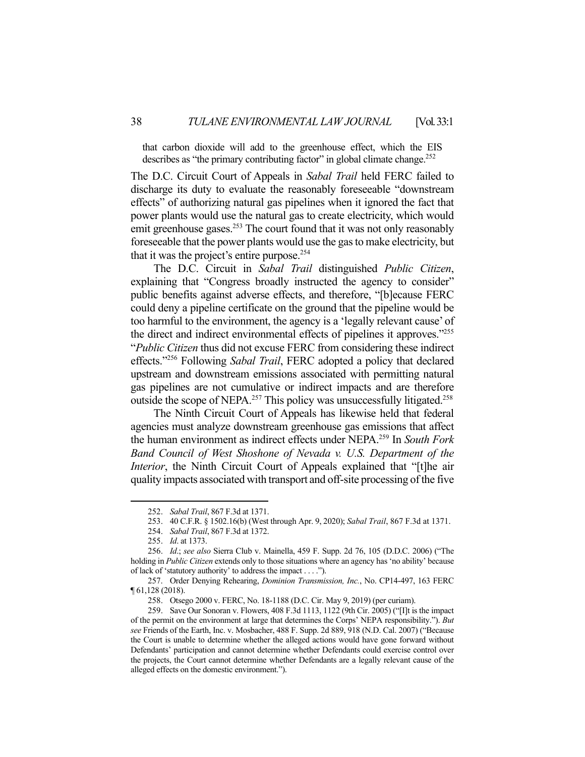> that carbon dioxide will add to the greenhouse effect, which the EIS describes as "the primary contributing factor" in global climate change.[252]

The D.C. Circuit Court of Appeals in *Sabal Trail* held FERC failed to discharge its duty to evaluate the reasonably foreseeable "downstream effects" of authorizing natural gas pipelines when it ignored the fact that power plants would use the natural gas to create electricity, which would emit greenhouse gases.[253] The court found that it was not only reasonably foreseeable that the power plants would use the gas to make electricity, but that it was the project's entire purpose.[254]

The D.C. Circuit in *Sabal Trail* distinguished *Public Citizen*, explaining that "Congress broadly instructed the agency to consider" public benefits against adverse effects, and therefore, "[b]ecause FERC could deny a pipeline certificate on the ground that the pipeline would be too harmful to the environment, the agency is a 'legally relevant cause' of the direct and indirect environmental effects of pipelines it approves."[255] "*Public Citizen* thus did not excuse FERC from considering these indirect effects."[256] Following *Sabal Trail*, FERC adopted a policy that declared upstream and downstream emissions associated with permitting natural gas pipelines are not cumulative or indirect impacts and are therefore outside the scope of NEPA.[257] This policy was unsuccessfully litigated.[258]

The Ninth Circuit Court of Appeals has likewise held that federal agencies must analyze downstream greenhouse gas emissions that affect the human environment as indirect effects under NEPA.[259] In *South Fork Band Council of West Shoshone of Nevada v. U.S. Department of the Interior*, the Ninth Circuit Court of Appeals explained that "[t]he air quality impacts associated with transport and off-site processing of the five

---

252. *Sabal Trail*, 867 F.3d at 1371.

253. 40 C.F.R. § 1502.16(b) (West through Apr. 9, 2020); *Sabal Trail*, 867 F.3d at 1371.

254. *Sabal Trail*, 867 F.3d at 1372.

255. *Id*. at 1373.

256. *Id*.; *see also* Sierra Club v. Mainella, 459 F. Supp. 2d 76, 105 (D.D.C. 2006) ("The holding in *Public Citizen* extends only to those situations where an agency has 'no ability' because of lack of 'statutory authority' to address the impact . . . .").

257. Order Denying Rehearing, *Dominion Transmission, Inc.*, No. CP14-497, 163 FERC ¶ 61,128 (2018).

258. Otsego 2000 v. FERC, No. 18-1188 (D.C. Cir. May 9, 2019) (per curiam).

259. Save Our Sonoran v. Flowers, 408 F.3d 1113, 1122 (9th Cir. 2005) ("[I]t is the impact of the permit on the environment at large that determines the Corps' NEPA responsibility."). *But see* Friends of the Earth, Inc. v. Mosbacher, 488 F. Supp. 2d 889, 918 (N.D. Cal. 2007) ("Because the Court is unable to determine whether the alleged actions would have gone forward without Defendants' participation and cannot determine whether Defendants could exercise control over the projects, the Court cannot determine whether Defendants are a legally relevant cause of the alleged effects on the domestic environment.").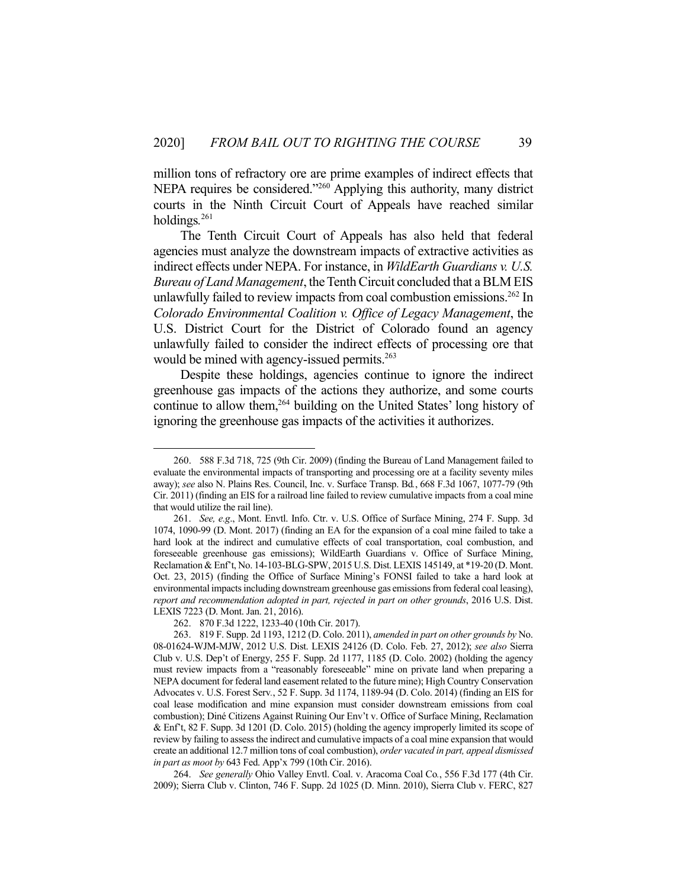million tons of refractory ore are prime examples of indirect effects that NEPA requires be considered."[260] Applying this authority, many district courts in the Ninth Circuit Court of Appeals have reached similar holdings.[261]

The Tenth Circuit Court of Appeals has also held that federal agencies must analyze the downstream impacts of extractive activities as indirect effects under NEPA. For instance, in *WildEarth Guardians v. U.S. Bureau of Land Management*, the Tenth Circuit concluded that a BLM EIS unlawfully failed to review impacts from coal combustion emissions.[262] In *Colorado Environmental Coalition v. Office of Legacy Management*, the U.S. District Court for the District of Colorado found an agency unlawfully failed to consider the indirect effects of processing ore that would be mined with agency-issued permits.[263]

Despite these holdings, agencies continue to ignore the indirect greenhouse gas impacts of the actions they authorize, and some courts continue to allow them,[264] building on the United States' long history of ignoring the greenhouse gas impacts of the activities it authorizes.

---

260. 588 F.3d 718, 725 (9th Cir. 2009) (finding the Bureau of Land Management failed to evaluate the environmental impacts of transporting and processing ore at a facility seventy miles away); *see* also N. Plains Res. Council, Inc. v. Surface Transp. Bd*.*, 668 F.3d 1067, 1077-79 (9th Cir. 2011) (finding an EIS for a railroad line failed to review cumulative impacts from a coal mine that would utilize the rail line).

261. *See, e.g*., Mont. Envtl. Info. Ctr. v. U.S. Office of Surface Mining, 274 F. Supp. 3d 1074, 1090-99 (D. Mont. 2017) (finding an EA for the expansion of a coal mine failed to take a hard look at the indirect and cumulative effects of coal transportation, coal combustion, and foreseeable greenhouse gas emissions); WildEarth Guardians v. Office of Surface Mining, Reclamation & Enf't, No. 14-103-BLG-SPW, 2015 U.S. Dist. LEXIS 145149, at *19-20 (D. Mont. Oct. 23, 2015) (finding the Office of Surface Mining's FONSI failed to take a hard look at environmental impacts including downstream greenhouse gas emissions from federal coal leasing), *report and recommendation adopted in part, rejected in part on other grounds*, 2016 U.S. Dist. LEXIS 7223 (D. Mont. Jan. 21, 2016).

262. 870 F.3d 1222, 1233-40 (10th Cir. 2017).

263. 819 F. Supp. 2d 1193, 1212 (D. Colo. 2011), *amended in part on other grounds by* No. 08-01624-WJM-MJW, 2012 U.S. Dist. LEXIS 24126 (D. Colo. Feb. 27, 2012); *see also* Sierra Club v. U.S. Dep't of Energy, 255 F. Supp. 2d 1177, 1185 (D. Colo. 2002) (holding the agency must review impacts from a "reasonably foreseeable" mine on private land when preparing a NEPA document for federal land easement related to the future mine); High Country Conservation Advocates v. U.S. Forest Serv., 52 F. Supp. 3d 1174, 1189-94 (D. Colo. 2014) (finding an EIS for coal lease modification and mine expansion must consider downstream emissions from coal combustion); Diné Citizens Against Ruining Our Env't v. Office of Surface Mining, Reclamation & Enf't, 82 F. Supp. 3d 1201 (D. Colo. 2015) (holding the agency improperly limited its scope of review by failing to assess the indirect and cumulative impacts of a coal mine expansion that would create an additional 12.7 million tons of coal combustion), *order vacated in part, appeal dismissed in part as moot by* 643 Fed. App'x 799 (10th Cir. 2016).

264. *See generally* Ohio Valley Envtl. Coal. v. Aracoma Coal Co*.*, 556 F.3d 177 (4th Cir. 2009); Sierra Club v. Clinton, 746 F. Supp. 2d 1025 (D. Minn. 2010), Sierra Club v. FERC, 827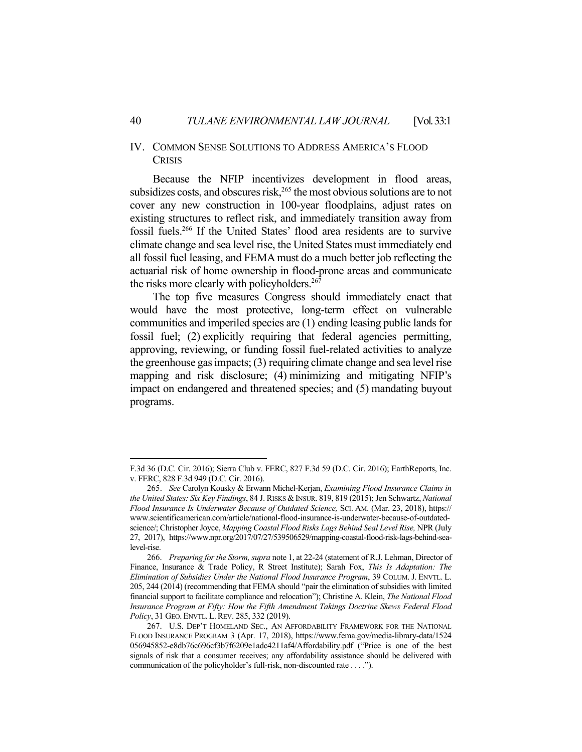## IV. COMMON SENSE SOLUTIONS TO ADDRESS AMERICA'S FLOOD CRISIS

Because the NFIP incentivizes development in flood areas, subsidizes costs, and obscures risk,[265] the most obvious solutions are to not cover any new construction in 100-year floodplains, adjust rates on existing structures to reflect risk, and immediately transition away from fossil fuels.[266] If the United States' flood area residents are to survive climate change and sea level rise, the United States must immediately end all fossil fuel leasing, and FEMA must do a much better job reflecting the actuarial risk of home ownership in flood-prone areas and communicate the risks more clearly with policyholders.[267]

The top five measures Congress should immediately enact that would have the most protective, long-term effect on vulnerable communities and imperiled species are (1) ending leasing public lands for fossil fuel; (2) explicitly requiring that federal agencies permitting, approving, reviewing, or funding fossil fuel-related activities to analyze the greenhouse gas impacts; (3) requiring climate change and sea level rise mapping and risk disclosure; (4) minimizing and mitigating NFIP's impact on endangered and threatened species; and (5) mandating buyout programs.

---

F.3d 36 (D.C. Cir. 2016); Sierra Club v. FERC, 827 F.3d 59 (D.C. Cir. 2016); EarthReports, Inc. v. FERC, 828 F.3d 949 (D.C. Cir. 2016).

265. *See* Carolyn Kousky & Erwann Michel-Kerjan, *Examining Flood Insurance Claims in the United States: Six Key Findings*, 84 J. RISKS & INSUR. 819, 819 (2015); Jen Schwartz, *National Flood Insurance Is Underwater Because of Outdated Science,* SCI. AM. (Mar. 23, 2018), https://www.scientificamerican.com/article/national-flood-insurance-is-underwater-because-of-outdated-science/; Christopher Joyce, *Mapping Coastal Flood Risks Lags Behind Seal Level Rise,* NPR (July 27, 2017), https://www.npr.org/2017/07/27/539506529/mapping-coastal-flood-risk-lags-behind-sea-level-rise.

266. *Preparing for the Storm, supra* note 1, at 22-24 (statement of R.J. Lehman, Director of Finance, Insurance & Trade Policy, R Street Institute); Sarah Fox, *This Is Adaptation: The Elimination of Subsidies Under the National Flood Insurance Program*, 39 COLUM. J. ENVTL. L. 205, 244 (2014) (recommending that FEMA should "pair the elimination of subsidies with limited financial support to facilitate compliance and relocation"); Christine A. Klein, *The National Flood Insurance Program at Fifty: How the Fifth Amendment Takings Doctrine Skews Federal Flood Policy*, 31 GEO. ENVTL. L. REV. 285, 332 (2019).

267. U.S. DEP'T HOMELAND SEC., AN AFFORDABILITY FRAMEWORK FOR THE NATIONAL FLOOD INSURANCE PROGRAM 3 (Apr. 17, 2018), https://www.fema.gov/media-library-data/1524056945852-e8db76c696cf3b7f6209e1adc4211af4/Affordability.pdf ("Price is one of the best signals of risk that a consumer receives; any affordability assistance should be delivered with communication of the policyholder's full-risk, non-discounted rate . . . .").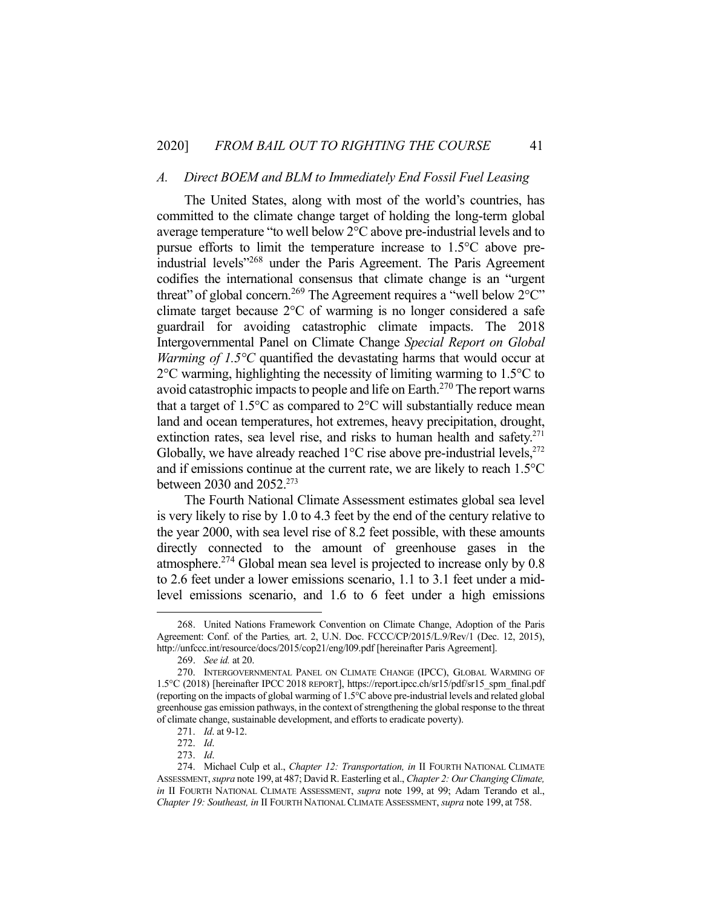### *A. Direct BOEM and BLM to Immediately End Fossil Fuel Leasing*

The United States, along with most of the world's countries, has committed to the climate change target of holding the long-term global average temperature "to well below 2°C above pre-industrial levels and to pursue efforts to limit the temperature increase to 1.5°C above pre-industrial levels"[268] under the Paris Agreement. The Paris Agreement codifies the international consensus that climate change is an "urgent threat" of global concern.[269] The Agreement requires a "well below 2°C" climate target because 2°C of warming is no longer considered a safe guardrail for avoiding catastrophic climate impacts. The 2018 Intergovernmental Panel on Climate Change *Special Report on Global Warming of 1.5°C* quantified the devastating harms that would occur at 2°C warming, highlighting the necessity of limiting warming to 1.5°C to avoid catastrophic impacts to people and life on Earth.[270] The report warns that a target of 1.5°C as compared to 2°C will substantially reduce mean land and ocean temperatures, hot extremes, heavy precipitation, drought, extinction rates, sea level rise, and risks to human health and safety.[271] Globally, we have already reached 1°C rise above pre-industrial levels,[272] and if emissions continue at the current rate, we are likely to reach 1.5°C between 2030 and 2052.[273]

The Fourth National Climate Assessment estimates global sea level is very likely to rise by 1.0 to 4.3 feet by the end of the century relative to the year 2000, with sea level rise of 8.2 feet possible, with these amounts directly connected to the amount of greenhouse gases in the atmosphere.[274] Global mean sea level is projected to increase only by 0.8 to 2.6 feet under a lower emissions scenario, 1.1 to 3.1 feet under a mid-level emissions scenario, and 1.6 to 6 feet under a high emissions

---

268. United Nations Framework Convention on Climate Change, Adoption of the Paris Agreement: Conf. of the Parties*,* art. 2, U.N. Doc. FCCC/CP/2015/L.9/Rev/1 (Dec. 12, 2015), http://unfccc.int/resource/docs/2015/cop21/eng/l09.pdf [hereinafter Paris Agreement].

269. *See id.* at 20.

270. INTERGOVERNMENTAL PANEL ON CLIMATE CHANGE (IPCC), GLOBAL WARMING OF 1.5°C (2018) [hereinafter IPCC 2018 REPORT], https://report.ipcc.ch/sr15/pdf/sr15_spm_final.pdf (reporting on the impacts of global warming of 1.5°C above pre-industrial levels and related global greenhouse gas emission pathways, in the context of strengthening the global response to the threat of climate change, sustainable development, and efforts to eradicate poverty).

271. *Id*. at 9-12.

272. *Id*.

273. *Id*.

274. Michael Culp et al., *Chapter 12: Transportation, in* II FOURTH NATIONAL CLIMATE ASSESSMENT, *supra* note 199, at 487; David R. Easterling et al., *Chapter 2: Our Changing Climate, in* II FOURTH NATIONAL CLIMATE ASSESSMENT, *supra* note 199, at 99; Adam Terando et al., *Chapter 19: Southeast, in* II FOURTH NATIONAL CLIMATE ASSESSMENT, *supra* note 199, at 758.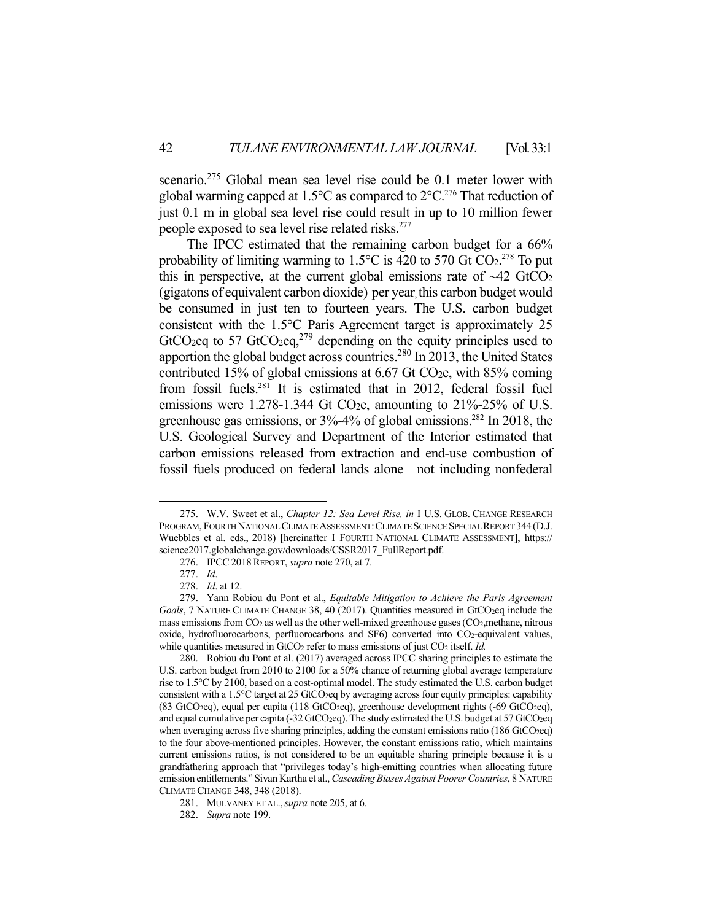scenario.[275] Global mean sea level rise could be 0.1 meter lower with global warming capped at 1.5°C as compared to 2°C.[276] That reduction of just 0.1 m in global sea level rise could result in up to 10 million fewer people exposed to sea level rise related risks.[277]

The IPCC estimated that the remaining carbon budget for a 66% probability of limiting warming to 1.5°C is 420 to 570 Gt $CO_2$.[278] To put this in perspective, at the current global emissions rate of ~42 $GtCO_2$ (gigatons of equivalent carbon dioxide) per year, this carbon budget would be consumed in just ten to fourteen years. The U.S. carbon budget consistent with the 1.5°C Paris Agreement target is approximately 25 $GtCO_2eq$ to 57 $GtCO_2eq$,[279] depending on the equity principles used to apportion the global budget across countries.[280] In 2013, the United States contributed 15% of global emissions at 6.67 Gt $CO_2e$, with 85% coming from fossil fuels.[281] It is estimated that in 2012, federal fossil fuel emissions were 1.278-1.344 Gt $CO_2e$, amounting to 21%-25% of U.S. greenhouse gas emissions, or 3%-4% of global emissions.[282] In 2018, the U.S. Geological Survey and Department of the Interior estimated that carbon emissions released from extraction and end-use combustion of fossil fuels produced on federal lands alone—not including nonfederal

---

275. W.V. Sweet et al., *Chapter 12: Sea Level Rise, in* I U.S. GLOB. CHANGE RESEARCH PROGRAM, FOURTH NATIONAL CLIMATE ASSESSMENT: CLIMATE SCIENCE SPECIAL REPORT 344 (D.J. Wuebbles et al. eds., 2018) [hereinafter I FOURTH NATIONAL CLIMATE ASSESSMENT], https://science2017.globalchange.gov/downloads/CSSR2017_FullReport.pdf.

276. IPCC 2018 REPORT, *supra* note 270, at 7.

277. *Id*.

278. *Id*. at 12.

279. Yann Robiou du Pont et al., *Equitable Mitigation to Achieve the Paris Agreement Goals*, 7 NATURE CLIMATE CHANGE 38, 40 (2017). Quantities measured in $GtCO_2eq$ include the mass emissions from $CO_2$ as well as the other well-mixed greenhouse gases ($CO_2$, methane, nitrous oxide, hydrofluorocarbons, perfluorocarbons and SF6) converted into $CO_2$-equivalent values, while quantities measured in $GtCO_2$ refer to mass emissions of just $CO_2$ itself. *Id.*

280. Robiou du Pont et al. (2017) averaged across IPCC sharing principles to estimate the U.S. carbon budget from 2010 to 2100 for a 50% chance of returning global average temperature rise to 1.5°C by 2100, based on a cost-optimal model. The study estimated the U.S. carbon budget consistent with a 1.5°C target at 25 $GtCO_2eq$ by averaging across four equity principles: capability (83 $GtCO_2eq$), equal per capita (118 $GtCO_2eq$), greenhouse development rights (-69 $GtCO_2eq$), and equal cumulative per capita (-32 $GtCO_2eq$). The study estimated the U.S. budget at 57 $GtCO_2eq$ when averaging across five sharing principles, adding the constant emissions ratio (186 $GtCO_2eq$) to the four above-mentioned principles. However, the constant emissions ratio, which maintains current emissions ratios, is not considered to be an equitable sharing principle because it is a grandfathering approach that "privileges today's high-emitting countries when allocating future emission entitlements." Sivan Kartha et al., *Cascading Biases Against Poorer Countries*, 8 NATURE CLIMATE CHANGE 348, 348 (2018).

281. MULVANEY ET AL., *supra* note 205, at 6.

282. *Supra* note 199.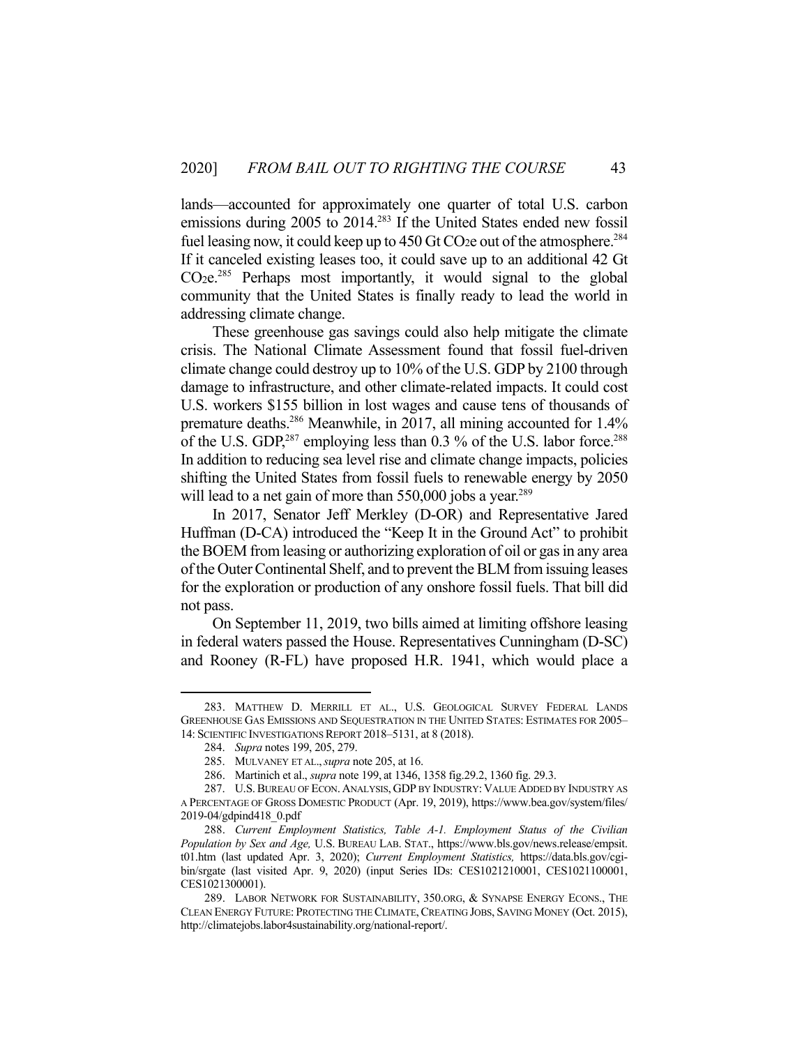lands—accounted for approximately one quarter of total U.S. carbon emissions during 2005 to 2014.[283] If the United States ended new fossil fuel leasing now, it could keep up to 450 Gt $CO_2e$ out of the atmosphere.[284] If it canceled existing leases too, it could save up to an additional 42 Gt $CO_2e$.[285] Perhaps most importantly, it would signal to the global community that the United States is finally ready to lead the world in addressing climate change.

These greenhouse gas savings could also help mitigate the climate crisis. The National Climate Assessment found that fossil fuel-driven climate change could destroy up to 10% of the U.S. GDP by 2100 through damage to infrastructure, and other climate-related impacts. It could cost U.S. workers \$155 billion in lost wages and cause tens of thousands of premature deaths.[286] Meanwhile, in 2017, all mining accounted for 1.4% of the U.S. GDP,[287] employing less than 0.3 % of the U.S. labor force.[288] In addition to reducing sea level rise and climate change impacts, policies shifting the United States from fossil fuels to renewable energy by 2050 will lead to a net gain of more than 550,000 jobs a year.[289]

In 2017, Senator Jeff Merkley (D-OR) and Representative Jared Huffman (D-CA) introduced the "Keep It in the Ground Act" to prohibit the BOEM from leasing or authorizing exploration of oil or gas in any area of the Outer Continental Shelf, and to prevent the BLM from issuing leases for the exploration or production of any onshore fossil fuels. That bill did not pass.

On September 11, 2019, two bills aimed at limiting offshore leasing in federal waters passed the House. Representatives Cunningham (D-SC) and Rooney (R-FL) have proposed H.R. 1941, which would place a

---

283. MATTHEW D. MERRILL ET AL., U.S. GEOLOGICAL SURVEY FEDERAL LANDS GREENHOUSE GAS EMISSIONS AND SEQUESTRATION IN THE UNITED STATES: ESTIMATES FOR 2005–14: SCIENTIFIC INVESTIGATIONS REPORT 2018–5131, at 8 (2018).

284. *Supra* notes 199, 205, 279.

285. MULVANEY ET AL., *supra* note 205, at 16.

286. Martinich et al., *supra* note 199, at 1346, 1358 fig.29.2, 1360 fig. 29.3.

287. U.S. BUREAU OF ECON. ANALYSIS, GDP BY INDUSTRY: VALUE ADDED BY INDUSTRY AS A PERCENTAGE OF GROSS DOMESTIC PRODUCT (Apr. 19, 2019), https://www.bea.gov/system/files/2019-04/gdpind418_0.pdf

288. *Current Employment Statistics, Table A-1. Employment Status of the Civilian Population by Sex and Age,* U.S. BUREAU LAB. STAT., https://www.bls.gov/news.release/empsit.t01.htm (last updated Apr. 3, 2020); *Current Employment Statistics,* https://data.bls.gov/cgi-bin/srgate (last visited Apr. 9, 2020) (input Series IDs: CES1021210001, CES1021100001, CES1021300001).

289. LABOR NETWORK FOR SUSTAINABILITY, 350.ORG, & SYNAPSE ENERGY ECONS., THE CLEAN ENERGY FUTURE: PROTECTING THE CLIMATE, CREATING JOBS, SAVING MONEY (Oct. 2015), http://climatejobs.labor4sustainability.org/national-report/.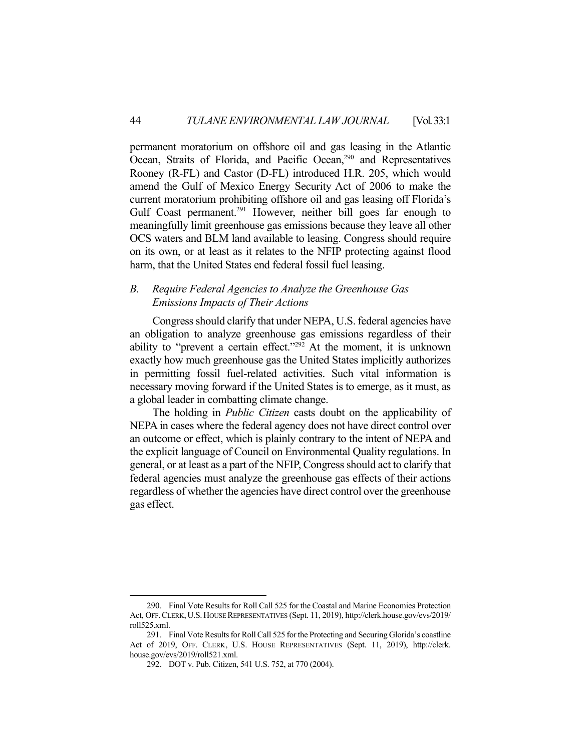permanent moratorium on offshore oil and gas leasing in the Atlantic Ocean, Straits of Florida, and Pacific Ocean,[290] and Representatives Rooney (R-FL) and Castor (D-FL) introduced H.R. 205, which would amend the Gulf of Mexico Energy Security Act of 2006 to make the current moratorium prohibiting offshore oil and gas leasing off Florida's Gulf Coast permanent.[291] However, neither bill goes far enough to meaningfully limit greenhouse gas emissions because they leave all other OCS waters and BLM land available to leasing. Congress should require on its own, or at least as it relates to the NFIP protecting against flood harm, that the United States end federal fossil fuel leasing.

### *B. Require Federal Agencies to Analyze the Greenhouse Gas Emissions Impacts of Their Actions*

Congress should clarify that under NEPA, U.S. federal agencies have an obligation to analyze greenhouse gas emissions regardless of their ability to "prevent a certain effect."[292] At the moment, it is unknown exactly how much greenhouse gas the United States implicitly authorizes in permitting fossil fuel-related activities. Such vital information is necessary moving forward if the United States is to emerge, as it must, as a global leader in combatting climate change.

The holding in *Public Citizen* casts doubt on the applicability of NEPA in cases where the federal agency does not have direct control over an outcome or effect, which is plainly contrary to the intent of NEPA and the explicit language of Council on Environmental Quality regulations. In general, or at least as a part of the NFIP, Congress should act to clarify that federal agencies must analyze the greenhouse gas effects of their actions regardless of whether the agencies have direct control over the greenhouse gas effect.

---

290. Final Vote Results for Roll Call 525 for the Coastal and Marine Economies Protection Act, OFF. CLERK, U.S. HOUSE REPRESENTATIVES (Sept. 11, 2019), http://clerk.house.gov/evs/2019/roll525.xml.

291. Final Vote Results for Roll Call 525 for the Protecting and Securing Glorida's coastline Act of 2019, OFF. CLERK, U.S. HOUSE REPRESENTATIVES (Sept. 11, 2019), http://clerk.house.gov/evs/2019/roll521.xml.

292. DOT v. Pub. Citizen, 541 U.S. 752, at 770 (2004).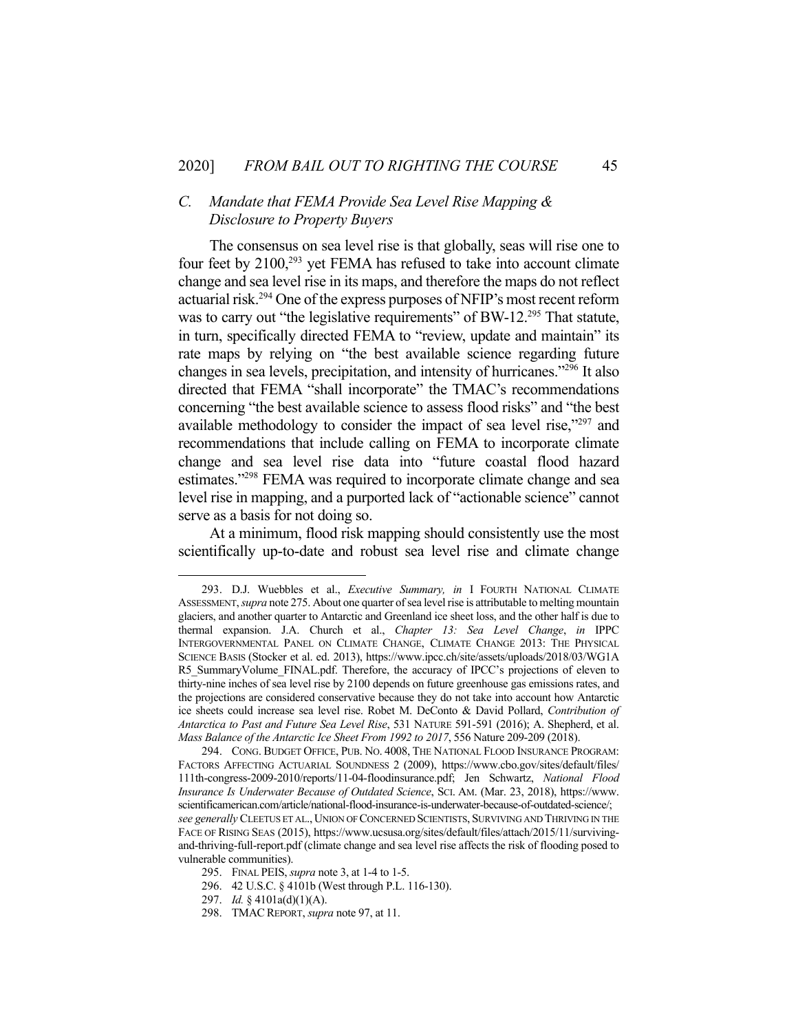### *C. Mandate that FEMA Provide Sea Level Rise Mapping & Disclosure to Property Buyers*

The consensus on sea level rise is that globally, seas will rise one to four feet by 2100,[293] yet FEMA has refused to take into account climate change and sea level rise in its maps, and therefore the maps do not reflect actuarial risk.[294] One of the express purposes of NFIP's most recent reform was to carry out "the legislative requirements" of BW-12.[295] That statute, in turn, specifically directed FEMA to "review, update and maintain" its rate maps by relying on "the best available science regarding future changes in sea levels, precipitation, and intensity of hurricanes."[296] It also directed that FEMA "shall incorporate" the TMAC's recommendations concerning "the best available science to assess flood risks" and "the best available methodology to consider the impact of sea level rise,"[297] and recommendations that include calling on FEMA to incorporate climate change and sea level rise data into "future coastal flood hazard estimates."[298] FEMA was required to incorporate climate change and sea level rise in mapping, and a purported lack of "actionable science" cannot serve as a basis for not doing so.

At a minimum, flood risk mapping should consistently use the most scientifically up-to-date and robust sea level rise and climate change

---

293. D.J. Wuebbles et al., *Executive Summary, in* I FOURTH NATIONAL CLIMATE ASSESSMENT, *supra* note 275. About one quarter of sea level rise is attributable to melting mountain glaciers, and another quarter to Antarctic and Greenland ice sheet loss, and the other half is due to thermal expansion. J.A. Church et al., *Chapter 13: Sea Level Change*, *in* IPPC INTERGOVERNMENTAL PANEL ON CLIMATE CHANGE, CLIMATE CHANGE 2013: THE PHYSICAL SCIENCE BASIS (Stocker et al. ed. 2013), https://www.ipcc.ch/site/assets/uploads/2018/03/WG1AR5_SummaryVolume_FINAL.pdf. Therefore, the accuracy of IPCC's projections of eleven to thirty-nine inches of sea level rise by 2100 depends on future greenhouse gas emissions rates, and the projections are considered conservative because they do not take into account how Antarctic ice sheets could increase sea level rise. Robet M. DeConto & David Pollard, *Contribution of Antarctica to Past and Future Sea Level Rise*, 531 NATURE 591-591 (2016); A. Shepherd, et al. *Mass Balance of the Antarctic Ice Sheet From 1992 to 2017*, 556 Nature 209-209 (2018).

294. CONG. BUDGET OFFICE, PUB. NO. 4008, THE NATIONAL FLOOD INSURANCE PROGRAM: FACTORS AFFECTING ACTUARIAL SOUNDNESS 2 (2009), https://www.cbo.gov/sites/default/files/111th-congress-2009-2010/reports/11-04-floodinsurance.pdf; Jen Schwartz, *National Flood Insurance Is Underwater Because of Outdated Science*, SCI. AM. (Mar. 23, 2018), https://www.scientificamerican.com/article/national-flood-insurance-is-underwater-because-of-outdated-science/; *see generally* CLEETUS ET AL., UNION OF CONCERNED SCIENTISTS, SURVIVING AND THRIVING IN THE FACE OF RISING SEAS (2015), https://www.ucsusa.org/sites/default/files/attach/2015/11/surviving-and-thriving-full-report.pdf (climate change and sea level rise affects the risk of flooding posed to vulnerable communities).

295. FINAL PEIS, *supra* note 3, at 1-4 to 1-5.

296. 42 U.S.C. § 4101b (West through P.L. 116-130).

297. *Id.* § 4101a(d)(1)(A).

298. TMAC REPORT, *supra* note 97, at 11.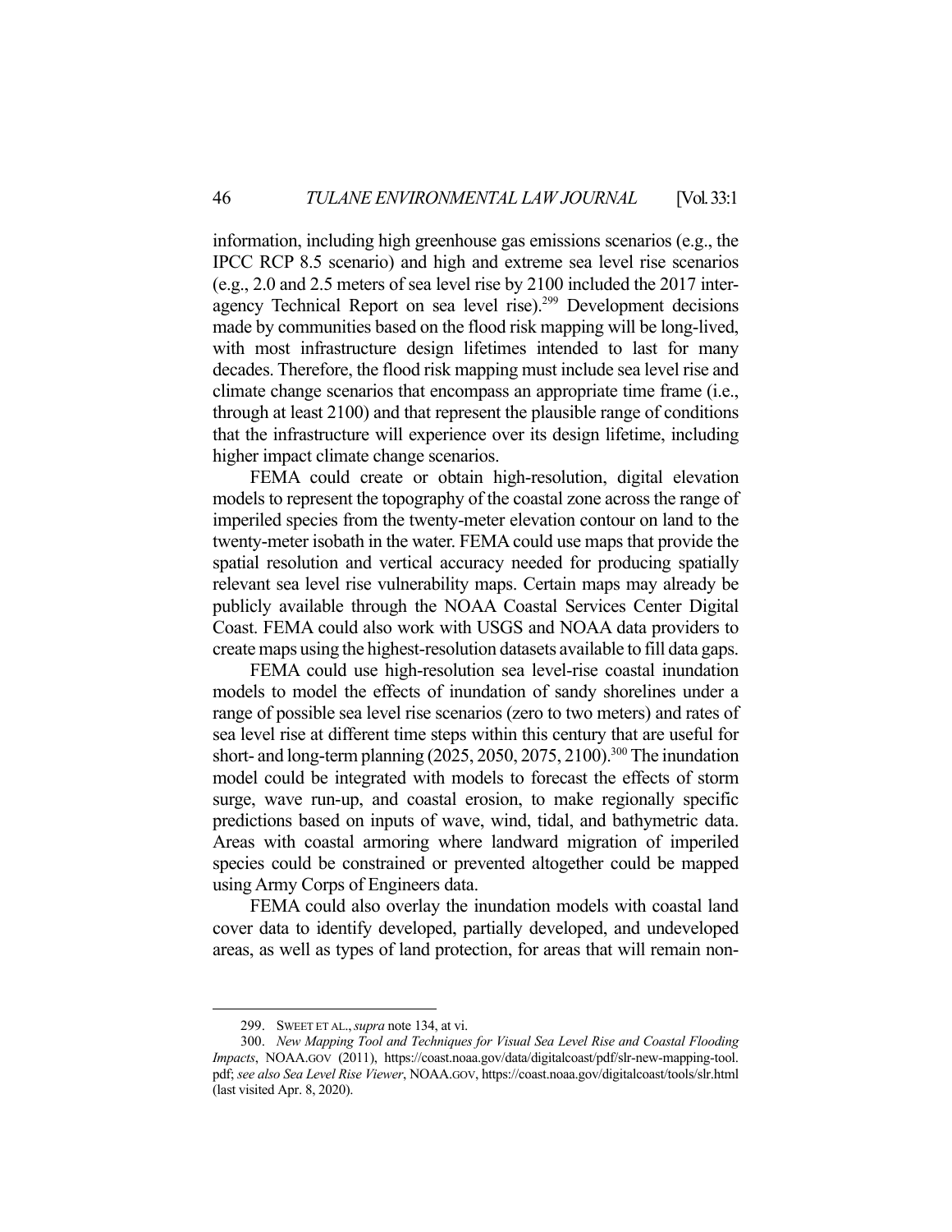information, including high greenhouse gas emissions scenarios (e.g., the IPCC RCP 8.5 scenario) and high and extreme sea level rise scenarios (e.g., 2.0 and 2.5 meters of sea level rise by 2100 included the 2017 inter-agency Technical Report on sea level rise).[299] Development decisions made by communities based on the flood risk mapping will be long-lived, with most infrastructure design lifetimes intended to last for many decades. Therefore, the flood risk mapping must include sea level rise and climate change scenarios that encompass an appropriate time frame (i.e., through at least 2100) and that represent the plausible range of conditions that the infrastructure will experience over its design lifetime, including higher impact climate change scenarios.

FEMA could create or obtain high-resolution, digital elevation models to represent the topography of the coastal zone across the range of imperiled species from the twenty-meter elevation contour on land to the twenty-meter isobath in the water. FEMA could use maps that provide the spatial resolution and vertical accuracy needed for producing spatially relevant sea level rise vulnerability maps. Certain maps may already be publicly available through the NOAA Coastal Services Center Digital Coast. FEMA could also work with USGS and NOAA data providers to create maps using the highest-resolution datasets available to fill data gaps.

FEMA could use high-resolution sea level-rise coastal inundation models to model the effects of inundation of sandy shorelines under a range of possible sea level rise scenarios (zero to two meters) and rates of sea level rise at different time steps within this century that are useful for short- and long-term planning (2025, 2050, 2075, 2100).[300] The inundation model could be integrated with models to forecast the effects of storm surge, wave run-up, and coastal erosion, to make regionally specific predictions based on inputs of wave, wind, tidal, and bathymetric data. Areas with coastal armoring where landward migration of imperiled species could be constrained or prevented altogether could be mapped using Army Corps of Engineers data.

FEMA could also overlay the inundation models with coastal land cover data to identify developed, partially developed, and undeveloped areas, as well as types of land protection, for areas that will remain non-

---

299. SWEET ET AL., *supra* note 134, at vi.

300. *New Mapping Tool and Techniques for Visual Sea Level Rise and Coastal Flooding Impacts*, NOAA.GOV (2011), https://coast.noaa.gov/data/digitalcoast/pdf/slr-new-mapping-tool.pdf; *see also Sea Level Rise Viewer*, NOAA.GOV, https://coast.noaa.gov/digitalcoast/tools/slr.html (last visited Apr. 8, 2020).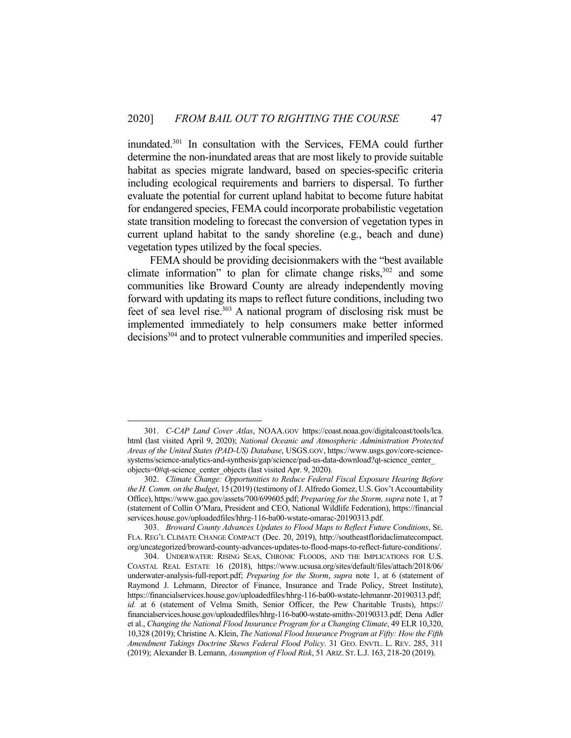inundated.[301] In consultation with the Services, FEMA could further determine the non-inundated areas that are most likely to provide suitable habitat as species migrate landward, based on species-specific criteria including ecological requirements and barriers to dispersal. To further evaluate the potential for current upland habitat to become future habitat for endangered species, FEMA could incorporate probabilistic vegetation state transition modeling to forecast the conversion of vegetation types in current upland habitat to the sandy shoreline (e.g., beach and dune) vegetation types utilized by the focal species.

FEMA should be providing decisionmakers with the "best available climate information" to plan for climate change risks,[302] and some communities like Broward County are already independently moving forward with updating its maps to reflect future conditions, including two feet of sea level rise.[303] A national program of disclosing risk must be implemented immediately to help consumers make better informed decisions[304] and to protect vulnerable communities and imperiled species.

---

301. *C-CAP Land Cover Atlas*, NOAA.GOV https://coast.noaa.gov/digitalcoast/tools/lca.html (last visited April 9, 2020); *National Oceanic and Atmospheric Administration Protected Areas of the United States (PAD-US) Database*, USGS.GOV, https://www.usgs.gov/core-science-systems/science-analytics-and-synthesis/gap/science/pad-us-data-download?qt-science_center_objects=0#qt-science_center_objects (last visited Apr. 9, 2020).

302. *Climate Change: Opportunities to Reduce Federal Fiscal Exposure Hearing Before the H. Comm. on the Budget*, 15 (2019) (testimony of J. Alfredo Gomez, U.S. Gov't Accountability Office), https://www.gao.gov/assets/700/699605.pdf; *Preparing for the Storm, supra* note 1, at 7 (statement of Collin O'Mara, President and CEO, National Wildlife Federation), https://financialservices.house.gov/uploadedfiles/hhrg-116-ba00-wstate-omarac-20190313.pdf.

303. *Broward County Advances Updates to Flood Maps to Reflect Future Conditions*, SE. FLA. REG'L CLIMATE CHANGE COMPACT (Dec. 20, 2019), http://southeastfloridaclimatecompact.org/uncategorized/broward-county-advances-updates-to-flood-maps-to-reflect-future-conditions/.

304. UNDERWATER: RISING SEAS, CHRONIC FLOODS, AND THE IMPLICATIONS FOR U.S. COASTAL REAL ESTATE 16 (2018), https://www.ucsusa.org/sites/default/files/attach/2018/06/underwater-analysis-full-report.pdf; *Preparing for the Storm*, *supra* note 1, at 6 (statement of Raymond J. Lehmann, Director of Finance, Insurance and Trade Policy, Street Institute), https://financialservices.house.gov/uploadedfiles/hhrg-116-ba00-wstate-lehmannr-20190313.pdf; *id.* at 6 (statement of Velma Smith, Senior Officer, the Pew Charitable Trusts), https://financialservices.house.gov/uploadedfiles/hhrg-116-ba00-wstate-smithv-20190313.pdf; Dena Adler et al., *Changing the National Flood Insurance Program for a Changing Climate*, 49 ELR 10,320, 10,328 (2019); Christine A. Klein, *The National Flood Insurance Program at Fifty: How the Fifth Amendment Takings Doctrine Skews Federal Flood Policy*. 31 GEO. ENVTL. L. REV. 285, 311 (2019); Alexander B. Lemann, *Assumption of Flood Risk*, 51 ARIZ. ST. L.J. 163, 218-20 (2019).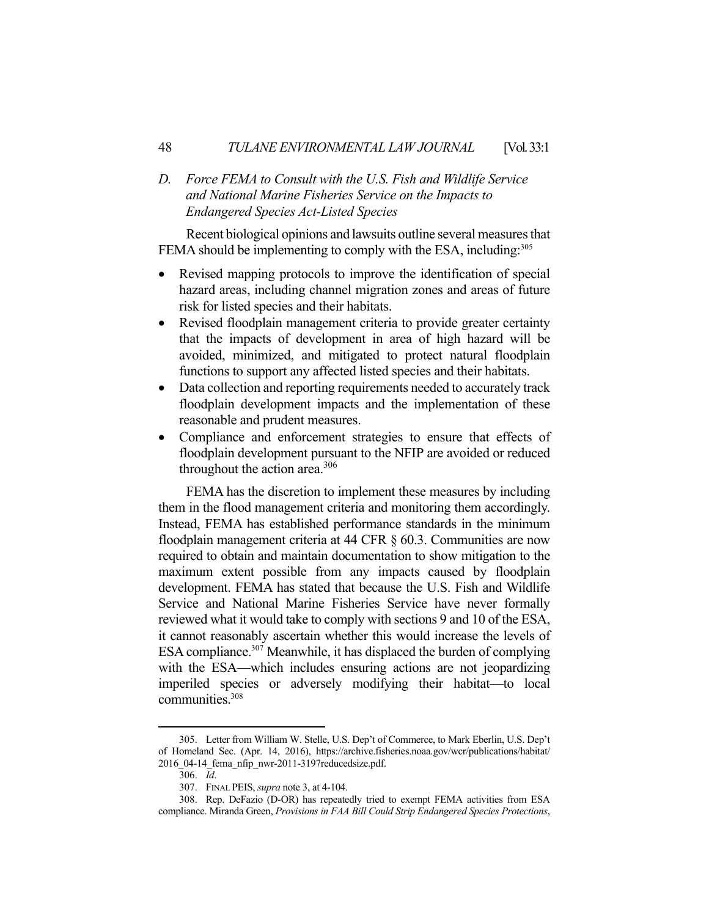### *D. Force FEMA to Consult with the U.S. Fish and Wildlife Service and National Marine Fisheries Service on the Impacts to Endangered Species Act-Listed Species*

Recent biological opinions and lawsuits outline several measures that FEMA should be implementing to comply with the ESA, including:[305]

- Revised mapping protocols to improve the identification of special hazard areas, including channel migration zones and areas of future risk for listed species and their habitats.
- Revised floodplain management criteria to provide greater certainty that the impacts of development in area of high hazard will be avoided, minimized, and mitigated to protect natural floodplain functions to support any affected listed species and their habitats.
- Data collection and reporting requirements needed to accurately track floodplain development impacts and the implementation of these reasonable and prudent measures.
- Compliance and enforcement strategies to ensure that effects of floodplain development pursuant to the NFIP are avoided or reduced throughout the action area.[306]

FEMA has the discretion to implement these measures by including them in the flood management criteria and monitoring them accordingly. Instead, FEMA has established performance standards in the minimum floodplain management criteria at 44 CFR § 60.3. Communities are now required to obtain and maintain documentation to show mitigation to the maximum extent possible from any impacts caused by floodplain development. FEMA has stated that because the U.S. Fish and Wildlife Service and National Marine Fisheries Service have never formally reviewed what it would take to comply with sections 9 and 10 of the ESA, it cannot reasonably ascertain whether this would increase the levels of ESA compliance.[307] Meanwhile, it has displaced the burden of complying with the ESA—which includes ensuring actions are not jeopardizing imperiled species or adversely modifying their habitat—to local communities.[308]

---

305. Letter from William W. Stelle, U.S. Dep't of Commerce, to Mark Eberlin, U.S. Dep't of Homeland Sec. (Apr. 14, 2016), https://archive.fisheries.noaa.gov/wcr/publications/habitat/2016_04-14_fema_nfip_nwr-2011-3197reducedsize.pdf.

306. *Id*.

307. FINAL PEIS, *supra* note 3, at 4-104.

308. Rep. DeFazio (D-OR) has repeatedly tried to exempt FEMA activities from ESA compliance. Miranda Green, *Provisions in FAA Bill Could Strip Endangered Species Protections*,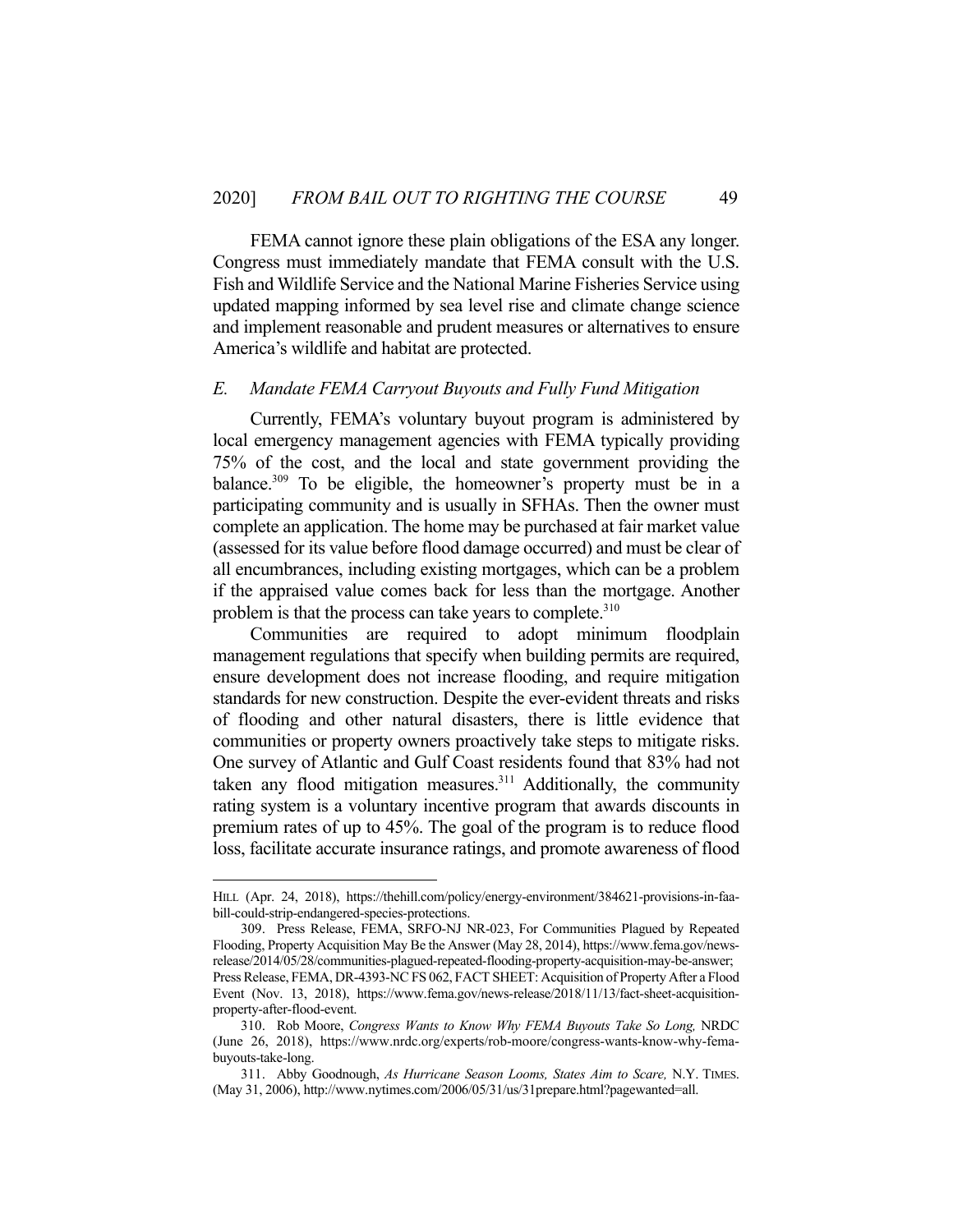FEMA cannot ignore these plain obligations of the ESA any longer. Congress must immediately mandate that FEMA consult with the U.S. Fish and Wildlife Service and the National Marine Fisheries Service using updated mapping informed by sea level rise and climate change science and implement reasonable and prudent measures or alternatives to ensure America's wildlife and habitat are protected.

### *E. Mandate FEMA Carryout Buyouts and Fully Fund Mitigation*

Currently, FEMA's voluntary buyout program is administered by local emergency management agencies with FEMA typically providing 75% of the cost, and the local and state government providing the balance.[309] To be eligible, the homeowner's property must be in a participating community and is usually in SFHAs. Then the owner must complete an application. The home may be purchased at fair market value (assessed for its value before flood damage occurred) and must be clear of all encumbrances, including existing mortgages, which can be a problem if the appraised value comes back for less than the mortgage. Another problem is that the process can take years to complete.[310]

Communities are required to adopt minimum floodplain management regulations that specify when building permits are required, ensure development does not increase flooding, and require mitigation standards for new construction. Despite the ever-evident threats and risks of flooding and other natural disasters, there is little evidence that communities or property owners proactively take steps to mitigate risks. One survey of Atlantic and Gulf Coast residents found that 83% had not taken any flood mitigation measures.[311] Additionally, the community rating system is a voluntary incentive program that awards discounts in premium rates of up to 45%. The goal of the program is to reduce flood loss, facilitate accurate insurance ratings, and promote awareness of flood

---

HILL (Apr. 24, 2018), https://thehill.com/policy/energy-environment/384621-provisions-in-faa-bill-could-strip-endangered-species-protections.

309. Press Release, FEMA, SRFO-NJ NR-023, For Communities Plagued by Repeated Flooding, Property Acquisition May Be the Answer (May 28, 2014), https://www.fema.gov/news-release/2014/05/28/communities-plagued-repeated-flooding-property-acquisition-may-be-answer; Press Release, FEMA, DR-4393-NC FS 062, FACT SHEET: Acquisition of Property After a Flood Event (Nov. 13, 2018), https://www.fema.gov/news-release/2018/11/13/fact-sheet-acquisition-property-after-flood-event.

310. Rob Moore, *Congress Wants to Know Why FEMA Buyouts Take So Long,* NRDC (June 26, 2018), https://www.nrdc.org/experts/rob-moore/congress-wants-know-why-fema-buyouts-take-long.

311. Abby Goodnough, *As Hurricane Season Looms, States Aim to Scare,* N.Y. TIMES. (May 31, 2006), http://www.nytimes.com/2006/05/31/us/31prepare.html?pagewanted=all.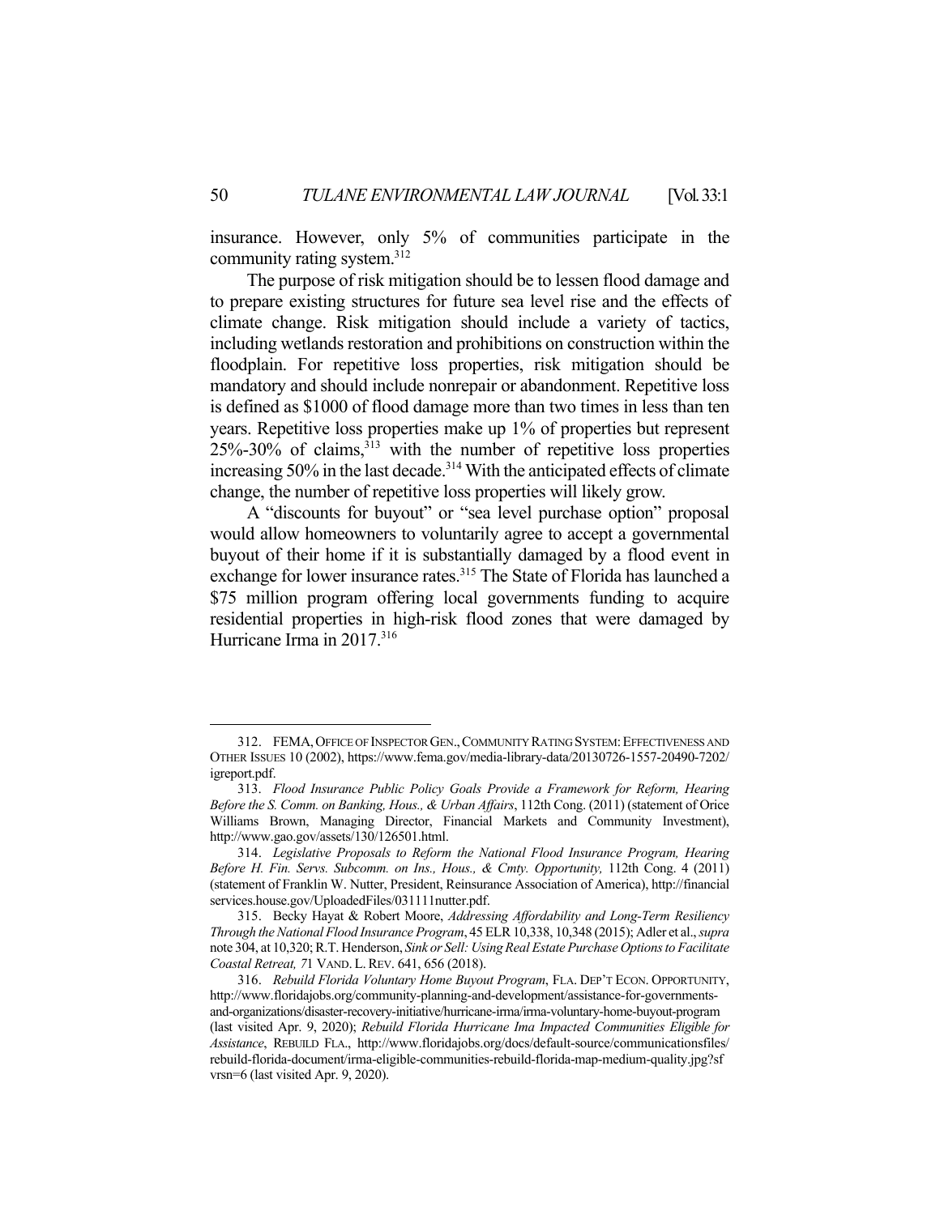insurance. However, only 5% of communities participate in the community rating system.[312]

The purpose of risk mitigation should be to lessen flood damage and to prepare existing structures for future sea level rise and the effects of climate change. Risk mitigation should include a variety of tactics, including wetlands restoration and prohibitions on construction within the floodplain. For repetitive loss properties, risk mitigation should be mandatory and should include nonrepair or abandonment. Repetitive loss is defined as $1000 of flood damage more than two times in less than ten years. Repetitive loss properties make up 1% of properties but represent 25%-30% of claims,[313] with the number of repetitive loss properties increasing 50% in the last decade.[314] With the anticipated effects of climate change, the number of repetitive loss properties will likely grow.

A "discounts for buyout" or "sea level purchase option" proposal would allow homeowners to voluntarily agree to accept a governmental buyout of their home if it is substantially damaged by a flood event in exchange for lower insurance rates.[315] The State of Florida has launched a $75 million program offering local governments funding to acquire residential properties in high-risk flood zones that were damaged by Hurricane Irma in 2017.[316]

---

312. FEMA, OFFICE OF INSPECTOR GEN., COMMUNITY RATING SYSTEM: EFFECTIVENESS AND OTHER ISSUES 10 (2002), https://www.fema.gov/media-library-data/20130726-1557-20490-7202/igreport.pdf.

313. *Flood Insurance Public Policy Goals Provide a Framework for Reform, Hearing Before the S. Comm. on Banking, Hous., & Urban Affairs*, 112th Cong. (2011) (statement of Orice Williams Brown, Managing Director, Financial Markets and Community Investment), http://www.gao.gov/assets/130/126501.html.

314. *Legislative Proposals to Reform the National Flood Insurance Program, Hearing Before H. Fin. Servs. Subcomm. on Ins., Hous., & Cmty. Opportunity,* 112th Cong. 4 (2011) (statement of Franklin W. Nutter, President, Reinsurance Association of America), http://financialservices.house.gov/UploadedFiles/031111nutter.pdf.

315. Becky Hayat & Robert Moore, *Addressing Affordability and Long-Term Resiliency Through the National Flood Insurance Program*, 45 ELR 10,338, 10,348 (2015); Adler et al., *supra* note 304, at 10,320; R.T. Henderson, *Sink or Sell: Using Real Estate Purchase Options to Facilitate Coastal Retreat,* 71 VAND. L. REV. 641, 656 (2018).

316. *Rebuild Florida Voluntary Home Buyout Program*, FLA. DEP'T ECON. OPPORTUNITY, http://www.floridajobs.org/community-planning-and-development/assistance-for-governments-and-organizations/disaster-recovery-initiative/hurricane-irma/irma-voluntary-home-buyout-program (last visited Apr. 9, 2020); *Rebuild Florida Hurricane Ima Impacted Communities Eligible for Assistance*, REBUILD FLA., http://www.floridajobs.org/docs/default-source/communicationsfiles/rebuild-florida-document/irma-eligible-communities-rebuild-florida-map-medium-quality.jpg?sfvrsn=6 (last visited Apr. 9, 2020).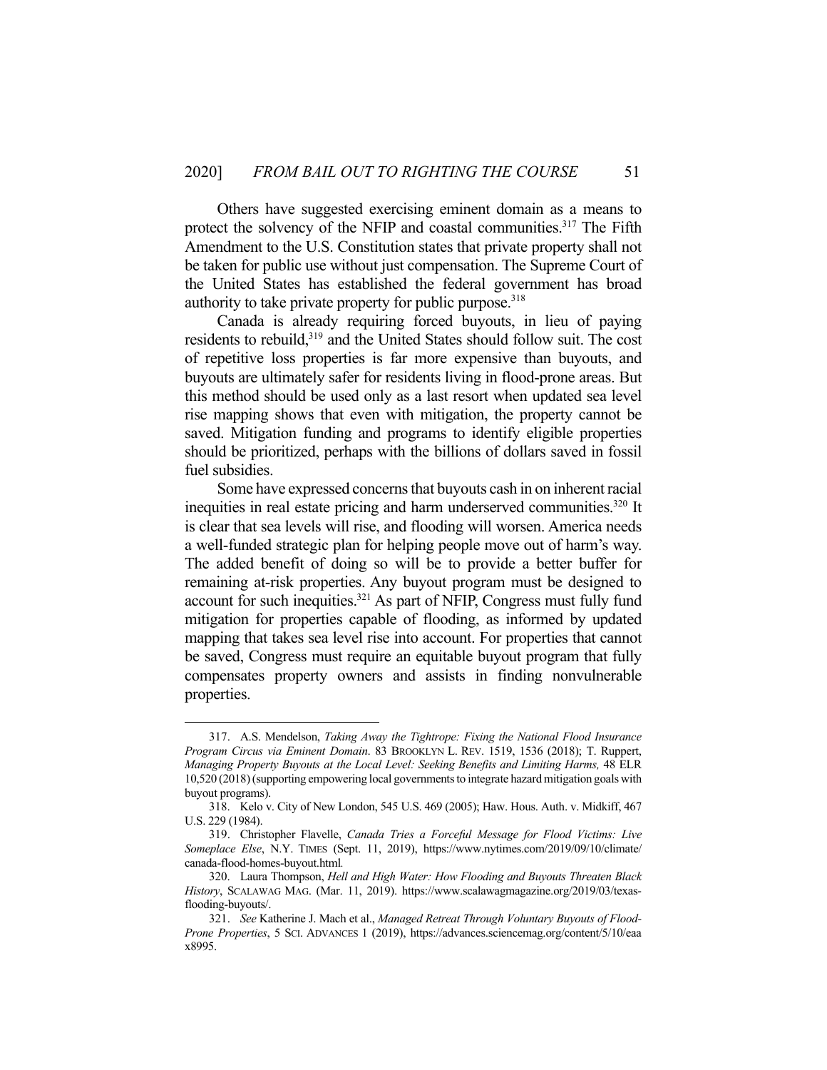Others have suggested exercising eminent domain as a means to protect the solvency of the NFIP and coastal communities.[317] The Fifth Amendment to the U.S. Constitution states that private property shall not be taken for public use without just compensation. The Supreme Court of the United States has established the federal government has broad authority to take private property for public purpose.[318]

Canada is already requiring forced buyouts, in lieu of paying residents to rebuild,[319] and the United States should follow suit. The cost of repetitive loss properties is far more expensive than buyouts, and buyouts are ultimately safer for residents living in flood-prone areas. But this method should be used only as a last resort when updated sea level rise mapping shows that even with mitigation, the property cannot be saved. Mitigation funding and programs to identify eligible properties should be prioritized, perhaps with the billions of dollars saved in fossil fuel subsidies.

Some have expressed concerns that buyouts cash in on inherent racial inequities in real estate pricing and harm underserved communities.[320] It is clear that sea levels will rise, and flooding will worsen. America needs a well-funded strategic plan for helping people move out of harm's way. The added benefit of doing so will be to provide a better buffer for remaining at-risk properties. Any buyout program must be designed to account for such inequities.[321] As part of NFIP, Congress must fully fund mitigation for properties capable of flooding, as informed by updated mapping that takes sea level rise into account. For properties that cannot be saved, Congress must require an equitable buyout program that fully compensates property owners and assists in finding nonvulnerable properties.

---

317. A.S. Mendelson, *Taking Away the Tightrope: Fixing the National Flood Insurance Program Circus via Eminent Domain*. 83 BROOKLYN L. REV. 1519, 1536 (2018); T. Ruppert, *Managing Property Buyouts at the Local Level: Seeking Benefits and Limiting Harms,* 48 ELR 10,520 (2018) (supporting empowering local governments to integrate hazard mitigation goals with buyout programs).

318. Kelo v. City of New London, 545 U.S. 469 (2005); Haw. Hous. Auth. v. Midkiff, 467 U.S. 229 (1984).

319. Christopher Flavelle, *Canada Tries a Forceful Message for Flood Victims: Live Someplace Else*, N.Y. TIMES (Sept. 11, 2019), https://www.nytimes.com/2019/09/10/climate/canada-flood-homes-buyout.html.

320. Laura Thompson, *Hell and High Water: How Flooding and Buyouts Threaten Black History*, SCALAWAG MAG. (Mar. 11, 2019). https://www.scalawagmagazine.org/2019/03/texas-flooding-buyouts/.

321. *See* Katherine J. Mach et al., *Managed Retreat Through Voluntary Buyouts of Flood-Prone Properties*, 5 SCI. ADVANCES 1 (2019), https://advances.sciencemag.org/content/5/10/eaax8995.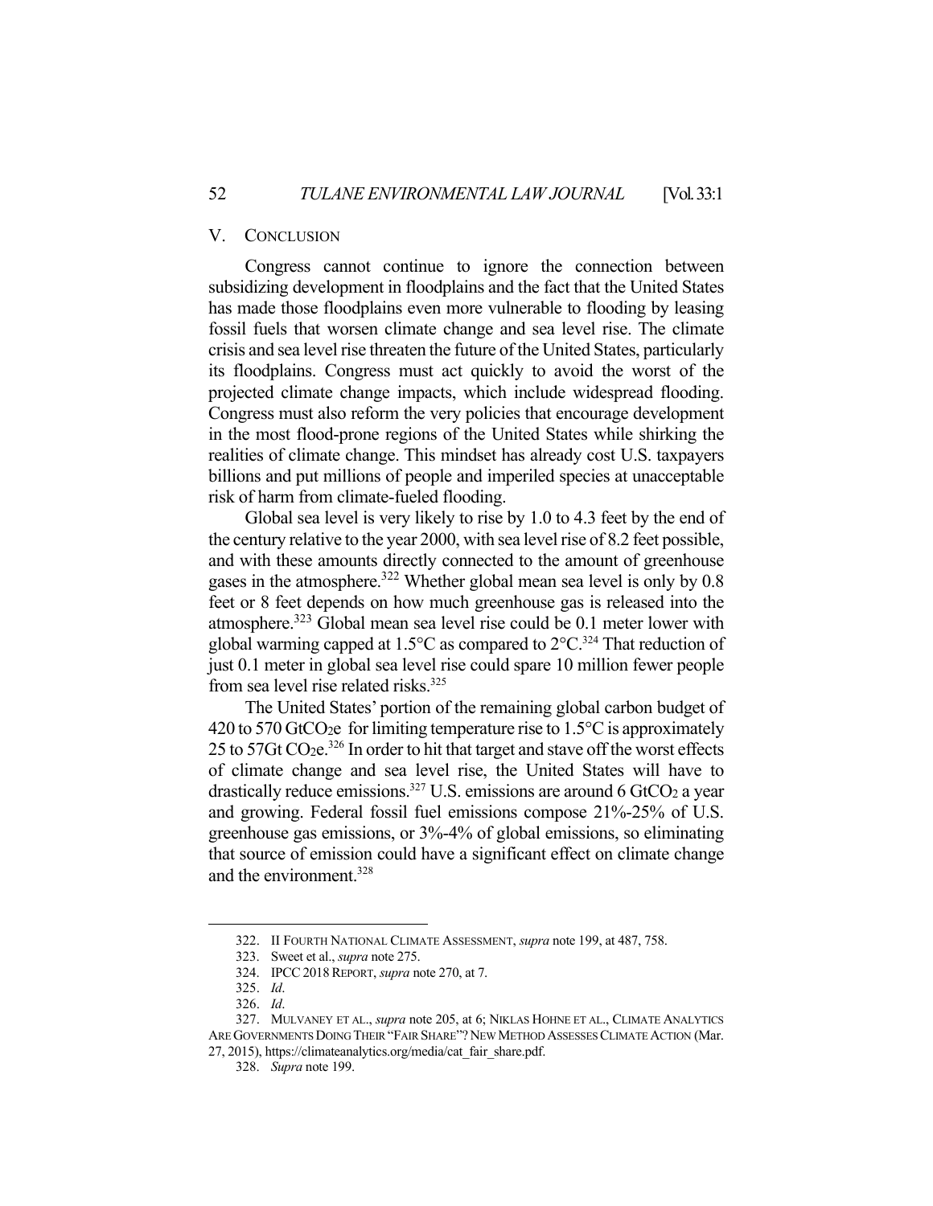## V. CONCLUSION

Congress cannot continue to ignore the connection between subsidizing development in floodplains and the fact that the United States has made those floodplains even more vulnerable to flooding by leasing fossil fuels that worsen climate change and sea level rise. The climate crisis and sea level rise threaten the future of the United States, particularly its floodplains. Congress must act quickly to avoid the worst of the projected climate change impacts, which include widespread flooding. Congress must also reform the very policies that encourage development in the most flood-prone regions of the United States while shirking the realities of climate change. This mindset has already cost U.S. taxpayers billions and put millions of people and imperiled species at unacceptable risk of harm from climate-fueled flooding.

Global sea level is very likely to rise by 1.0 to 4.3 feet by the end of the century relative to the year 2000, with sea level rise of 8.2 feet possible, and with these amounts directly connected to the amount of greenhouse gases in the atmosphere.[322] Whether global mean sea level is only by 0.8 feet or 8 feet depends on how much greenhouse gas is released into the atmosphere.[323] Global mean sea level rise could be 0.1 meter lower with global warming capped at 1.5°C as compared to 2°C.[324] That reduction of just 0.1 meter in global sea level rise could spare 10 million fewer people from sea level rise related risks.[325]

The United States' portion of the remaining global carbon budget of 420 to 570 $GtCO_2e$ for limiting temperature rise to 1.5°C is approximately 25 to 57Gt $CO_2e$.[326] In order to hit that target and stave off the worst effects of climate change and sea level rise, the United States will have to drastically reduce emissions.[327] U.S. emissions are around 6 $GtCO_2$ a year and growing. Federal fossil fuel emissions compose 21%-25% of U.S. greenhouse gas emissions, or 3%-4% of global emissions, so eliminating that source of emission could have a significant effect on climate change and the environment.[328]

---

322. II FOURTH NATIONAL CLIMATE ASSESSMENT, *supra* note 199, at 487, 758.

323. Sweet et al., *supra* note 275.

324. IPCC 2018 REPORT, *supra* note 270, at 7.

325. *Id*.

326. *Id*.

327. MULVANEY ET AL., *supra* note 205, at 6; NIKLAS HOHNE ET AL., CLIMATE ANALYTICS ARE GOVERNMENTS DOING THEIR "FAIR SHARE"? NEW METHOD ASSESSES CLIMATE ACTION (Mar. 27, 2015), https://climateanalytics.org/media/cat_fair_share.pdf.

328. *Supra* note 199.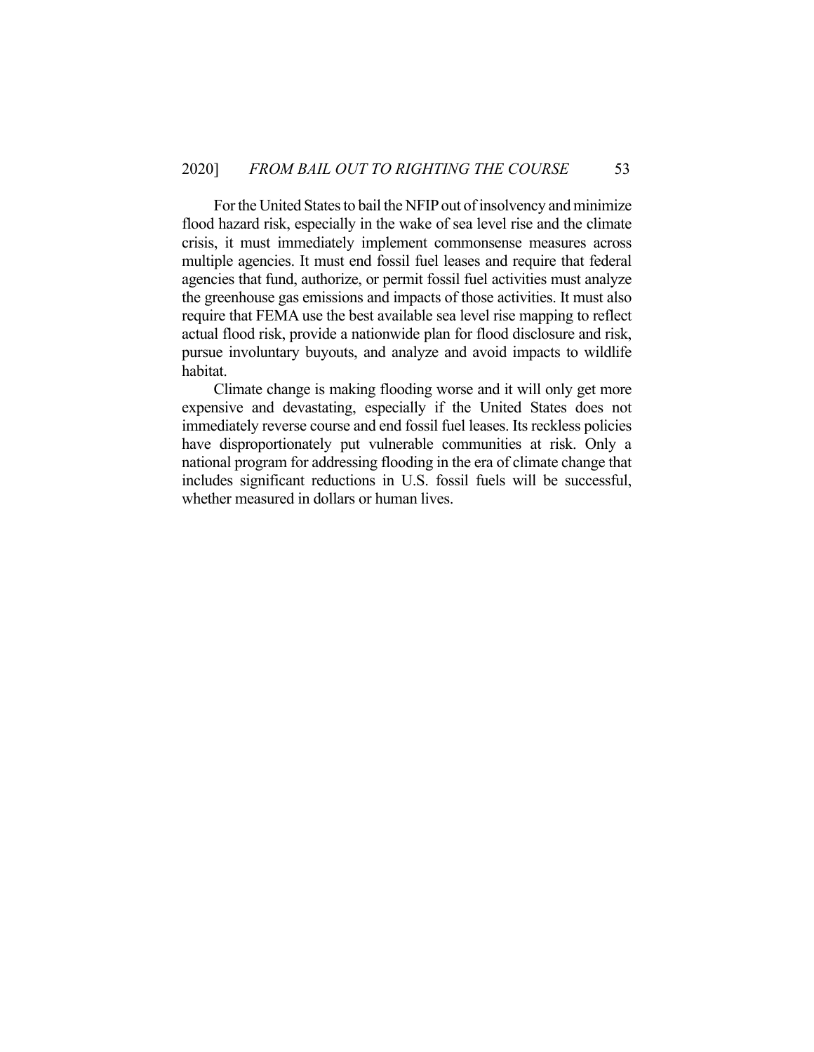For the United States to bail the NFIP out of insolvency and minimize flood hazard risk, especially in the wake of sea level rise and the climate crisis, it must immediately implement commonsense measures across multiple agencies. It must end fossil fuel leases and require that federal agencies that fund, authorize, or permit fossil fuel activities must analyze the greenhouse gas emissions and impacts of those activities. It must also require that FEMA use the best available sea level rise mapping to reflect actual flood risk, provide a nationwide plan for flood disclosure and risk, pursue involuntary buyouts, and analyze and avoid impacts to wildlife habitat.

Climate change is making flooding worse and it will only get more expensive and devastating, especially if the United States does not immediately reverse course and end fossil fuel leases. Its reckless policies have disproportionately put vulnerable communities at risk. Only a national program for addressing flooding in the era of climate change that includes significant reductions in U.S. fossil fuels will be successful, whether measured in dollars or human lives.